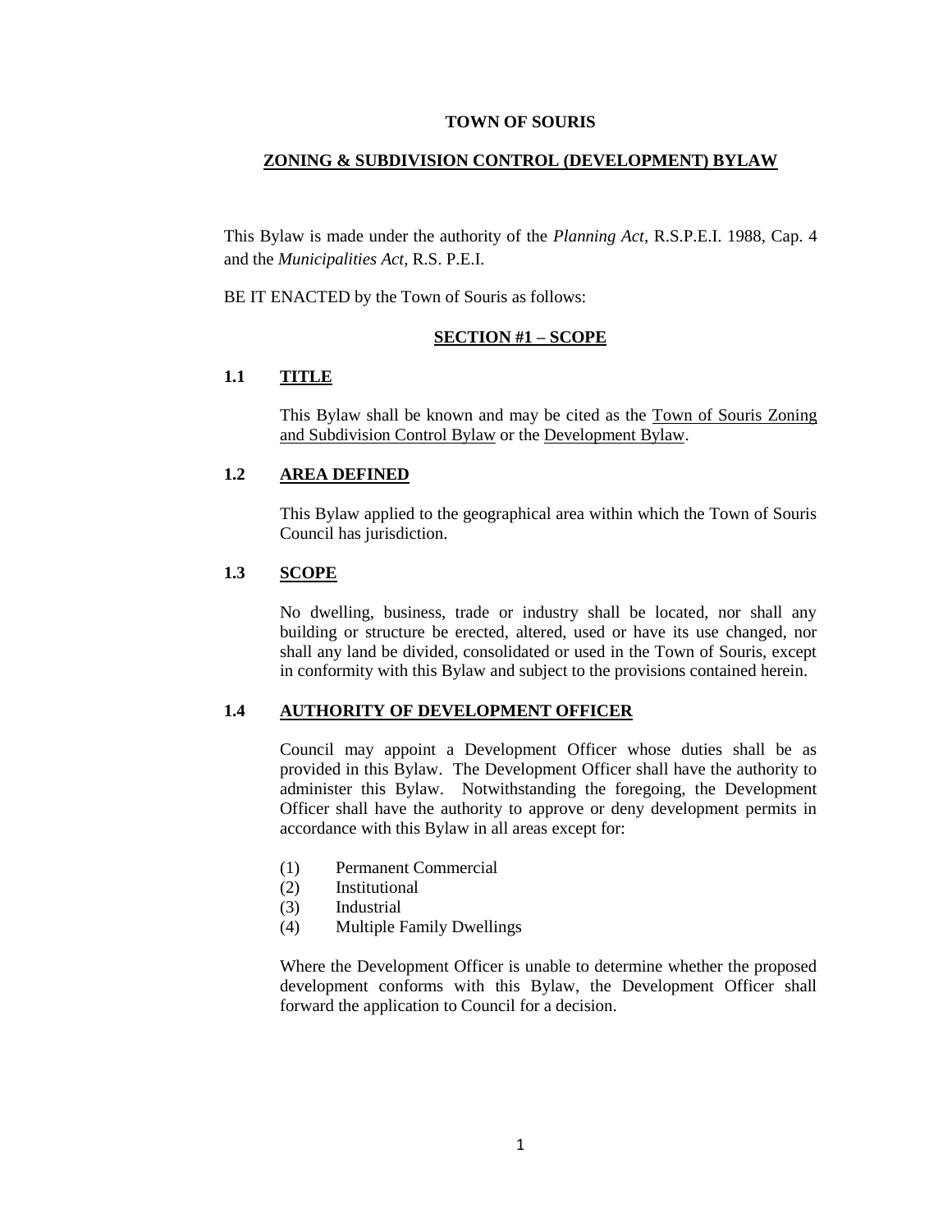**TOWN OF SOURIS**

**ZONING & SUBDIVISION CONTROL (DEVELOPMENT) BYLAW**

This Bylaw is made under the authority of the *Planning Act*, R.S.P.E.I. 1988, Cap. 4 and the *Municipalities Act*, R.S. P.E.I.

BE IT ENACTED by the Town of Souris as follows:

## SECTION #1 – SCOPE

### 1.1 TITLE

This Bylaw shall be known and may be cited as the Town of Souris Zoning and Subdivision Control Bylaw or the Development Bylaw.

### 1.2 AREA DEFINED

This Bylaw applied to the geographical area within which the Town of Souris Council has jurisdiction.

### 1.3 SCOPE

No dwelling, business, trade or industry shall be located, nor shall any building or structure be erected, altered, used or have its use changed, nor shall any land be divided, consolidated or used in the Town of Souris, except in conformity with this Bylaw and subject to the provisions contained herein.

### 1.4 AUTHORITY OF DEVELOPMENT OFFICER

Council may appoint a Development Officer whose duties shall be as provided in this Bylaw. The Development Officer shall have the authority to administer this Bylaw. Notwithstanding the foregoing, the Development Officer shall have the authority to approve or deny development permits in accordance with this Bylaw in all areas except for:

(1) Permanent Commercial
(2) Institutional
(3) Industrial
(4) Multiple Family Dwellings

Where the Development Officer is unable to determine whether the proposed development conforms with this Bylaw, the Development Officer shall forward the application to Council for a decision.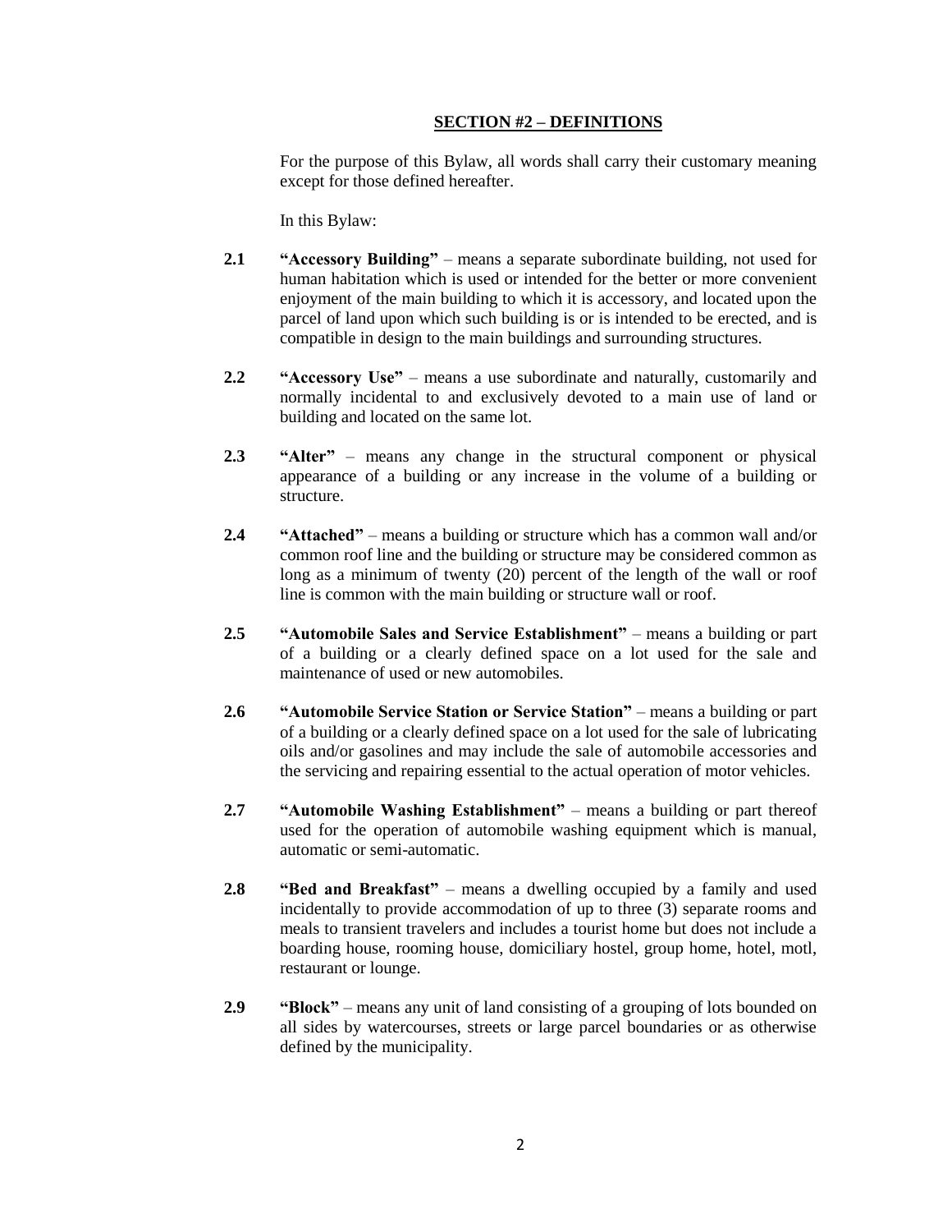## SECTION #2 – DEFINITIONS

For the purpose of this Bylaw, all words shall carry their customary meaning except for those defined hereafter.

In this Bylaw:

**2.1** **"Accessory Building"** – means a separate subordinate building, not used for human habitation which is used or intended for the better or more convenient enjoyment of the main building to which it is accessory, and located upon the parcel of land upon which such building is or is intended to be erected, and is compatible in design to the main buildings and surrounding structures.

**2.2** **"Accessory Use"** – means a use subordinate and naturally, customarily and normally incidental to and exclusively devoted to a main use of land or building and located on the same lot.

**2.3** **"Alter"** – means any change in the structural component or physical appearance of a building or any increase in the volume of a building or structure.

**2.4** **"Attached"** – means a building or structure which has a common wall and/or common roof line and the building or structure may be considered common as long as a minimum of twenty (20) percent of the length of the wall or roof line is common with the main building or structure wall or roof.

**2.5** **"Automobile Sales and Service Establishment"** – means a building or part of a building or a clearly defined space on a lot used for the sale and maintenance of used or new automobiles.

**2.6** **"Automobile Service Station or Service Station"** – means a building or part of a building or a clearly defined space on a lot used for the sale of lubricating oils and/or gasolines and may include the sale of automobile accessories and the servicing and repairing essential to the actual operation of motor vehicles.

**2.7** **"Automobile Washing Establishment"** – means a building or part thereof used for the operation of automobile washing equipment which is manual, automatic or semi-automatic.

**2.8** **"Bed and Breakfast"** – means a dwelling occupied by a family and used incidentally to provide accommodation of up to three (3) separate rooms and meals to transient travelers and includes a tourist home but does not include a boarding house, rooming house, domiciliary hostel, group home, hotel, motl, restaurant or lounge.

**2.9** **"Block"** – means any unit of land consisting of a grouping of lots bounded on all sides by watercourses, streets or large parcel boundaries or as otherwise defined by the municipality.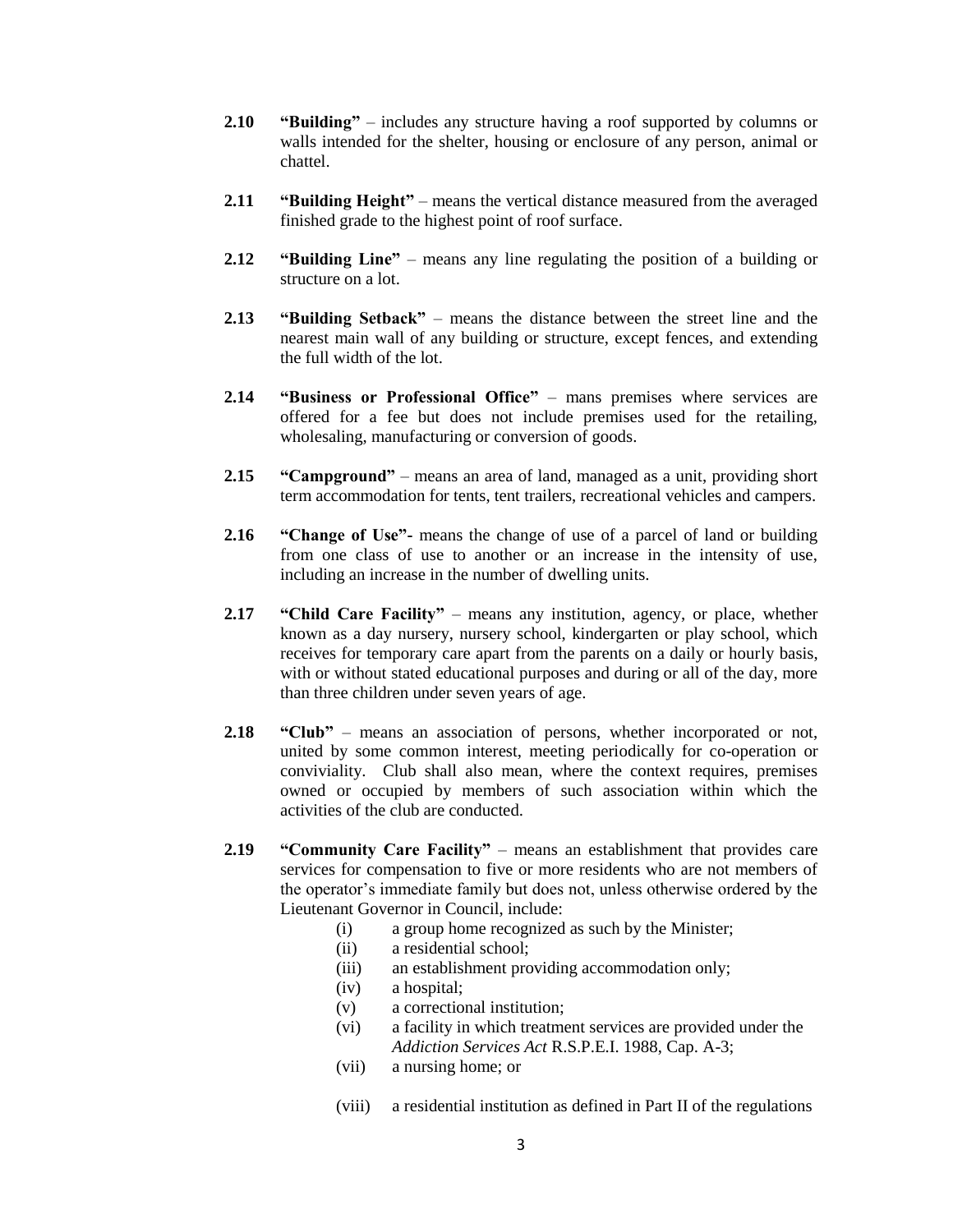**2.10** **"Building"** – includes any structure having a roof supported by columns or walls intended for the shelter, housing or enclosure of any person, animal or chattel.

**2.11** **"Building Height"** – means the vertical distance measured from the averaged finished grade to the highest point of roof surface.

**2.12** **"Building Line"** – means any line regulating the position of a building or structure on a lot.

**2.13** **"Building Setback"** – means the distance between the street line and the nearest main wall of any building or structure, except fences, and extending the full width of the lot.

**2.14** **"Business or Professional Office"** – mans premises where services are offered for a fee but does not include premises used for the retailing, wholesaling, manufacturing or conversion of goods.

**2.15** **"Campground"** – means an area of land, managed as a unit, providing short term accommodation for tents, tent trailers, recreational vehicles and campers.

**2.16** **"Change of Use"**- means the change of use of a parcel of land or building from one class of use to another or an increase in the intensity of use, including an increase in the number of dwelling units.

**2.17** **"Child Care Facility"** – means any institution, agency, or place, whether known as a day nursery, nursery school, kindergarten or play school, which receives for temporary care apart from the parents on a daily or hourly basis, with or without stated educational purposes and during or all of the day, more than three children under seven years of age.

**2.18** **"Club"** – means an association of persons, whether incorporated or not, united by some common interest, meeting periodically for co-operation or conviviality. Club shall also mean, where the context requires, premises owned or occupied by members of such association within which the activities of the club are conducted.

**2.19** **"Community Care Facility"** – means an establishment that provides care services for compensation to five or more residents who are not members of the operator's immediate family but does not, unless otherwise ordered by the Lieutenant Governor in Council, include:

- (i) a group home recognized as such by the Minister;
- (ii) a residential school;
- (iii) an establishment providing accommodation only;
- (iv) a hospital;
- (v) a correctional institution;
- (vi) a facility in which treatment services are provided under the *Addiction Services Act* R.S.P.E.I. 1988, Cap. A-3;
- (vii) a nursing home; or
- (viii) a residential institution as defined in Part II of the regulations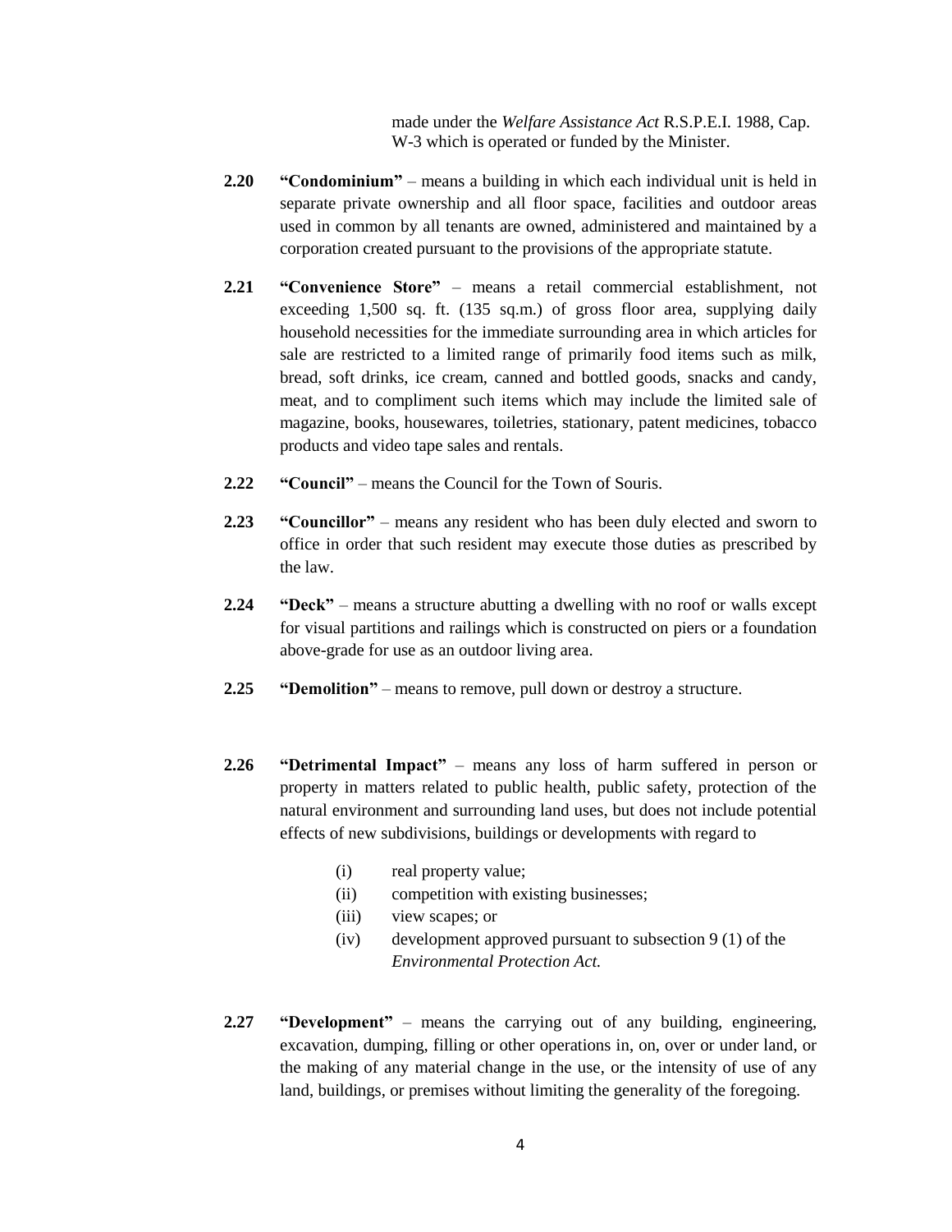made under the *Welfare Assistance Act* R.S.P.E.I. 1988, Cap. W-3 which is operated or funded by the Minister.

**2.20** **"Condominium"** – means a building in which each individual unit is held in separate private ownership and all floor space, facilities and outdoor areas used in common by all tenants are owned, administered and maintained by a corporation created pursuant to the provisions of the appropriate statute.

**2.21** **"Convenience Store"** – means a retail commercial establishment, not exceeding 1,500 sq. ft. (135 sq.m.) of gross floor area, supplying daily household necessities for the immediate surrounding area in which articles for sale are restricted to a limited range of primarily food items such as milk, bread, soft drinks, ice cream, canned and bottled goods, snacks and candy, meat, and to compliment such items which may include the limited sale of magazine, books, housewares, toiletries, stationary, patent medicines, tobacco products and video tape sales and rentals.

**2.22** **"Council"** – means the Council for the Town of Souris.

**2.23** **"Councillor"** – means any resident who has been duly elected and sworn to office in order that such resident may execute those duties as prescribed by the law.

**2.24** **"Deck"** – means a structure abutting a dwelling with no roof or walls except for visual partitions and railings which is constructed on piers or a foundation above-grade for use as an outdoor living area.

**2.25** **"Demolition"** – means to remove, pull down or destroy a structure.

**2.26** **"Detrimental Impact"** – means any loss of harm suffered in person or property in matters related to public health, public safety, protection of the natural environment and surrounding land uses, but does not include potential effects of new subdivisions, buildings or developments with regard to

- (i) real property value;
- (ii) competition with existing businesses;
- (iii) view scapes; or
- (iv) development approved pursuant to subsection 9 (1) of the *Environmental Protection Act.*

**2.27** **"Development"** – means the carrying out of any building, engineering, excavation, dumping, filling or other operations in, on, over or under land, or the making of any material change in the use, or the intensity of use of any land, buildings, or premises without limiting the generality of the foregoing.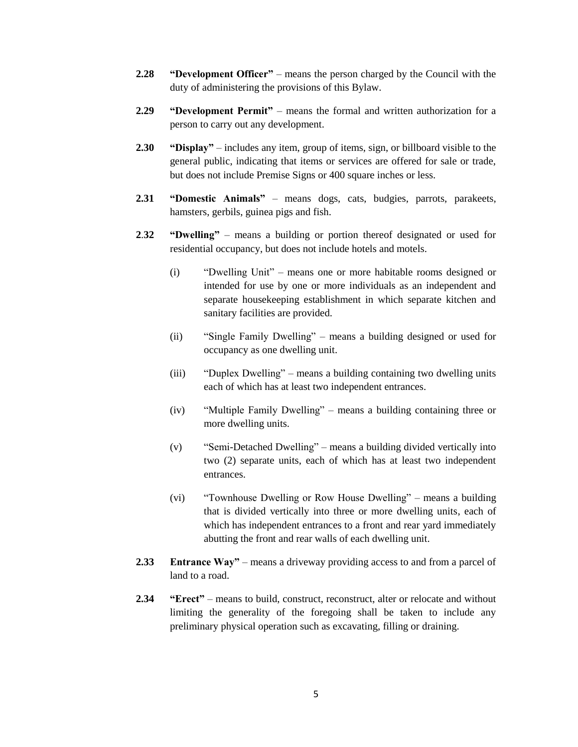**2.28 "Development Officer"** – means the person charged by the Council with the duty of administering the provisions of this Bylaw.

**2.29 "Development Permit"** – means the formal and written authorization for a person to carry out any development.

**2.30 "Display"** – includes any item, group of items, sign, or billboard visible to the general public, indicating that items or services are offered for sale or trade, but does not include Premise Signs or 400 square inches or less.

**2.31 "Domestic Animals"** – means dogs, cats, budgies, parrots, parakeets, hamsters, gerbils, guinea pigs and fish.

**2.32 "Dwelling"** – means a building or portion thereof designated or used for residential occupancy, but does not include hotels and motels.

(i) "Dwelling Unit" – means one or more habitable rooms designed or intended for use by one or more individuals as an independent and separate housekeeping establishment in which separate kitchen and sanitary facilities are provided.

(ii) "Single Family Dwelling" – means a building designed or used for occupancy as one dwelling unit.

(iii) "Duplex Dwelling" – means a building containing two dwelling units each of which has at least two independent entrances.

(iv) "Multiple Family Dwelling" – means a building containing three or more dwelling units.

(v) "Semi-Detached Dwelling" – means a building divided vertically into two (2) separate units, each of which has at least two independent entrances.

(vi) "Townhouse Dwelling or Row House Dwelling" – means a building that is divided vertically into three or more dwelling units, each of which has independent entrances to a front and rear yard immediately abutting the front and rear walls of each dwelling unit.

**2.33 Entrance Way"** – means a driveway providing access to and from a parcel of land to a road.

**2.34 "Erect"** – means to build, construct, reconstruct, alter or relocate and without limiting the generality of the foregoing shall be taken to include any preliminary physical operation such as excavating, filling or draining.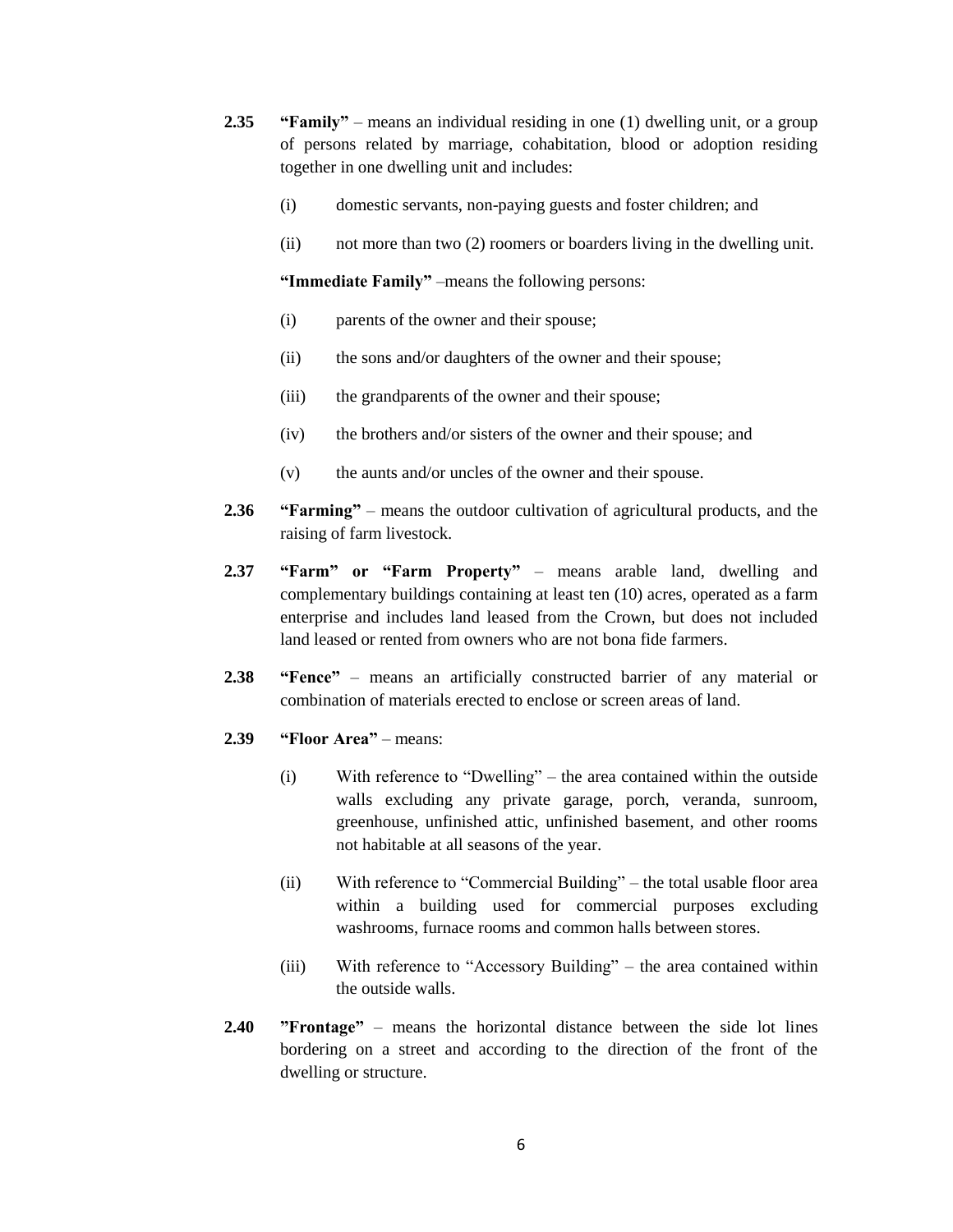**2.35** **"Family"** – means an individual residing in one (1) dwelling unit, or a group of persons related by marriage, cohabitation, blood or adoption residing together in one dwelling unit and includes:

(i) domestic servants, non-paying guests and foster children; and

(ii) not more than two (2) roomers or boarders living in the dwelling unit.

**"Immediate Family"** –means the following persons:

(i) parents of the owner and their spouse;

(ii) the sons and/or daughters of the owner and their spouse;

(iii) the grandparents of the owner and their spouse;

(iv) the brothers and/or sisters of the owner and their spouse; and

(v) the aunts and/or uncles of the owner and their spouse.

**2.36** **"Farming"** – means the outdoor cultivation of agricultural products, and the raising of farm livestock.

**2.37** **"Farm" or "Farm Property"** – means arable land, dwelling and complementary buildings containing at least ten (10) acres, operated as a farm enterprise and includes land leased from the Crown, but does not included land leased or rented from owners who are not bona fide farmers.

**2.38** **"Fence"** – means an artificially constructed barrier of any material or combination of materials erected to enclose or screen areas of land.

**2.39** **"Floor Area"** – means:

(i) With reference to "Dwelling" – the area contained within the outside walls excluding any private garage, porch, veranda, sunroom, greenhouse, unfinished attic, unfinished basement, and other rooms not habitable at all seasons of the year.

(ii) With reference to "Commercial Building" – the total usable floor area within a building used for commercial purposes excluding washrooms, furnace rooms and common halls between stores.

(iii) With reference to "Accessory Building" – the area contained within the outside walls.

**2.40** **"Frontage"** – means the horizontal distance between the side lot lines bordering on a street and according to the direction of the front of the dwelling or structure.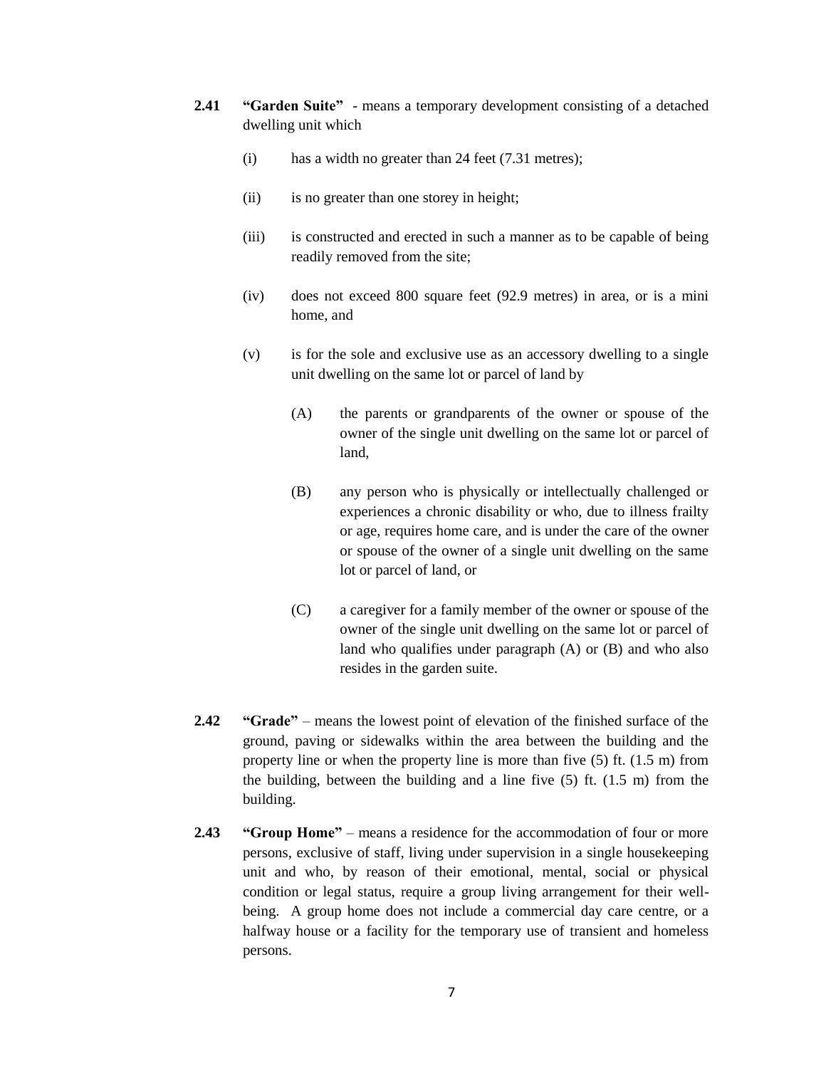**2.41 "Garden Suite"** - means a temporary development consisting of a detached dwelling unit which

(i) has a width no greater than 24 feet (7.31 metres);

(ii) is no greater than one storey in height;

(iii) is constructed and erected in such a manner as to be capable of being readily removed from the site;

(iv) does not exceed 800 square feet (92.9 metres) in area, or is a mini home, and

(v) is for the sole and exclusive use as an accessory dwelling to a single unit dwelling on the same lot or parcel of land by

(A) the parents or grandparents of the owner or spouse of the owner of the single unit dwelling on the same lot or parcel of land,

(B) any person who is physically or intellectually challenged or experiences a chronic disability or who, due to illness frailty or age, requires home care, and is under the care of the owner or spouse of the owner of a single unit dwelling on the same lot or parcel of land, or

(C) a caregiver for a family member of the owner or spouse of the owner of the single unit dwelling on the same lot or parcel of land who qualifies under paragraph (A) or (B) and who also resides in the garden suite.

**2.42 "Grade"** – means the lowest point of elevation of the finished surface of the ground, paving or sidewalks within the area between the building and the property line or when the property line is more than five (5) ft. (1.5 m) from the building, between the building and a line five (5) ft. (1.5 m) from the building.

**2.43 "Group Home"** – means a residence for the accommodation of four or more persons, exclusive of staff, living under supervision in a single housekeeping unit and who, by reason of their emotional, mental, social or physical condition or legal status, require a group living arrangement for their well-being. A group home does not include a commercial day care centre, or a halfway house or a facility for the temporary use of transient and homeless persons.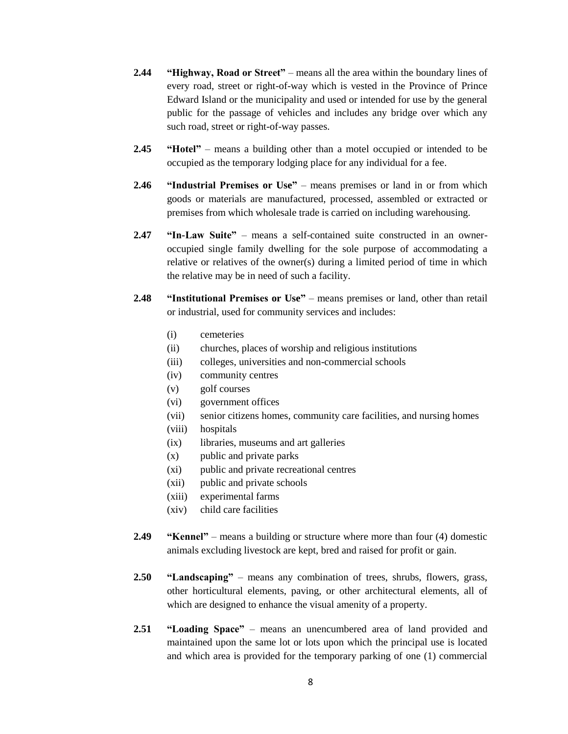**2.44 "Highway, Road or Street"** – means all the area within the boundary lines of every road, street or right-of-way which is vested in the Province of Prince Edward Island or the municipality and used or intended for use by the general public for the passage of vehicles and includes any bridge over which any such road, street or right-of-way passes.

**2.45 "Hotel"** – means a building other than a motel occupied or intended to be occupied as the temporary lodging place for any individual for a fee.

**2.46 "Industrial Premises or Use"** – means premises or land in or from which goods or materials are manufactured, processed, assembled or extracted or premises from which wholesale trade is carried on including warehousing.

**2.47 "In-Law Suite"** – means a self-contained suite constructed in an owner-occupied single family dwelling for the sole purpose of accommodating a relative or relatives of the owner(s) during a limited period of time in which the relative may be in need of such a facility.

**2.48 "Institutional Premises or Use"** – means premises or land, other than retail or industrial, used for community services and includes:

- (i) cemeteries
- (ii) churches, places of worship and religious institutions
- (iii) colleges, universities and non-commercial schools
- (iv) community centres
- (v) golf courses
- (vi) government offices
- (vii) senior citizens homes, community care facilities, and nursing homes
- (viii) hospitals
- (ix) libraries, museums and art galleries
- (x) public and private parks
- (xi) public and private recreational centres
- (xii) public and private schools
- (xiii) experimental farms
- (xiv) child care facilities

**2.49 "Kennel"** – means a building or structure where more than four (4) domestic animals excluding livestock are kept, bred and raised for profit or gain.

**2.50 "Landscaping"** – means any combination of trees, shrubs, flowers, grass, other horticultural elements, paving, or other architectural elements, all of which are designed to enhance the visual amenity of a property.

**2.51 "Loading Space"** – means an unencumbered area of land provided and maintained upon the same lot or lots upon which the principal use is located and which area is provided for the temporary parking of one (1) commercial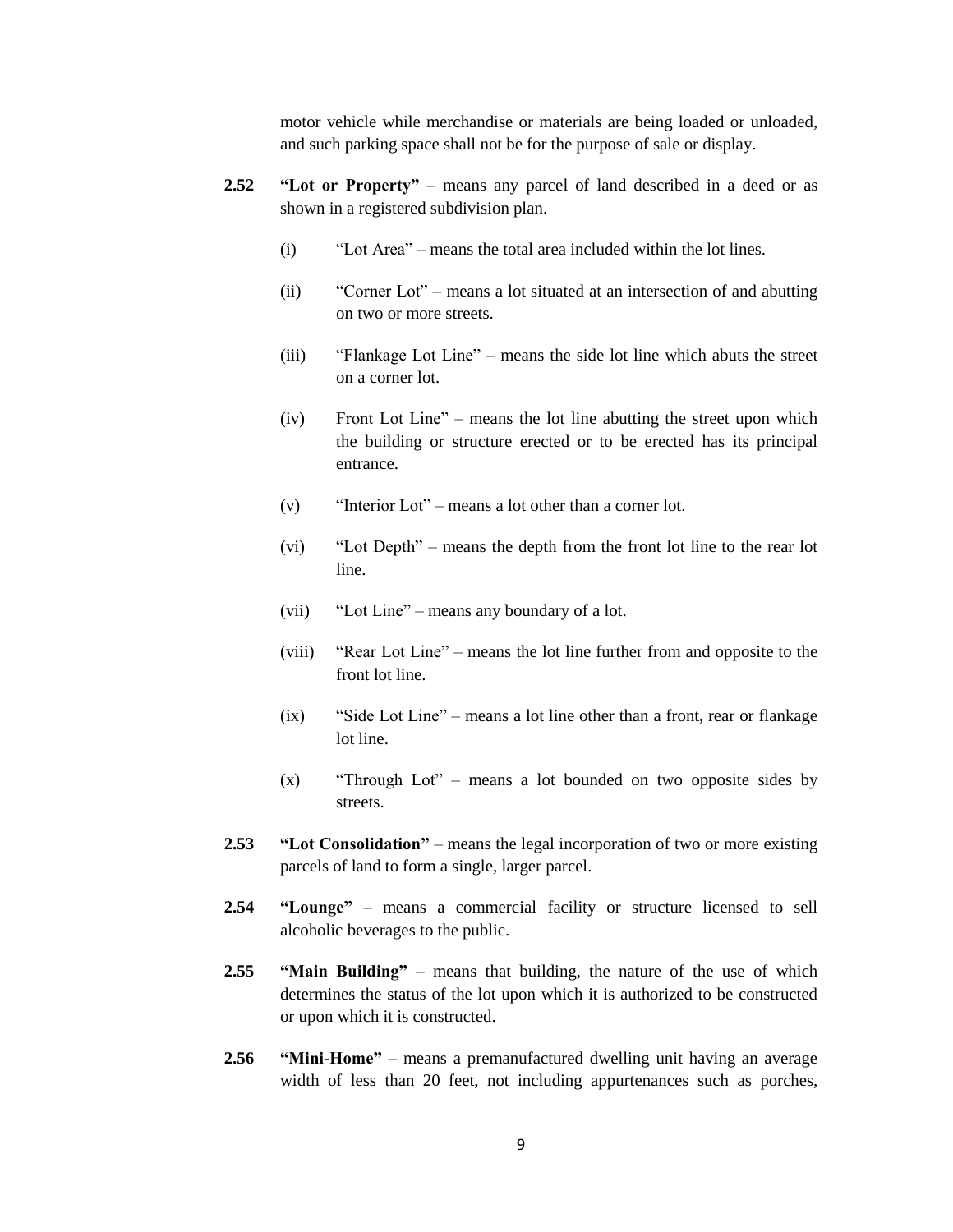motor vehicle while merchandise or materials are being loaded or unloaded, and such parking space shall not be for the purpose of sale or display.

**2.52** **"Lot or Property"** – means any parcel of land described in a deed or as shown in a registered subdivision plan.

(i) "Lot Area" – means the total area included within the lot lines.

(ii) "Corner Lot" – means a lot situated at an intersection of and abutting on two or more streets.

(iii) "Flankage Lot Line" – means the side lot line which abuts the street on a corner lot.

(iv) Front Lot Line" – means the lot line abutting the street upon which the building or structure erected or to be erected has its principal entrance.

(v) "Interior Lot" – means a lot other than a corner lot.

(vi) "Lot Depth" – means the depth from the front lot line to the rear lot line.

(vii) "Lot Line" – means any boundary of a lot.

(viii) "Rear Lot Line" – means the lot line further from and opposite to the front lot line.

(ix) "Side Lot Line" – means a lot line other than a front, rear or flankage lot line.

(x) "Through Lot" – means a lot bounded on two opposite sides by streets.

**2.53** **"Lot Consolidation"** – means the legal incorporation of two or more existing parcels of land to form a single, larger parcel.

**2.54** **"Lounge"** – means a commercial facility or structure licensed to sell alcoholic beverages to the public.

**2.55** **"Main Building"** – means that building, the nature of the use of which determines the status of the lot upon which it is authorized to be constructed or upon which it is constructed.

**2.56** **"Mini-Home"** – means a premanufactured dwelling unit having an average width of less than 20 feet, not including appurtenances such as porches,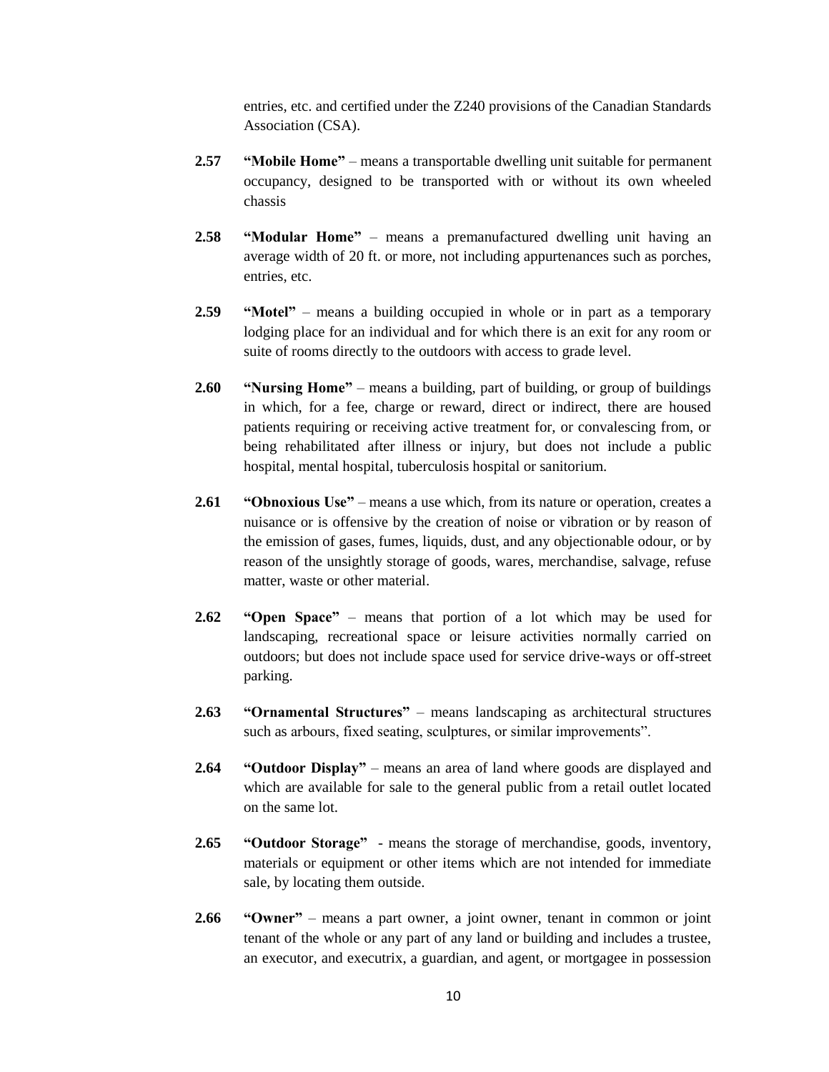entries, etc. and certified under the Z240 provisions of the Canadian Standards Association (CSA).

**2.57** **"Mobile Home"** – means a transportable dwelling unit suitable for permanent occupancy, designed to be transported with or without its own wheeled chassis

**2.58** **"Modular Home"** – means a premanufactured dwelling unit having an average width of 20 ft. or more, not including appurtenances such as porches, entries, etc.

**2.59** **"Motel"** – means a building occupied in whole or in part as a temporary lodging place for an individual and for which there is an exit for any room or suite of rooms directly to the outdoors with access to grade level.

**2.60** **"Nursing Home"** – means a building, part of building, or group of buildings in which, for a fee, charge or reward, direct or indirect, there are housed patients requiring or receiving active treatment for, or convalescing from, or being rehabilitated after illness or injury, but does not include a public hospital, mental hospital, tuberculosis hospital or sanitorium.

**2.61** **"Obnoxious Use"** – means a use which, from its nature or operation, creates a nuisance or is offensive by the creation of noise or vibration or by reason of the emission of gases, fumes, liquids, dust, and any objectionable odour, or by reason of the unsightly storage of goods, wares, merchandise, salvage, refuse matter, waste or other material.

**2.62** **"Open Space"** – means that portion of a lot which may be used for landscaping, recreational space or leisure activities normally carried on outdoors; but does not include space used for service drive-ways or off-street parking.

**2.63** **"Ornamental Structures"** – means landscaping as architectural structures such as arbours, fixed seating, sculptures, or similar improvements".

**2.64** **"Outdoor Display"** – means an area of land where goods are displayed and which are available for sale to the general public from a retail outlet located on the same lot.

**2.65** **"Outdoor Storage"** - means the storage of merchandise, goods, inventory, materials or equipment or other items which are not intended for immediate sale, by locating them outside.

**2.66** **"Owner"** – means a part owner, a joint owner, tenant in common or joint tenant of the whole or any part of any land or building and includes a trustee, an executor, and executrix, a guardian, and agent, or mortgagee in possession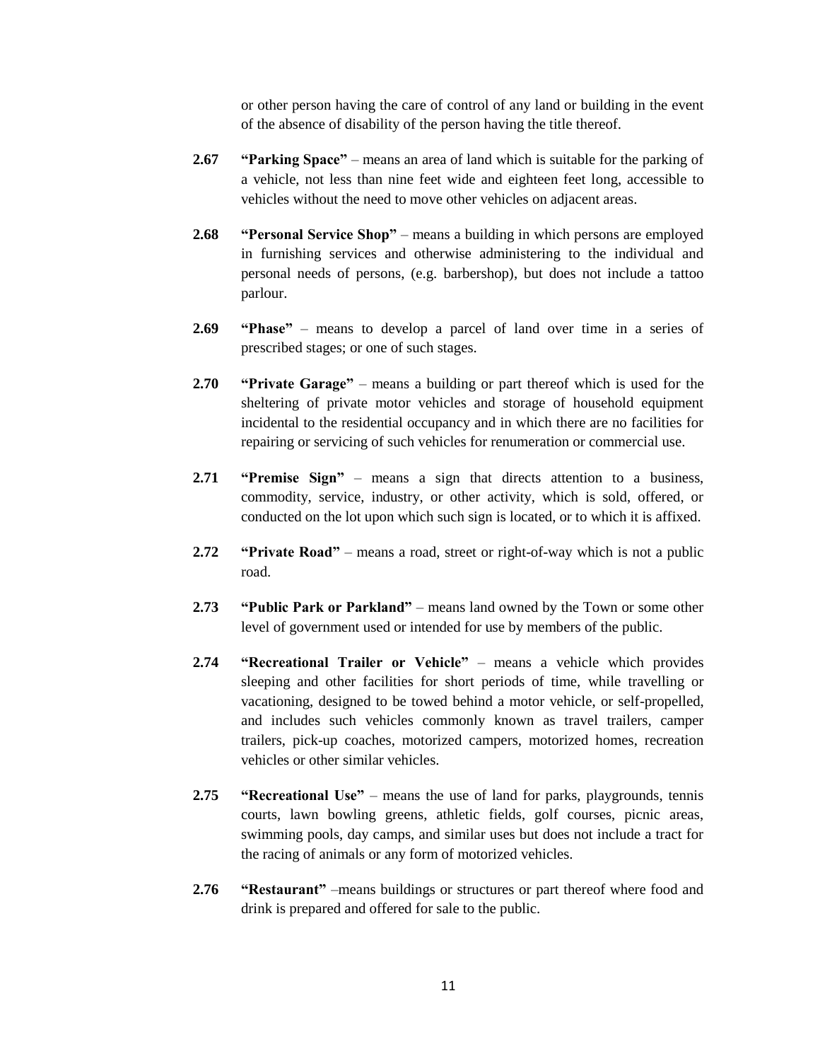or other person having the care of control of any land or building in the event of the absence of disability of the person having the title thereof.

**2.67** **"Parking Space"** – means an area of land which is suitable for the parking of a vehicle, not less than nine feet wide and eighteen feet long, accessible to vehicles without the need to move other vehicles on adjacent areas.

**2.68** **"Personal Service Shop"** – means a building in which persons are employed in furnishing services and otherwise administering to the individual and personal needs of persons, (e.g. barbershop), but does not include a tattoo parlour.

**2.69** **"Phase"** – means to develop a parcel of land over time in a series of prescribed stages; or one of such stages.

**2.70** **"Private Garage"** – means a building or part thereof which is used for the sheltering of private motor vehicles and storage of household equipment incidental to the residential occupancy and in which there are no facilities for repairing or servicing of such vehicles for renumeration or commercial use.

**2.71** **"Premise Sign"** – means a sign that directs attention to a business, commodity, service, industry, or other activity, which is sold, offered, or conducted on the lot upon which such sign is located, or to which it is affixed.

**2.72** **"Private Road"** – means a road, street or right-of-way which is not a public road.

**2.73** **"Public Park or Parkland"** – means land owned by the Town or some other level of government used or intended for use by members of the public.

**2.74** **"Recreational Trailer or Vehicle"** – means a vehicle which provides sleeping and other facilities for short periods of time, while travelling or vacationing, designed to be towed behind a motor vehicle, or self-propelled, and includes such vehicles commonly known as travel trailers, camper trailers, pick-up coaches, motorized campers, motorized homes, recreation vehicles or other similar vehicles.

**2.75** **"Recreational Use"** – means the use of land for parks, playgrounds, tennis courts, lawn bowling greens, athletic fields, golf courses, picnic areas, swimming pools, day camps, and similar uses but does not include a tract for the racing of animals or any form of motorized vehicles.

**2.76** **"Restaurant"** –means buildings or structures or part thereof where food and drink is prepared and offered for sale to the public.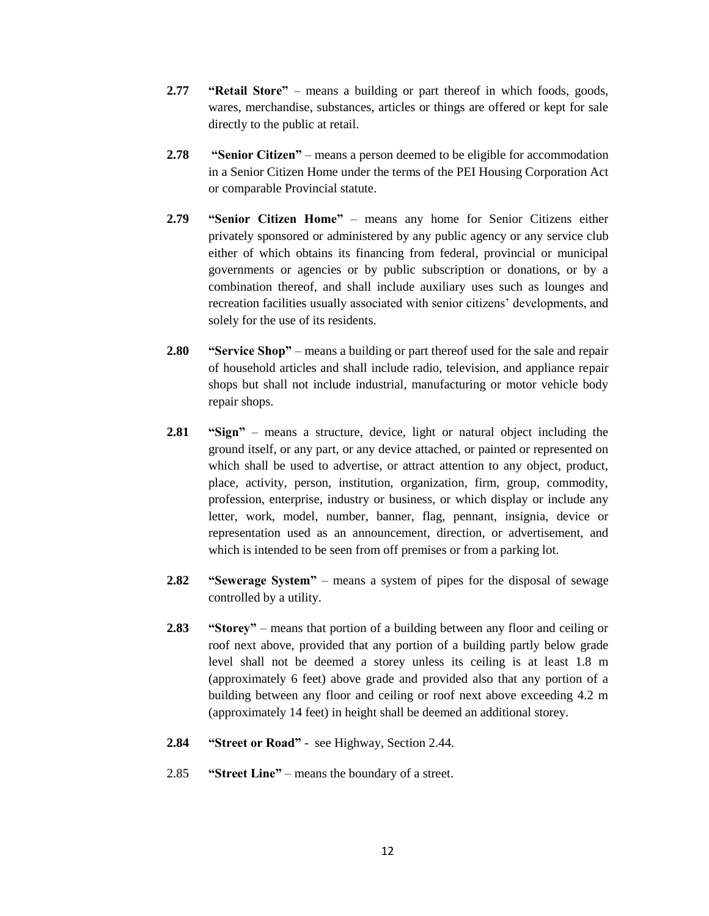**2.77** **"Retail Store"** – means a building or part thereof in which foods, goods, wares, merchandise, substances, articles or things are offered or kept for sale directly to the public at retail.

**2.78** **"Senior Citizen"** – means a person deemed to be eligible for accommodation in a Senior Citizen Home under the terms of the PEI Housing Corporation Act or comparable Provincial statute.

**2.79** **"Senior Citizen Home"** – means any home for Senior Citizens either privately sponsored or administered by any public agency or any service club either of which obtains its financing from federal, provincial or municipal governments or agencies or by public subscription or donations, or by a combination thereof, and shall include auxiliary uses such as lounges and recreation facilities usually associated with senior citizens' developments, and solely for the use of its residents.

**2.80** **"Service Shop"** – means a building or part thereof used for the sale and repair of household articles and shall include radio, television, and appliance repair shops but shall not include industrial, manufacturing or motor vehicle body repair shops.

**2.81** **"Sign"** – means a structure, device, light or natural object including the ground itself, or any part, or any device attached, or painted or represented on which shall be used to advertise, or attract attention to any object, product, place, activity, person, institution, organization, firm, group, commodity, profession, enterprise, industry or business, or which display or include any letter, work, model, number, banner, flag, pennant, insignia, device or representation used as an announcement, direction, or advertisement, and which is intended to be seen from off premises or from a parking lot.

**2.82** **"Sewerage System"** – means a system of pipes for the disposal of sewage controlled by a utility.

**2.83** **"Storey"** – means that portion of a building between any floor and ceiling or roof next above, provided that any portion of a building partly below grade level shall not be deemed a storey unless its ceiling is at least 1.8 m (approximately 6 feet) above grade and provided also that any portion of a building between any floor and ceiling or roof next above exceeding 4.2 m (approximately 14 feet) in height shall be deemed an additional storey.

**2.84** **"Street or Road"** - see Highway, Section 2.44.

2.85 **"Street Line"** – means the boundary of a street.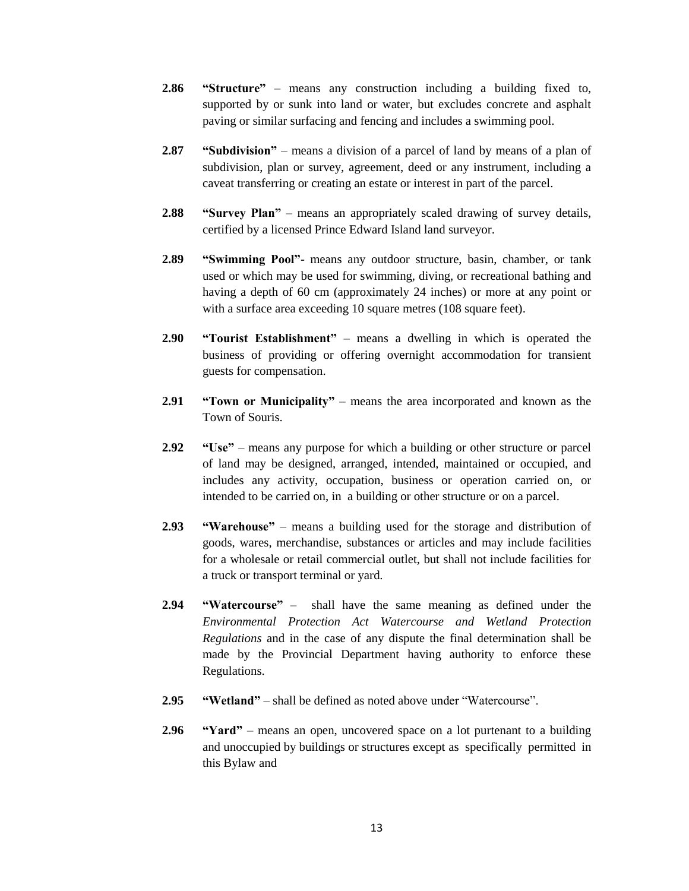**2.86** **"Structure"** – means any construction including a building fixed to, supported by or sunk into land or water, but excludes concrete and asphalt paving or similar surfacing and fencing and includes a swimming pool.

**2.87** **"Subdivision"** – means a division of a parcel of land by means of a plan of subdivision, plan or survey, agreement, deed or any instrument, including a caveat transferring or creating an estate or interest in part of the parcel.

**2.88** **"Survey Plan"** – means an appropriately scaled drawing of survey details, certified by a licensed Prince Edward Island land surveyor.

**2.89** **"Swimming Pool"**- means any outdoor structure, basin, chamber, or tank used or which may be used for swimming, diving, or recreational bathing and having a depth of 60 cm (approximately 24 inches) or more at any point or with a surface area exceeding 10 square metres (108 square feet).

**2.90** **"Tourist Establishment"** – means a dwelling in which is operated the business of providing or offering overnight accommodation for transient guests for compensation.

**2.91** **"Town or Municipality"** – means the area incorporated and known as the Town of Souris.

**2.92** **"Use"** – means any purpose for which a building or other structure or parcel of land may be designed, arranged, intended, maintained or occupied, and includes any activity, occupation, business or operation carried on, or intended to be carried on, in a building or other structure or on a parcel.

**2.93** **"Warehouse"** – means a building used for the storage and distribution of goods, wares, merchandise, substances or articles and may include facilities for a wholesale or retail commercial outlet, but shall not include facilities for a truck or transport terminal or yard.

**2.94** **"Watercourse"** – shall have the same meaning as defined under the *Environmental Protection Act Watercourse and Wetland Protection Regulations* and in the case of any dispute the final determination shall be made by the Provincial Department having authority to enforce these Regulations.

**2.95** **"Wetland"** – shall be defined as noted above under "Watercourse".

**2.96** **"Yard"** – means an open, uncovered space on a lot purtenant to a building and unoccupied by buildings or structures except as specifically permitted in this Bylaw and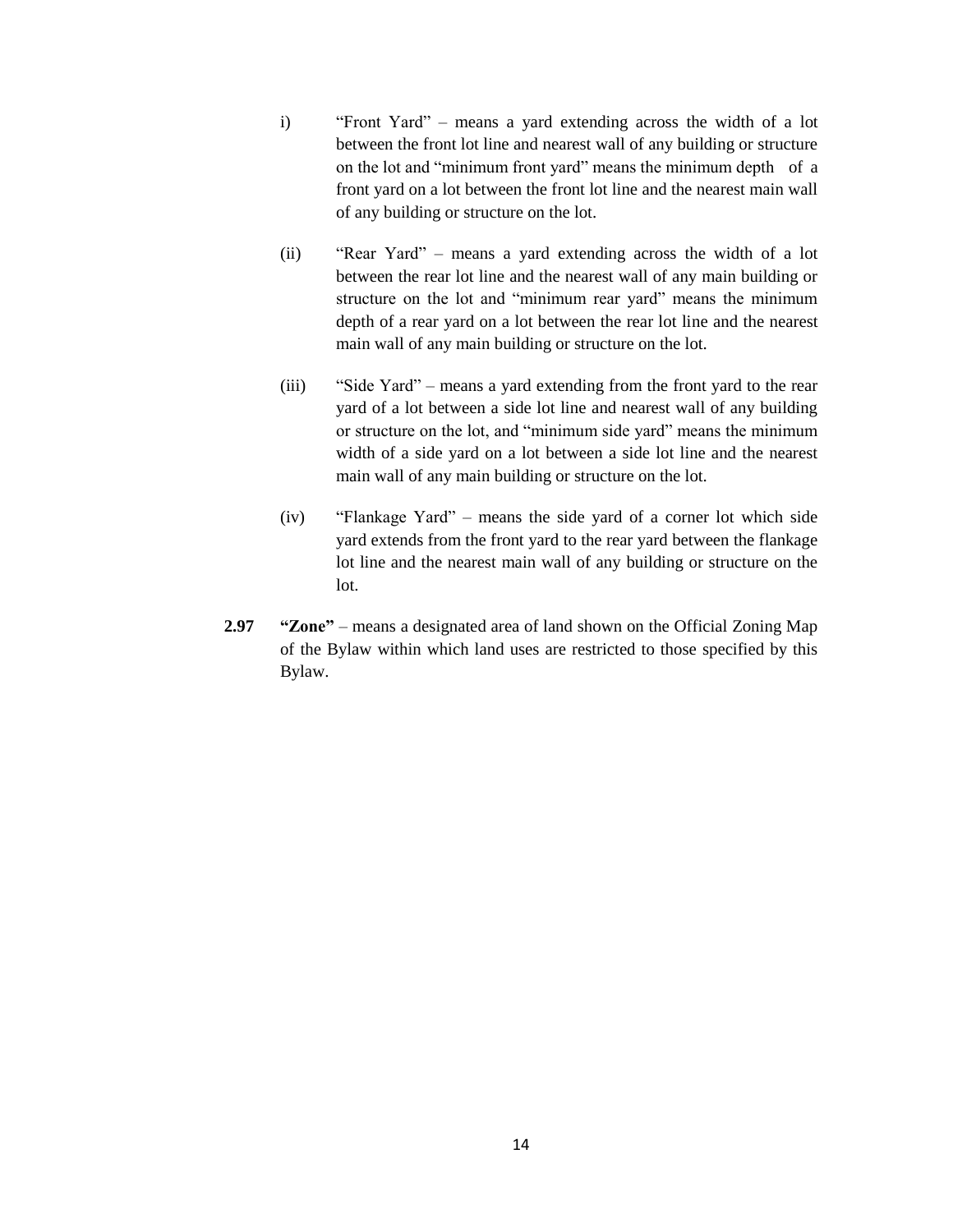i) “Front Yard” – means a yard extending across the width of a lot between the front lot line and nearest wall of any building or structure on the lot and “minimum front yard” means the minimum depth of a front yard on a lot between the front lot line and the nearest main wall of any building or structure on the lot.

(ii) “Rear Yard” – means a yard extending across the width of a lot between the rear lot line and the nearest wall of any main building or structure on the lot and “minimum rear yard” means the minimum depth of a rear yard on a lot between the rear lot line and the nearest main wall of any main building or structure on the lot.

(iii) “Side Yard” – means a yard extending from the front yard to the rear yard of a lot between a side lot line and nearest wall of any building or structure on the lot, and “minimum side yard” means the minimum width of a side yard on a lot between a side lot line and the nearest main wall of any main building or structure on the lot.

(iv) “Flankage Yard” – means the side yard of a corner lot which side yard extends from the front yard to the rear yard between the flankage lot line and the nearest main wall of any building or structure on the lot.

**2.97 “Zone”** – means a designated area of land shown on the Official Zoning Map of the Bylaw within which land uses are restricted to those specified by this Bylaw.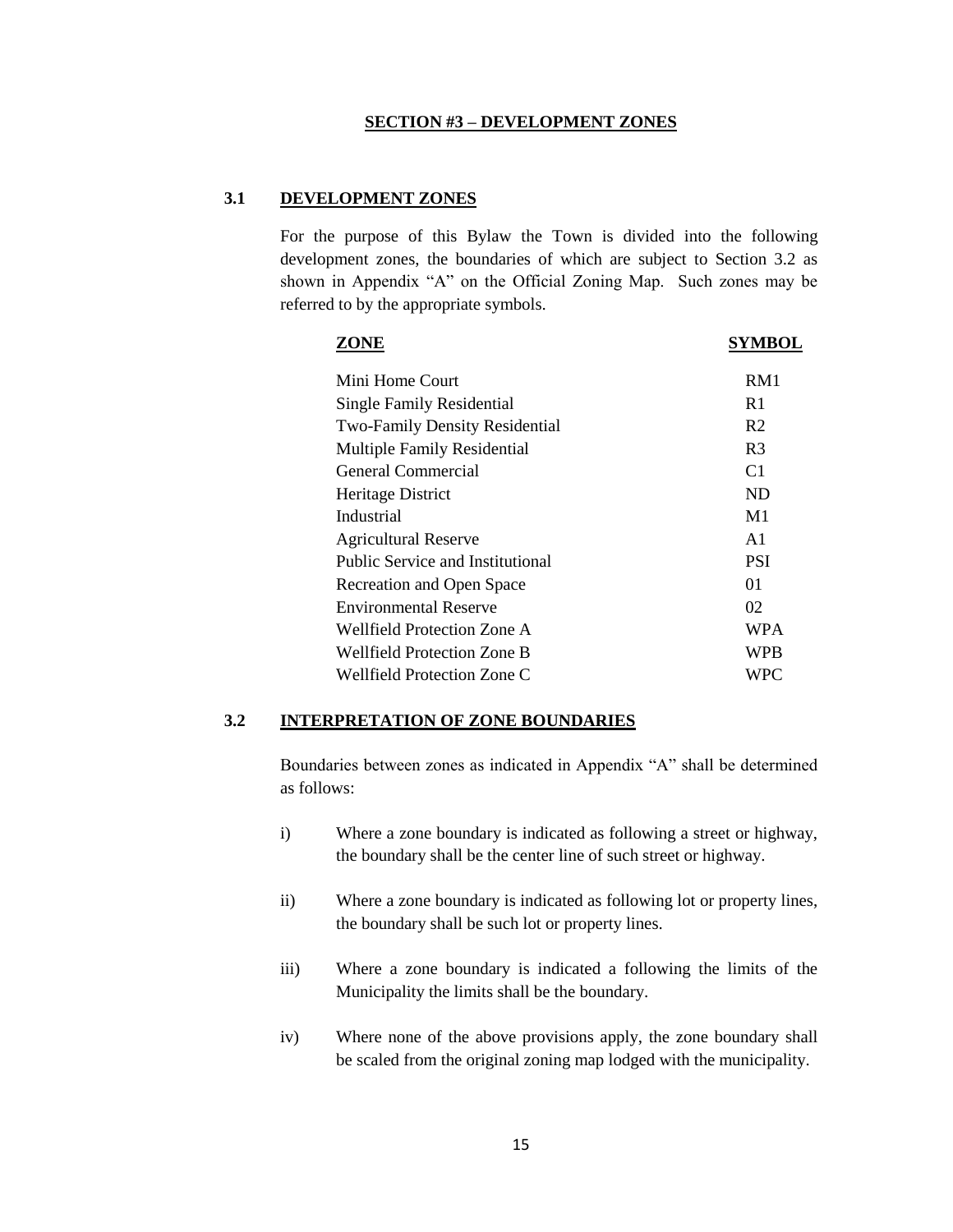## SECTION #3 – DEVELOPMENT ZONES

### 3.1 DEVELOPMENT ZONES

For the purpose of this Bylaw the Town is divided into the following development zones, the boundaries of which are subject to Section 3.2 as shown in Appendix "A" on the Official Zoning Map. Such zones may be referred to by the appropriate symbols.

| ZONE | SYMBOL |
|---|---|
| Mini Home Court | RM1 |
| Single Family Residential | R1 |
| Two-Family Density Residential | R2 |
| Multiple Family Residential | R3 |
| General Commercial | C1 |
| Heritage District | ND |
| Industrial | M1 |
| Agricultural Reserve | A1 |
| Public Service and Institutional | PSI |
| Recreation and Open Space | 01 |
| Environmental Reserve | 02 |
| Wellfield Protection Zone A | WPA |
| Wellfield Protection Zone B | WPB |
| Wellfield Protection Zone C | WPC |

### 3.2 INTERPRETATION OF ZONE BOUNDARIES

Boundaries between zones as indicated in Appendix "A" shall be determined as follows:

i) Where a zone boundary is indicated as following a street or highway, the boundary shall be the center line of such street or highway.

ii) Where a zone boundary is indicated as following lot or property lines, the boundary shall be such lot or property lines.

iii) Where a zone boundary is indicated a following the limits of the Municipality the limits shall be the boundary.

iv) Where none of the above provisions apply, the zone boundary shall be scaled from the original zoning map lodged with the municipality.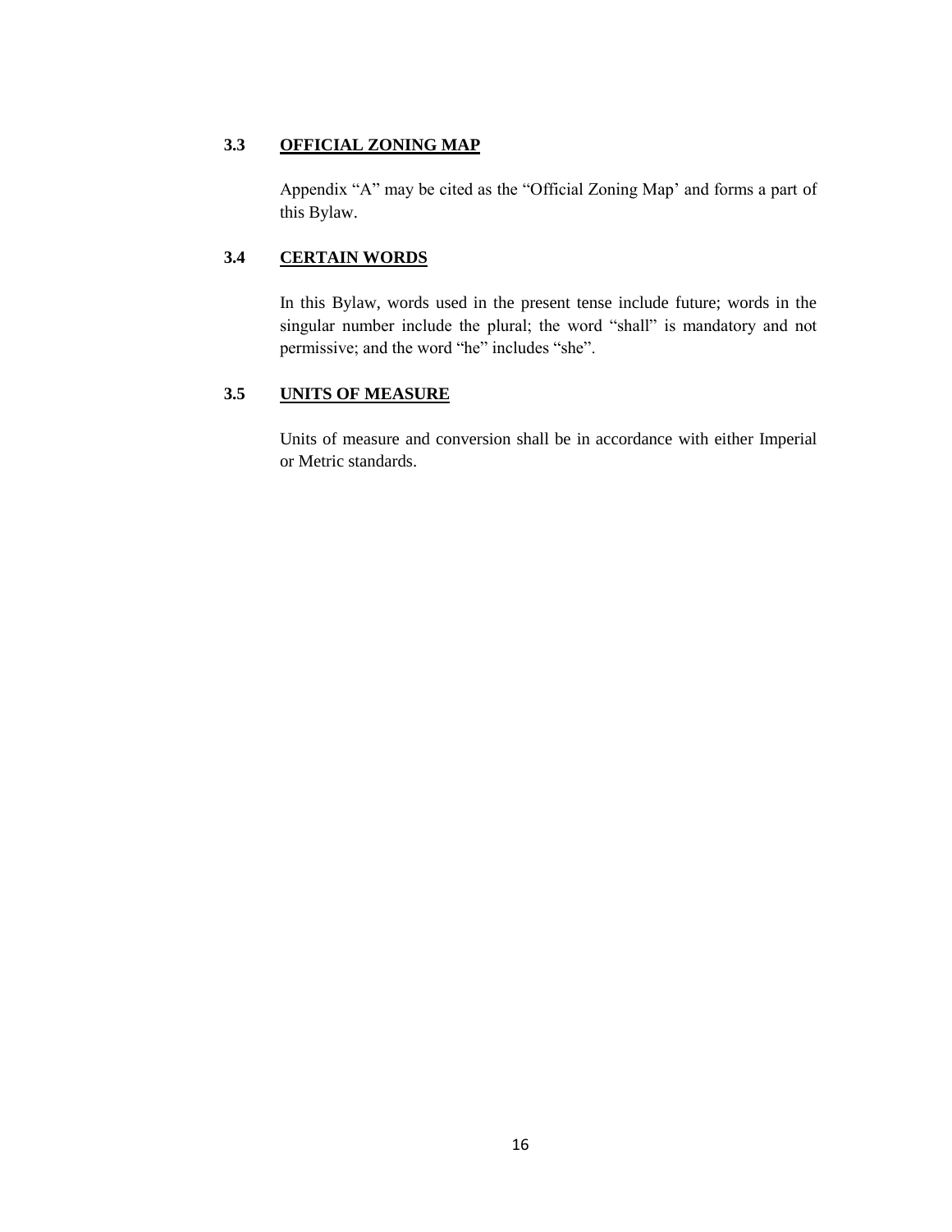### 3.3 <u>OFFICIAL ZONING MAP</u>

Appendix "A" may be cited as the "Official Zoning Map' and forms a part of this Bylaw.

### 3.4 <u>CERTAIN WORDS</u>

In this Bylaw, words used in the present tense include future; words in the singular number include the plural; the word "shall" is mandatory and not permissive; and the word "he" includes "she".

### 3.5 <u>UNITS OF MEASURE</u>

Units of measure and conversion shall be in accordance with either Imperial or Metric standards.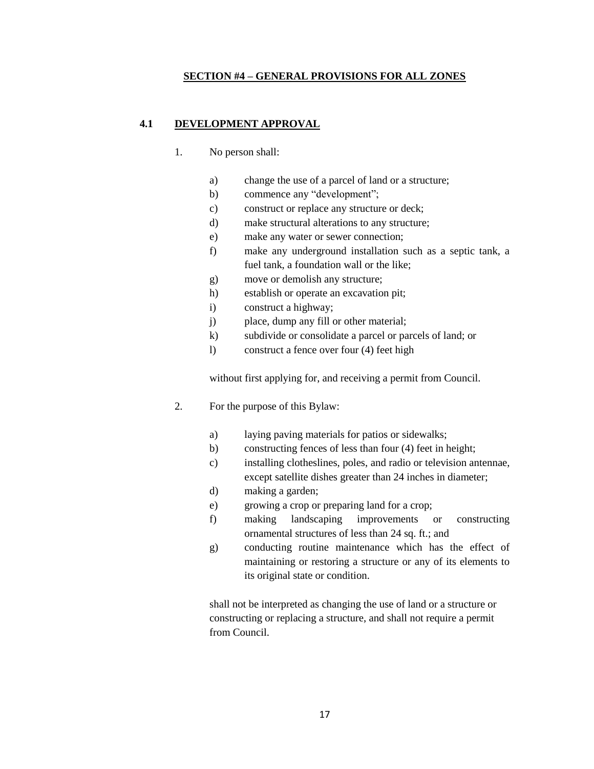## SECTION #4 – GENERAL PROVISIONS FOR ALL ZONES

### 4.1 DEVELOPMENT APPROVAL

1. No person shall:

   a) change the use of a parcel of land or a structure;
   b) commence any "development";
   c) construct or replace any structure or deck;
   d) make structural alterations to any structure;
   e) make any water or sewer connection;
   f) make any underground installation such as a septic tank, a fuel tank, a foundation wall or the like;
   g) move or demolish any structure;
   h) establish or operate an excavation pit;
   i) construct a highway;
   j) place, dump any fill or other material;
   k) subdivide or consolidate a parcel or parcels of land; or
   l) construct a fence over four (4) feet high

   without first applying for, and receiving a permit from Council.

2. For the purpose of this Bylaw:

   a) laying paving materials for patios or sidewalks;
   b) constructing fences of less than four (4) feet in height;
   c) installing clotheslines, poles, and radio or television antennae, except satellite dishes greater than 24 inches in diameter;
   d) making a garden;
   e) growing a crop or preparing land for a crop;
   f) making landscaping improvements or constructing ornamental structures of less than 24 sq. ft.; and
   g) conducting routine maintenance which has the effect of maintaining or restoring a structure or any of its elements to its original state or condition.

   shall not be interpreted as changing the use of land or a structure or constructing or replacing a structure, and shall not require a permit from Council.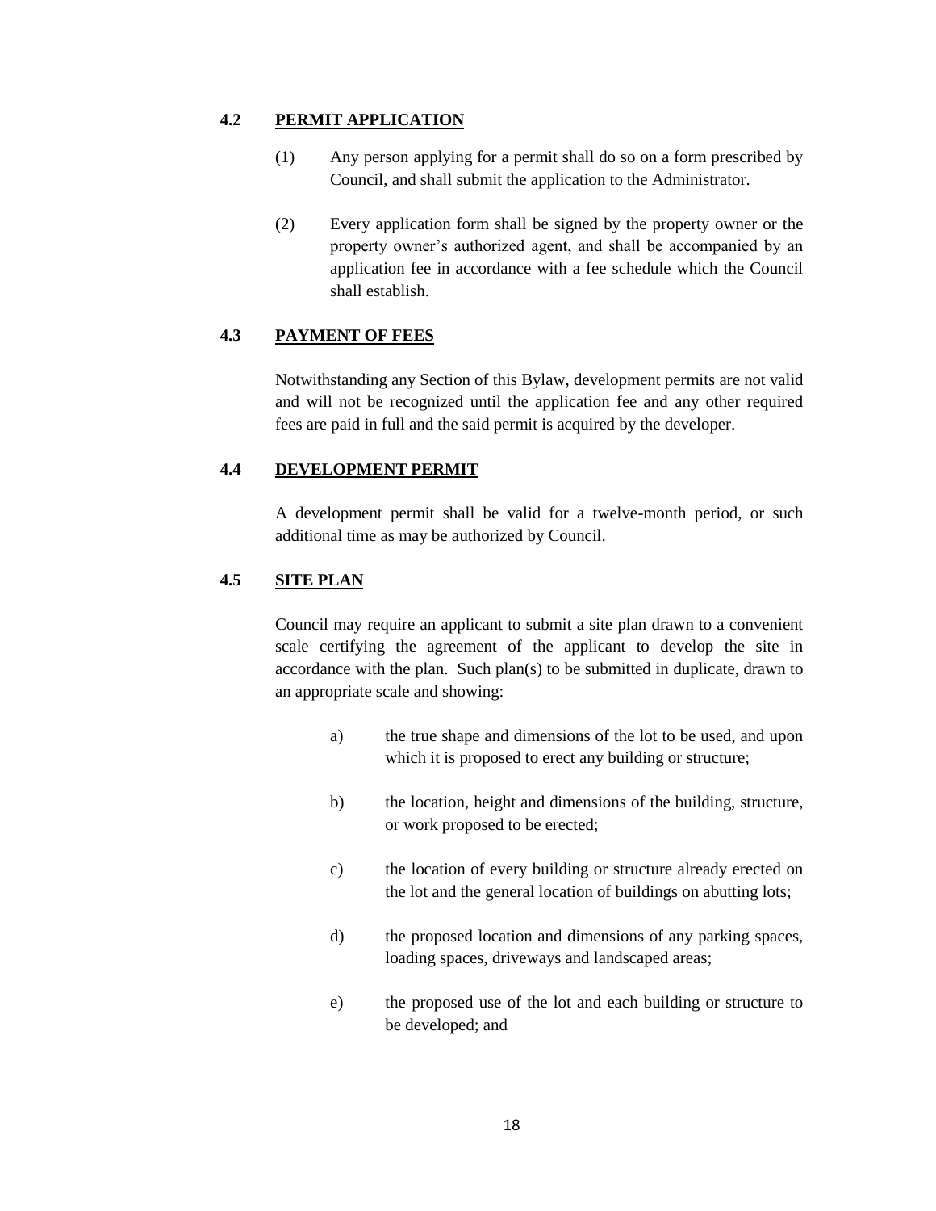### 4.2 PERMIT APPLICATION

(1) Any person applying for a permit shall do so on a form prescribed by Council, and shall submit the application to the Administrator.

(2) Every application form shall be signed by the property owner or the property owner's authorized agent, and shall be accompanied by an application fee in accordance with a fee schedule which the Council shall establish.

### 4.3 PAYMENT OF FEES

Notwithstanding any Section of this Bylaw, development permits are not valid and will not be recognized until the application fee and any other required fees are paid in full and the said permit is acquired by the developer.

### 4.4 DEVELOPMENT PERMIT

A development permit shall be valid for a twelve-month period, or such additional time as may be authorized by Council.

### 4.5 SITE PLAN

Council may require an applicant to submit a site plan drawn to a convenient scale certifying the agreement of the applicant to develop the site in accordance with the plan. Such plan(s) to be submitted in duplicate, drawn to an appropriate scale and showing:

a) the true shape and dimensions of the lot to be used, and upon which it is proposed to erect any building or structure;

b) the location, height and dimensions of the building, structure, or work proposed to be erected;

c) the location of every building or structure already erected on the lot and the general location of buildings on abutting lots;

d) the proposed location and dimensions of any parking spaces, loading spaces, driveways and landscaped areas;

e) the proposed use of the lot and each building or structure to be developed; and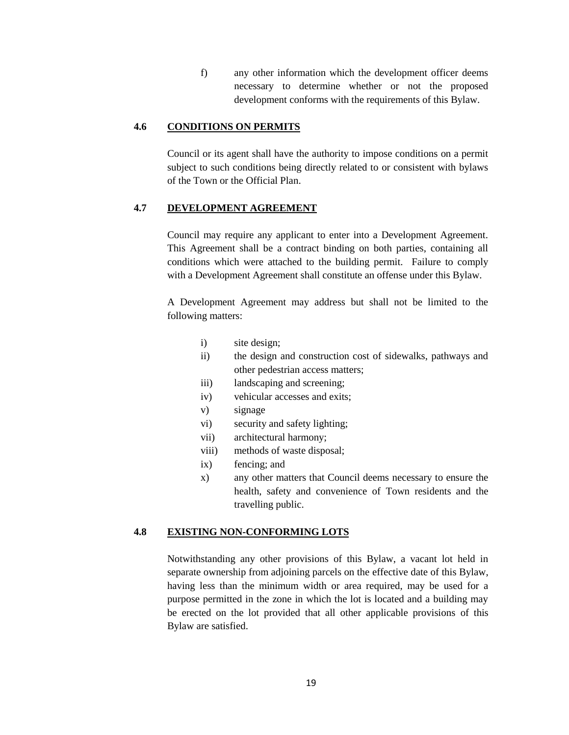f) any other information which the development officer deems necessary to determine whether or not the proposed development conforms with the requirements of this Bylaw.

### 4.6 CONDITIONS ON PERMITS

Council or its agent shall have the authority to impose conditions on a permit subject to such conditions being directly related to or consistent with bylaws of the Town or the Official Plan.

### 4.7 DEVELOPMENT AGREEMENT

Council may require any applicant to enter into a Development Agreement. This Agreement shall be a contract binding on both parties, containing all conditions which were attached to the building permit. Failure to comply with a Development Agreement shall constitute an offense under this Bylaw.

A Development Agreement may address but shall not be limited to the following matters:

- i) site design;
- ii) the design and construction cost of sidewalks, pathways and other pedestrian access matters;
- iii) landscaping and screening;
- iv) vehicular accesses and exits;
- v) signage
- vi) security and safety lighting;
- vii) architectural harmony;
- viii) methods of waste disposal;
- ix) fencing; and
- x) any other matters that Council deems necessary to ensure the health, safety and convenience of Town residents and the travelling public.

### 4.8 EXISTING NON-CONFORMING LOTS

Notwithstanding any other provisions of this Bylaw, a vacant lot held in separate ownership from adjoining parcels on the effective date of this Bylaw, having less than the minimum width or area required, may be used for a purpose permitted in the zone in which the lot is located and a building may be erected on the lot provided that all other applicable provisions of this Bylaw are satisfied.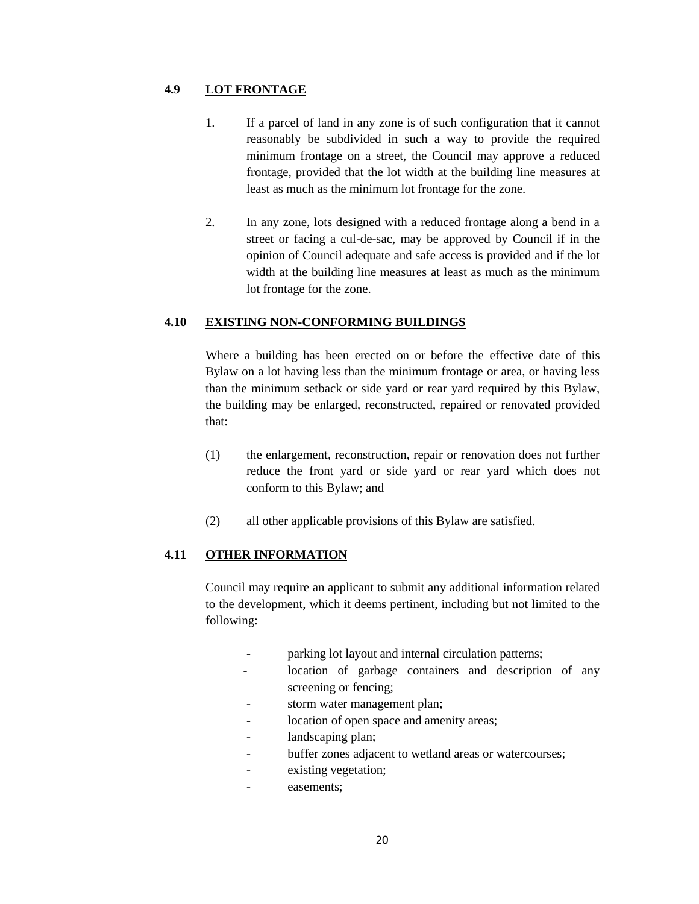### 4.9 LOT FRONTAGE

1. If a parcel of land in any zone is of such configuration that it cannot reasonably be subdivided in such a way to provide the required minimum frontage on a street, the Council may approve a reduced frontage, provided that the lot width at the building line measures at least as much as the minimum lot frontage for the zone.

2. In any zone, lots designed with a reduced frontage along a bend in a street or facing a cul-de-sac, may be approved by Council if in the opinion of Council adequate and safe access is provided and if the lot width at the building line measures at least as much as the minimum lot frontage for the zone.

### 4.10 EXISTING NON-CONFORMING BUILDINGS

Where a building has been erected on or before the effective date of this Bylaw on a lot having less than the minimum frontage or area, or having less than the minimum setback or side yard or rear yard required by this Bylaw, the building may be enlarged, reconstructed, repaired or renovated provided that:

(1) the enlargement, reconstruction, repair or renovation does not further reduce the front yard or side yard or rear yard which does not conform to this Bylaw; and

(2) all other applicable provisions of this Bylaw are satisfied.

### 4.11 OTHER INFORMATION

Council may require an applicant to submit any additional information related to the development, which it deems pertinent, including but not limited to the following:

- parking lot layout and internal circulation patterns;
- location of garbage containers and description of any screening or fencing;
- storm water management plan;
- location of open space and amenity areas;
- landscaping plan;
- buffer zones adjacent to wetland areas or watercourses;
- existing vegetation;
- easements;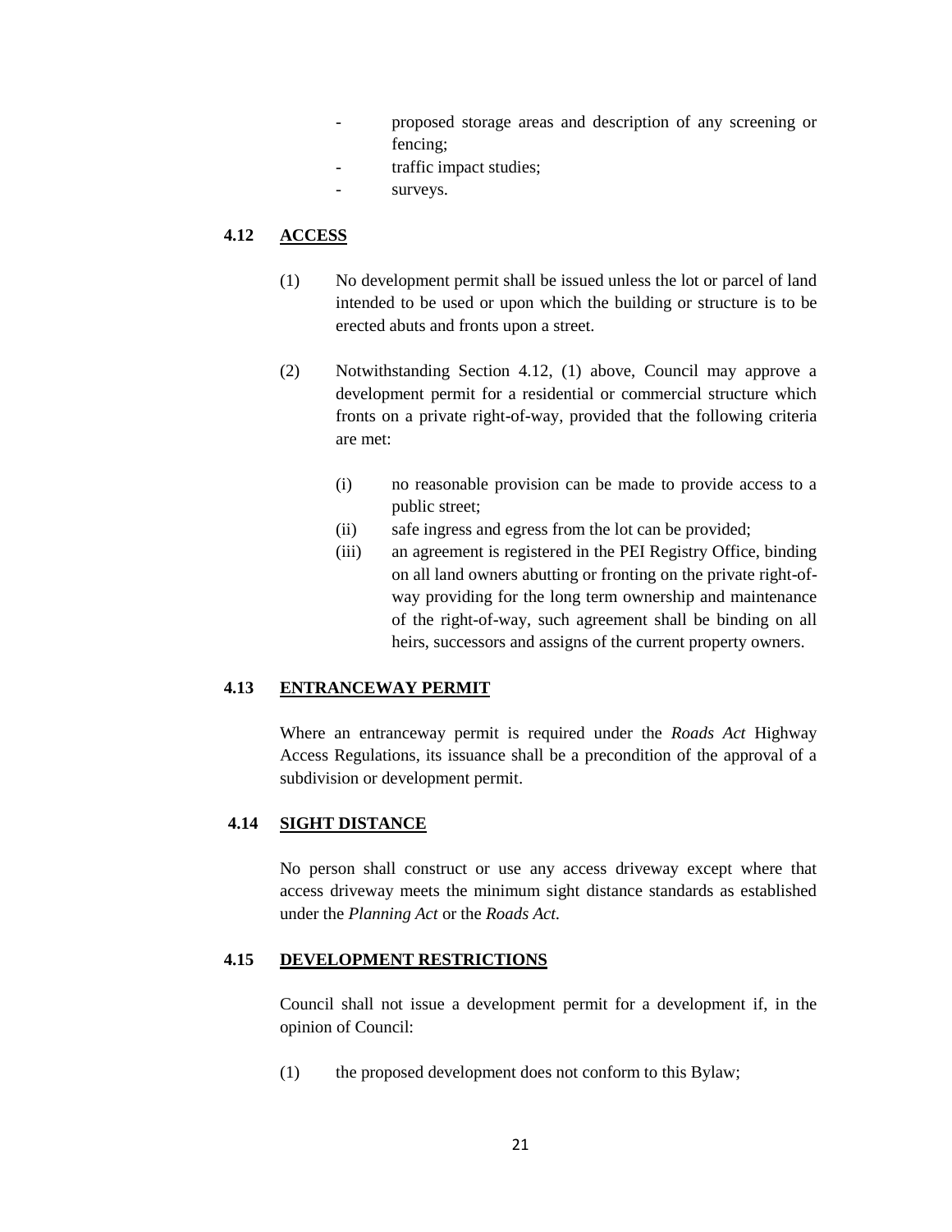- proposed storage areas and description of any screening or fencing;
- traffic impact studies;
- surveys.

### 4.12 ACCESS

(1) No development permit shall be issued unless the lot or parcel of land intended to be used or upon which the building or structure is to be erected abuts and fronts upon a street.

(2) Notwithstanding Section 4.12, (1) above, Council may approve a development permit for a residential or commercial structure which fronts on a private right-of-way, provided that the following criteria are met:

(i) no reasonable provision can be made to provide access to a public street;

(ii) safe ingress and egress from the lot can be provided;

(iii) an agreement is registered in the PEI Registry Office, binding on all land owners abutting or fronting on the private right-of-way providing for the long term ownership and maintenance of the right-of-way, such agreement shall be binding on all heirs, successors and assigns of the current property owners.

### 4.13 ENTRANCEWAY PERMIT

Where an entranceway permit is required under the *Roads Act* Highway Access Regulations, its issuance shall be a precondition of the approval of a subdivision or development permit.

### 4.14 SIGHT DISTANCE

No person shall construct or use any access driveway except where that access driveway meets the minimum sight distance standards as established under the *Planning Act* or the *Roads Act.*

### 4.15 DEVELOPMENT RESTRICTIONS

Council shall not issue a development permit for a development if, in the opinion of Council:

(1) the proposed development does not conform to this Bylaw;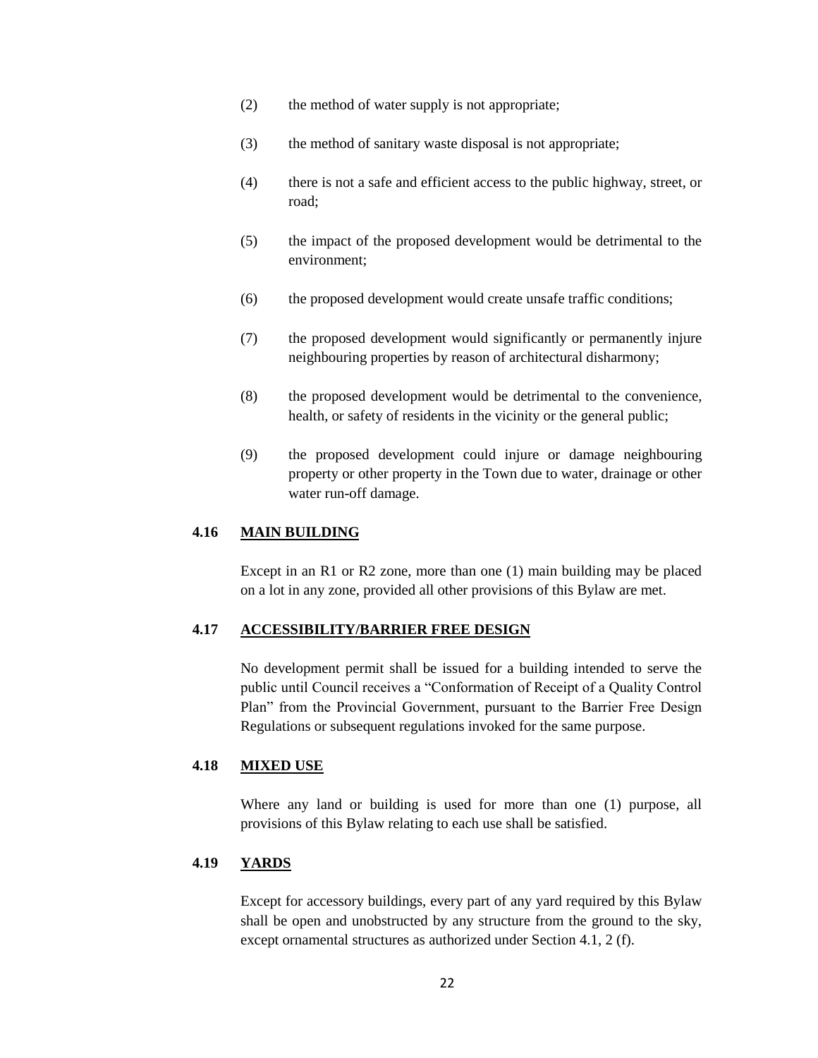(2) the method of water supply is not appropriate;

(3) the method of sanitary waste disposal is not appropriate;

(4) there is not a safe and efficient access to the public highway, street, or road;

(5) the impact of the proposed development would be detrimental to the environment;

(6) the proposed development would create unsafe traffic conditions;

(7) the proposed development would significantly or permanently injure neighbouring properties by reason of architectural disharmony;

(8) the proposed development would be detrimental to the convenience, health, or safety of residents in the vicinity or the general public;

(9) the proposed development could injure or damage neighbouring property or other property in the Town due to water, drainage or other water run-off damage.

### 4.16 MAIN BUILDING

Except in an R1 or R2 zone, more than one (1) main building may be placed on a lot in any zone, provided all other provisions of this Bylaw are met.

### 4.17 ACCESSIBILITY/BARRIER FREE DESIGN

No development permit shall be issued for a building intended to serve the public until Council receives a "Conformation of Receipt of a Quality Control Plan" from the Provincial Government, pursuant to the Barrier Free Design Regulations or subsequent regulations invoked for the same purpose.

### 4.18 MIXED USE

Where any land or building is used for more than one (1) purpose, all provisions of this Bylaw relating to each use shall be satisfied.

### 4.19 YARDS

Except for accessory buildings, every part of any yard required by this Bylaw shall be open and unobstructed by any structure from the ground to the sky, except ornamental structures as authorized under Section 4.1, 2 (f).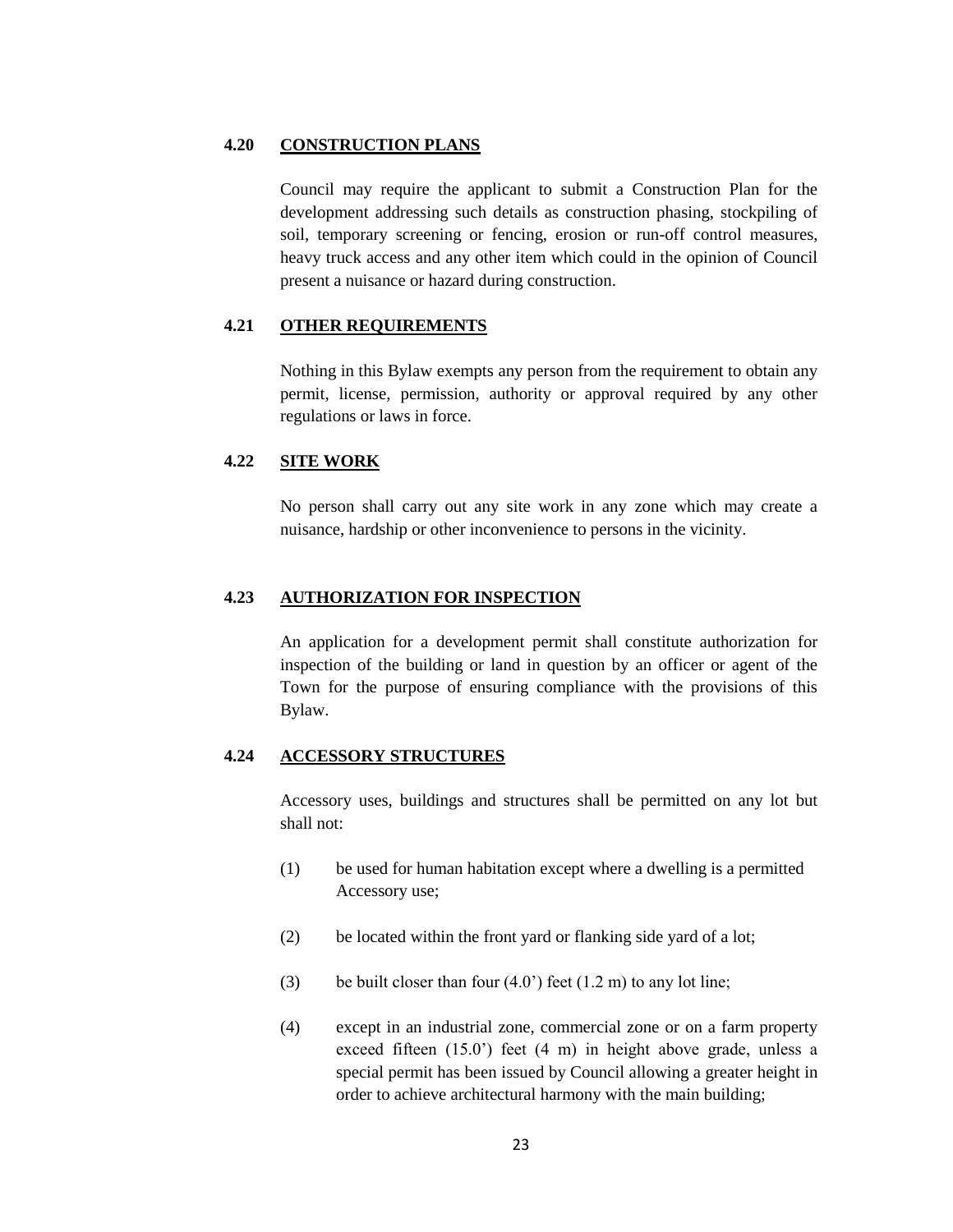### 4.20 CONSTRUCTION PLANS

Council may require the applicant to submit a Construction Plan for the development addressing such details as construction phasing, stockpiling of soil, temporary screening or fencing, erosion or run-off control measures, heavy truck access and any other item which could in the opinion of Council present a nuisance or hazard during construction.

### 4.21 OTHER REQUIREMENTS

Nothing in this Bylaw exempts any person from the requirement to obtain any permit, license, permission, authority or approval required by any other regulations or laws in force.

### 4.22 SITE WORK

No person shall carry out any site work in any zone which may create a nuisance, hardship or other inconvenience to persons in the vicinity.

### 4.23 AUTHORIZATION FOR INSPECTION

An application for a development permit shall constitute authorization for inspection of the building or land in question by an officer or agent of the Town for the purpose of ensuring compliance with the provisions of this Bylaw.

### 4.24 ACCESSORY STRUCTURES

Accessory uses, buildings and structures shall be permitted on any lot but shall not:

(1) be used for human habitation except where a dwelling is a permitted Accessory use;

(2) be located within the front yard or flanking side yard of a lot;

(3) be built closer than four (4.0') feet (1.2 m) to any lot line;

(4) except in an industrial zone, commercial zone or on a farm property exceed fifteen (15.0') feet (4 m) in height above grade, unless a special permit has been issued by Council allowing a greater height in order to achieve architectural harmony with the main building;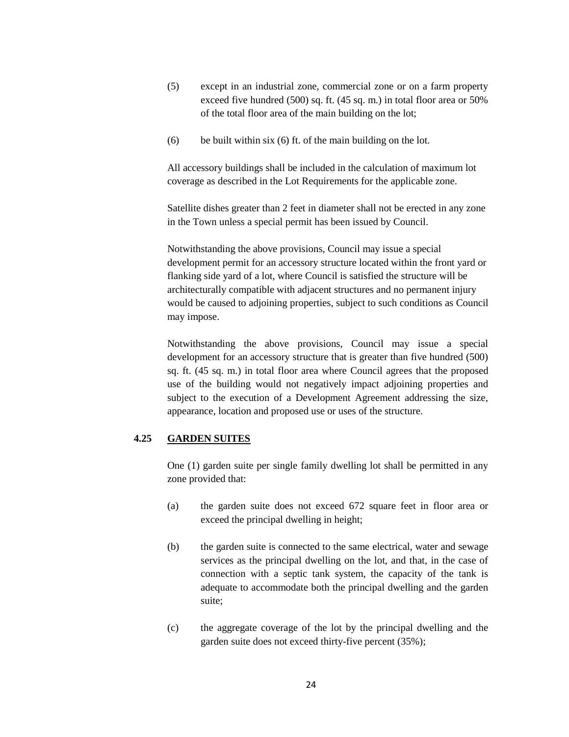(5) except in an industrial zone, commercial zone or on a farm property exceed five hundred (500) sq. ft. (45 sq. m.) in total floor area or 50% of the total floor area of the main building on the lot;

(6) be built within six (6) ft. of the main building on the lot.

All accessory buildings shall be included in the calculation of maximum lot coverage as described in the Lot Requirements for the applicable zone.

Satellite dishes greater than 2 feet in diameter shall not be erected in any zone in the Town unless a special permit has been issued by Council.

Notwithstanding the above provisions, Council may issue a special development permit for an accessory structure located within the front yard or flanking side yard of a lot, where Council is satisfied the structure will be architecturally compatible with adjacent structures and no permanent injury would be caused to adjoining properties, subject to such conditions as Council may impose.

Notwithstanding the above provisions, Council may issue a special development for an accessory structure that is greater than five hundred (500) sq. ft. (45 sq. m.) in total floor area where Council agrees that the proposed use of the building would not negatively impact adjoining properties and subject to the execution of a Development Agreement addressing the size, appearance, location and proposed use or uses of the structure.

### 4.25 GARDEN SUITES

One (1) garden suite per single family dwelling lot shall be permitted in any zone provided that:

(a) the garden suite does not exceed 672 square feet in floor area or exceed the principal dwelling in height;

(b) the garden suite is connected to the same electrical, water and sewage services as the principal dwelling on the lot, and that, in the case of connection with a septic tank system, the capacity of the tank is adequate to accommodate both the principal dwelling and the garden suite;

(c) the aggregate coverage of the lot by the principal dwelling and the garden suite does not exceed thirty-five percent (35%);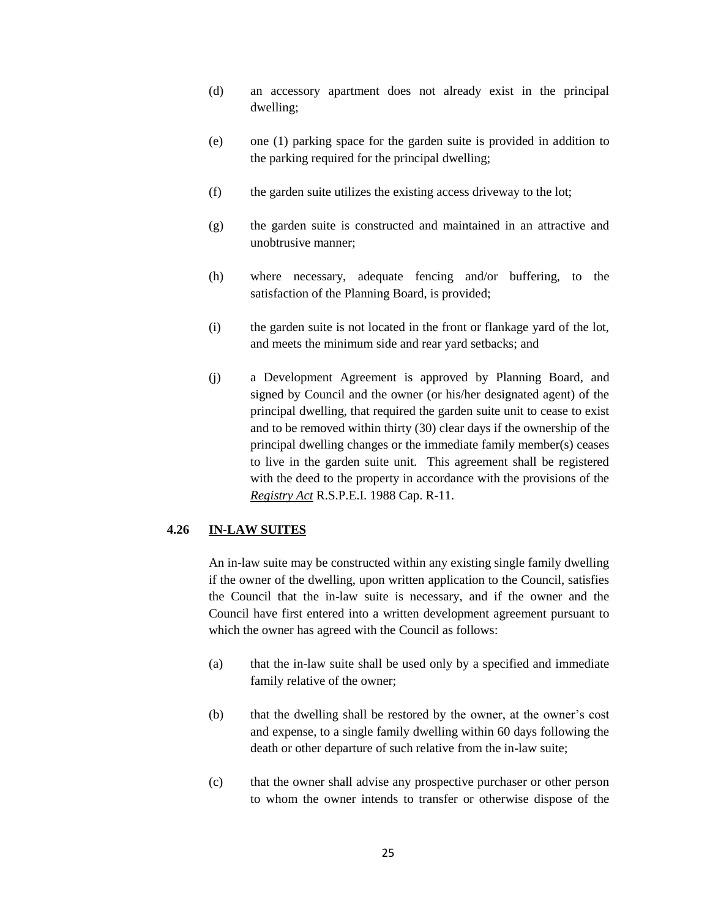(d) an accessory apartment does not already exist in the principal dwelling;

(e) one (1) parking space for the garden suite is provided in addition to the parking required for the principal dwelling;

(f) the garden suite utilizes the existing access driveway to the lot;

(g) the garden suite is constructed and maintained in an attractive and unobtrusive manner;

(h) where necessary, adequate fencing and/or buffering, to the satisfaction of the Planning Board, is provided;

(i) the garden suite is not located in the front or flankage yard of the lot, and meets the minimum side and rear yard setbacks; and

(j) a Development Agreement is approved by Planning Board, and signed by Council and the owner (or his/her designated agent) of the principal dwelling, that required the garden suite unit to cease to exist and to be removed within thirty (30) clear days if the ownership of the principal dwelling changes or the immediate family member(s) ceases to live in the garden suite unit. This agreement shall be registered with the deed to the property in accordance with the provisions of the *Registry Act* R.S.P.E.I. 1988 Cap. R-11.

## 4.26 IN-LAW SUITES

An in-law suite may be constructed within any existing single family dwelling if the owner of the dwelling, upon written application to the Council, satisfies the Council that the in-law suite is necessary, and if the owner and the Council have first entered into a written development agreement pursuant to which the owner has agreed with the Council as follows:

(a) that the in-law suite shall be used only by a specified and immediate family relative of the owner;

(b) that the dwelling shall be restored by the owner, at the owner's cost and expense, to a single family dwelling within 60 days following the death or other departure of such relative from the in-law suite;

(c) that the owner shall advise any prospective purchaser or other person to whom the owner intends to transfer or otherwise dispose of the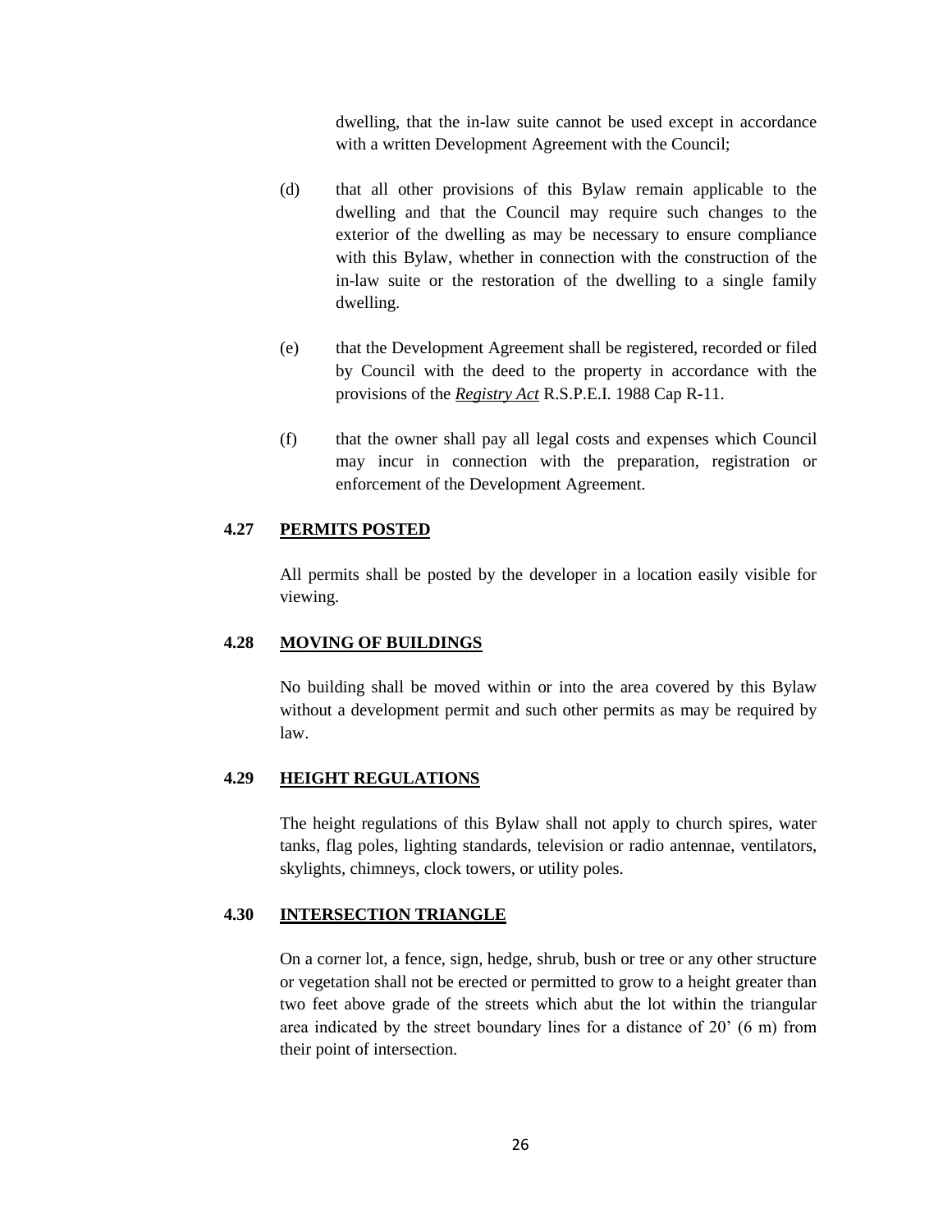dwelling, that the in-law suite cannot be used except in accordance with a written Development Agreement with the Council;

(d) that all other provisions of this Bylaw remain applicable to the dwelling and that the Council may require such changes to the exterior of the dwelling as may be necessary to ensure compliance with this Bylaw, whether in connection with the construction of the in-law suite or the restoration of the dwelling to a single family dwelling.

(e) that the Development Agreement shall be registered, recorded or filed by Council with the deed to the property in accordance with the provisions of the *Registry Act* R.S.P.E.I. 1988 Cap R-11.

(f) that the owner shall pay all legal costs and expenses which Council may incur in connection with the preparation, registration or enforcement of the Development Agreement.

### 4.27 PERMITS POSTED

All permits shall be posted by the developer in a location easily visible for viewing.

### 4.28 MOVING OF BUILDINGS

No building shall be moved within or into the area covered by this Bylaw without a development permit and such other permits as may be required by law.

### 4.29 HEIGHT REGULATIONS

The height regulations of this Bylaw shall not apply to church spires, water tanks, flag poles, lighting standards, television or radio antennae, ventilators, skylights, chimneys, clock towers, or utility poles.

### 4.30 INTERSECTION TRIANGLE

On a corner lot, a fence, sign, hedge, shrub, bush or tree or any other structure or vegetation shall not be erected or permitted to grow to a height greater than two feet above grade of the streets which abut the lot within the triangular area indicated by the street boundary lines for a distance of 20' (6 m) from their point of intersection.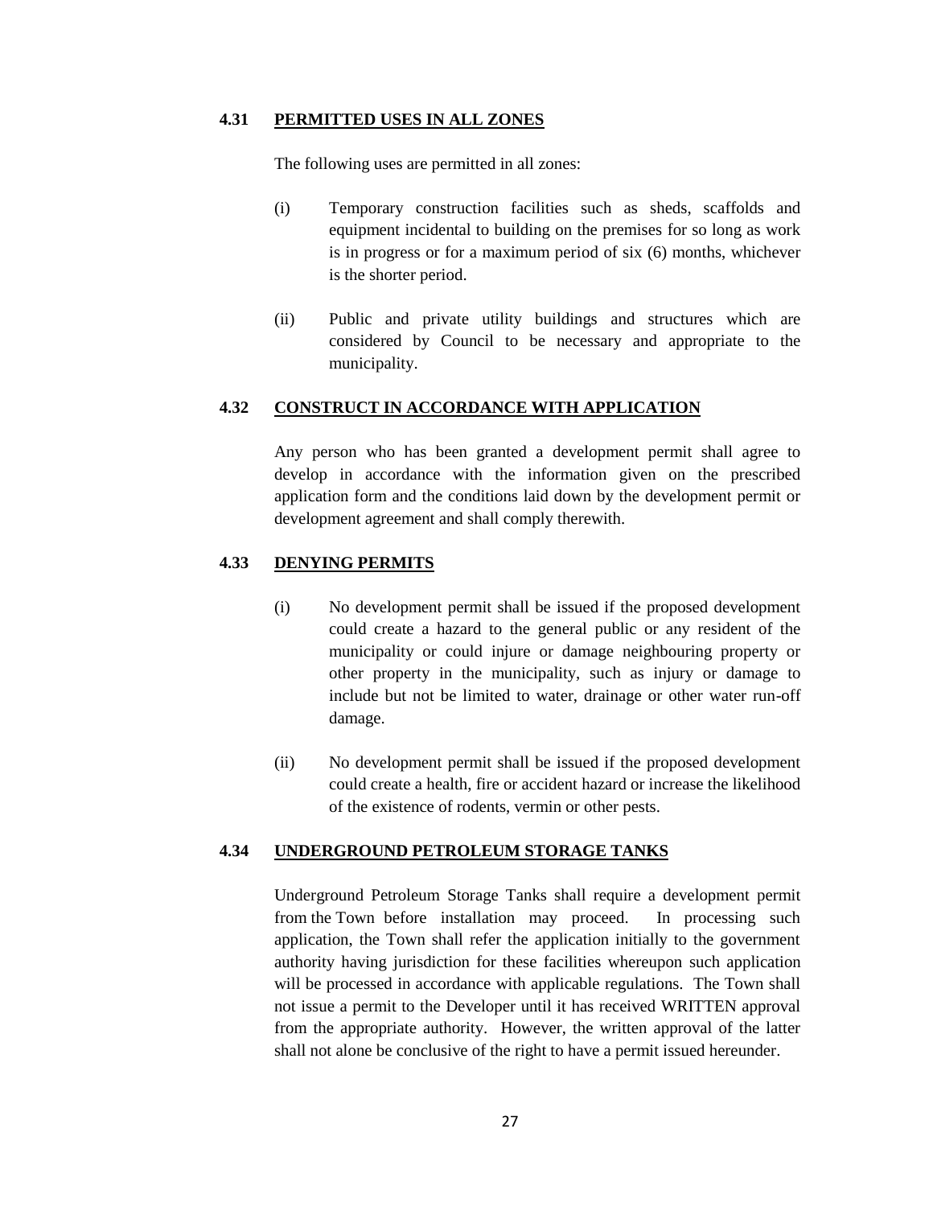### 4.31 PERMITTED USES IN ALL ZONES

The following uses are permitted in all zones:

(i) Temporary construction facilities such as sheds, scaffolds and equipment incidental to building on the premises for so long as work is in progress or for a maximum period of six (6) months, whichever is the shorter period.

(ii) Public and private utility buildings and structures which are considered by Council to be necessary and appropriate to the municipality.

### 4.32 CONSTRUCT IN ACCORDANCE WITH APPLICATION

Any person who has been granted a development permit shall agree to develop in accordance with the information given on the prescribed application form and the conditions laid down by the development permit or development agreement and shall comply therewith.

### 4.33 DENYING PERMITS

(i) No development permit shall be issued if the proposed development could create a hazard to the general public or any resident of the municipality or could injure or damage neighbouring property or other property in the municipality, such as injury or damage to include but not be limited to water, drainage or other water run-off damage.

(ii) No development permit shall be issued if the proposed development could create a health, fire or accident hazard or increase the likelihood of the existence of rodents, vermin or other pests.

### 4.34 UNDERGROUND PETROLEUM STORAGE TANKS

Underground Petroleum Storage Tanks shall require a development permit from the Town before installation may proceed. In processing such application, the Town shall refer the application initially to the government authority having jurisdiction for these facilities whereupon such application will be processed in accordance with applicable regulations. The Town shall not issue a permit to the Developer until it has received WRITTEN approval from the appropriate authority. However, the written approval of the latter shall not alone be conclusive of the right to have a permit issued hereunder.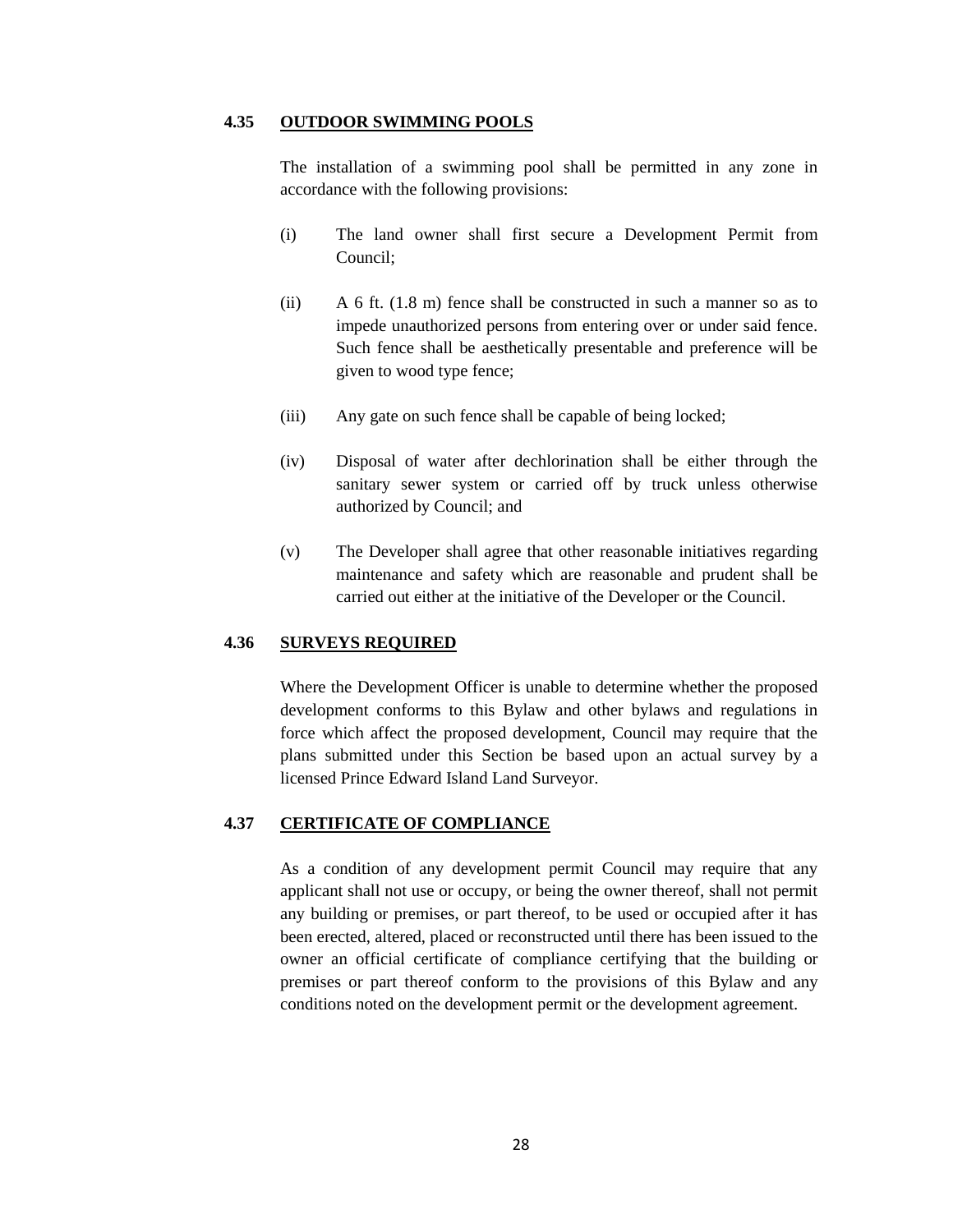### 4.35 OUTDOOR SWIMMING POOLS

The installation of a swimming pool shall be permitted in any zone in accordance with the following provisions:

(i) The land owner shall first secure a Development Permit from Council;

(ii) A 6 ft. (1.8 m) fence shall be constructed in such a manner so as to impede unauthorized persons from entering over or under said fence. Such fence shall be aesthetically presentable and preference will be given to wood type fence;

(iii) Any gate on such fence shall be capable of being locked;

(iv) Disposal of water after dechlorination shall be either through the sanitary sewer system or carried off by truck unless otherwise authorized by Council; and

(v) The Developer shall agree that other reasonable initiatives regarding maintenance and safety which are reasonable and prudent shall be carried out either at the initiative of the Developer or the Council.

### 4.36 SURVEYS REQUIRED

Where the Development Officer is unable to determine whether the proposed development conforms to this Bylaw and other bylaws and regulations in force which affect the proposed development, Council may require that the plans submitted under this Section be based upon an actual survey by a licensed Prince Edward Island Land Surveyor.

### 4.37 CERTIFICATE OF COMPLIANCE

As a condition of any development permit Council may require that any applicant shall not use or occupy, or being the owner thereof, shall not permit any building or premises, or part thereof, to be used or occupied after it has been erected, altered, placed or reconstructed until there has been issued to the owner an official certificate of compliance certifying that the building or premises or part thereof conform to the provisions of this Bylaw and any conditions noted on the development permit or the development agreement.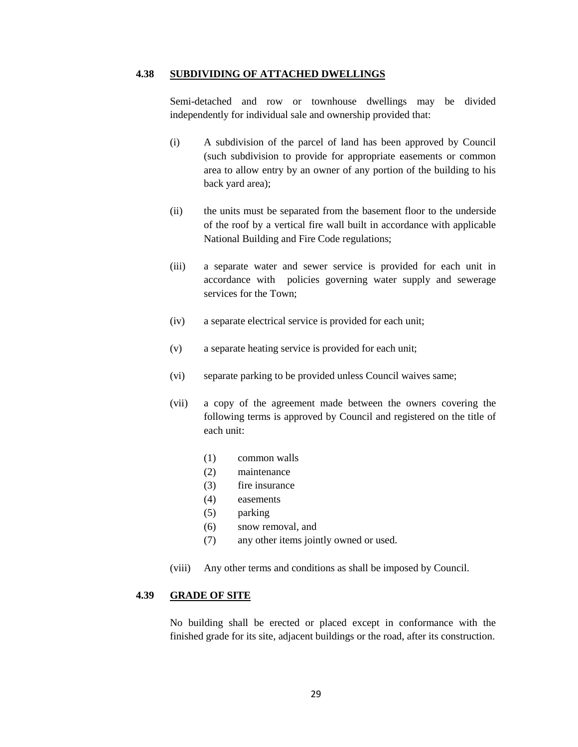### 4.38 SUBDIVIDING OF ATTACHED DWELLINGS

Semi-detached and row or townhouse dwellings may be divided independently for individual sale and ownership provided that:

(i) A subdivision of the parcel of land has been approved by Council (such subdivision to provide for appropriate easements or common area to allow entry by an owner of any portion of the building to his back yard area);

(ii) the units must be separated from the basement floor to the underside of the roof by a vertical fire wall built in accordance with applicable National Building and Fire Code regulations;

(iii) a separate water and sewer service is provided for each unit in accordance with policies governing water supply and sewerage services for the Town;

(iv) a separate electrical service is provided for each unit;

(v) a separate heating service is provided for each unit;

(vi) separate parking to be provided unless Council waives same;

(vii) a copy of the agreement made between the owners covering the following terms is approved by Council and registered on the title of each unit:

- (1) common walls
- (2) maintenance
- (3) fire insurance
- (4) easements
- (5) parking
- (6) snow removal, and
- (7) any other items jointly owned or used.

(viii) Any other terms and conditions as shall be imposed by Council.

### 4.39 GRADE OF SITE

No building shall be erected or placed except in conformance with the finished grade for its site, adjacent buildings or the road, after its construction.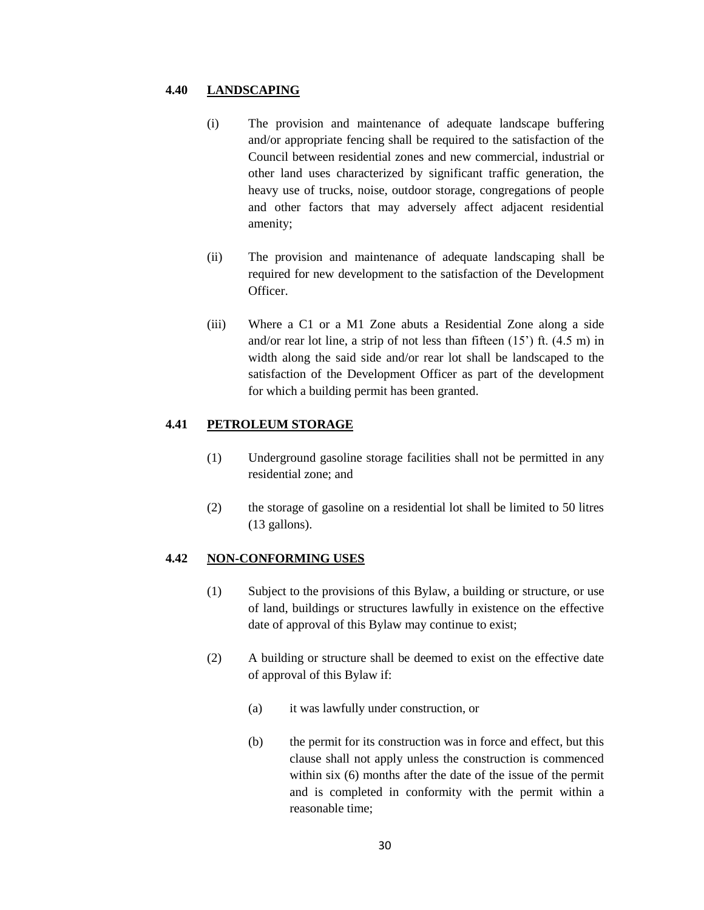### 4.40 LANDSCAPING

(i) The provision and maintenance of adequate landscape buffering and/or appropriate fencing shall be required to the satisfaction of the Council between residential zones and new commercial, industrial or other land uses characterized by significant traffic generation, the heavy use of trucks, noise, outdoor storage, congregations of people and other factors that may adversely affect adjacent residential amenity;

(ii) The provision and maintenance of adequate landscaping shall be required for new development to the satisfaction of the Development Officer.

(iii) Where a C1 or a M1 Zone abuts a Residential Zone along a side and/or rear lot line, a strip of not less than fifteen (15') ft. (4.5 m) in width along the said side and/or rear lot shall be landscaped to the satisfaction of the Development Officer as part of the development for which a building permit has been granted.

### 4.41 PETROLEUM STORAGE

(1) Underground gasoline storage facilities shall not be permitted in any residential zone; and

(2) the storage of gasoline on a residential lot shall be limited to 50 litres (13 gallons).

### 4.42 NON-CONFORMING USES

(1) Subject to the provisions of this Bylaw, a building or structure, or use of land, buildings or structures lawfully in existence on the effective date of approval of this Bylaw may continue to exist;

(2) A building or structure shall be deemed to exist on the effective date of approval of this Bylaw if:

   (a) it was lawfully under construction, or

   (b) the permit for its construction was in force and effect, but this clause shall not apply unless the construction is commenced within six (6) months after the date of the issue of the permit and is completed in conformity with the permit within a reasonable time;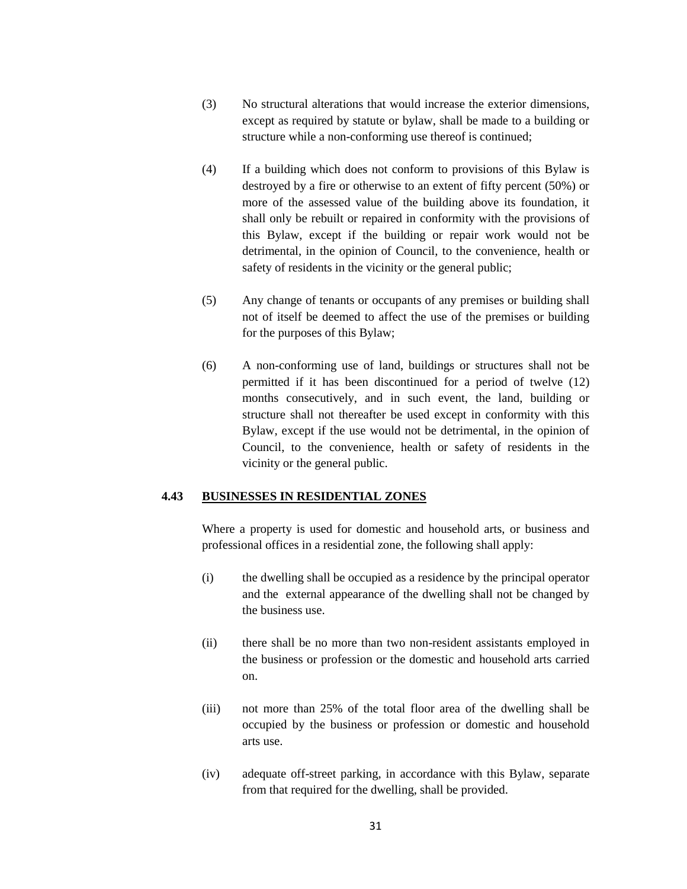(3) No structural alterations that would increase the exterior dimensions, except as required by statute or bylaw, shall be made to a building or structure while a non-conforming use thereof is continued;

(4) If a building which does not conform to provisions of this Bylaw is destroyed by a fire or otherwise to an extent of fifty percent (50%) or more of the assessed value of the building above its foundation, it shall only be rebuilt or repaired in conformity with the provisions of this Bylaw, except if the building or repair work would not be detrimental, in the opinion of Council, to the convenience, health or safety of residents in the vicinity or the general public;

(5) Any change of tenants or occupants of any premises or building shall not of itself be deemed to affect the use of the premises or building for the purposes of this Bylaw;

(6) A non-conforming use of land, buildings or structures shall not be permitted if it has been discontinued for a period of twelve (12) months consecutively, and in such event, the land, building or structure shall not thereafter be used except in conformity with this Bylaw, except if the use would not be detrimental, in the opinion of Council, to the convenience, health or safety of residents in the vicinity or the general public.

### 4.43 BUSINESSES IN RESIDENTIAL ZONES

Where a property is used for domestic and household arts, or business and professional offices in a residential zone, the following shall apply:

(i) the dwelling shall be occupied as a residence by the principal operator and the external appearance of the dwelling shall not be changed by the business use.

(ii) there shall be no more than two non-resident assistants employed in the business or profession or the domestic and household arts carried on.

(iii) not more than 25% of the total floor area of the dwelling shall be occupied by the business or profession or domestic and household arts use.

(iv) adequate off-street parking, in accordance with this Bylaw, separate from that required for the dwelling, shall be provided.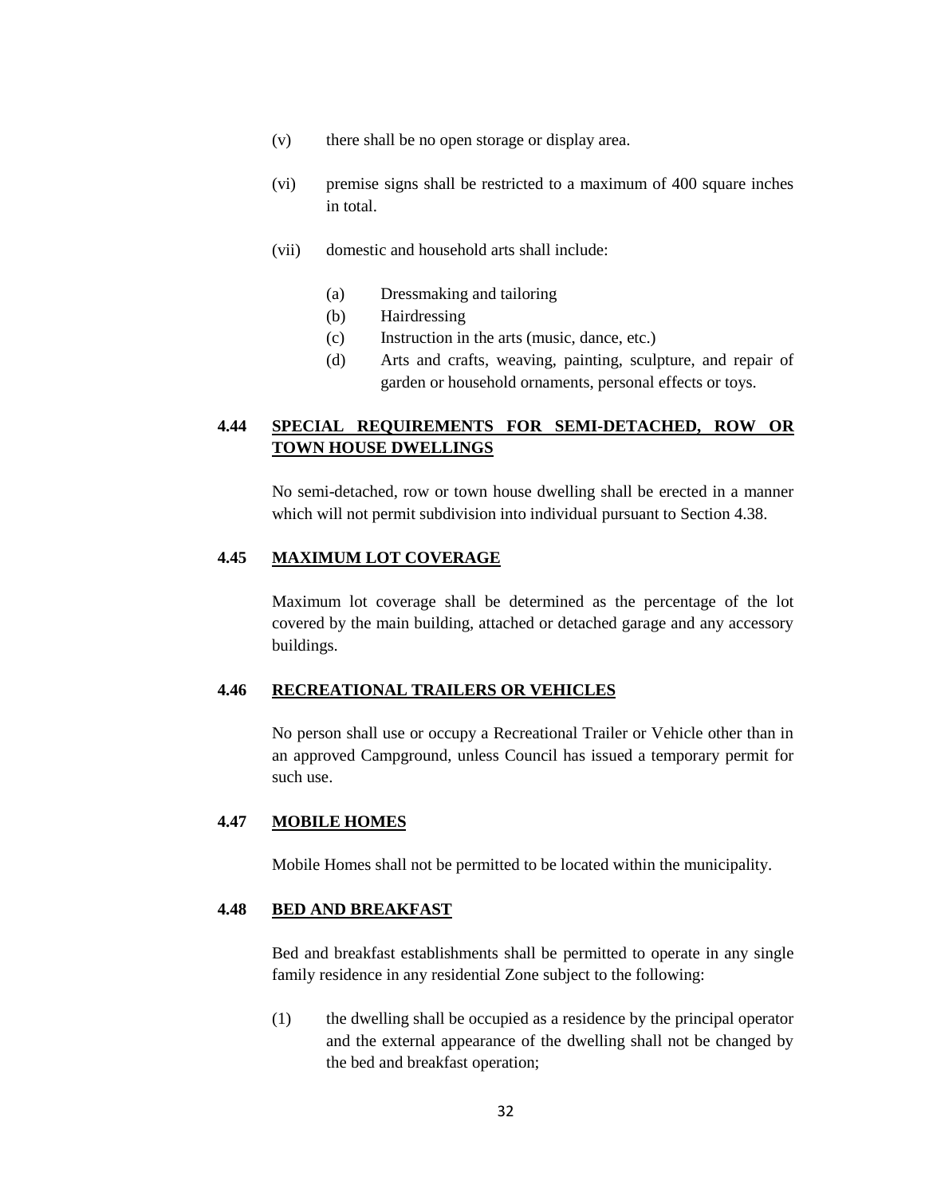(v) there shall be no open storage or display area.

(vi) premise signs shall be restricted to a maximum of 400 square inches in total.

(vii) domestic and household arts shall include:

- (a) Dressmaking and tailoring
- (b) Hairdressing
- (c) Instruction in the arts (music, dance, etc.)
- (d) Arts and crafts, weaving, painting, sculpture, and repair of garden or household ornaments, personal effects or toys.

### 4.44 SPECIAL REQUIREMENTS FOR SEMI-DETACHED, ROW OR TOWN HOUSE DWELLINGS

No semi-detached, row or town house dwelling shall be erected in a manner which will not permit subdivision into individual pursuant to Section 4.38.

### 4.45 MAXIMUM LOT COVERAGE

Maximum lot coverage shall be determined as the percentage of the lot covered by the main building, attached or detached garage and any accessory buildings.

### 4.46 RECREATIONAL TRAILERS OR VEHICLES

No person shall use or occupy a Recreational Trailer or Vehicle other than in an approved Campground, unless Council has issued a temporary permit for such use.

### 4.47 MOBILE HOMES

Mobile Homes shall not be permitted to be located within the municipality.

### 4.48 BED AND BREAKFAST

Bed and breakfast establishments shall be permitted to operate in any single family residence in any residential Zone subject to the following:

(1) the dwelling shall be occupied as a residence by the principal operator and the external appearance of the dwelling shall not be changed by the bed and breakfast operation;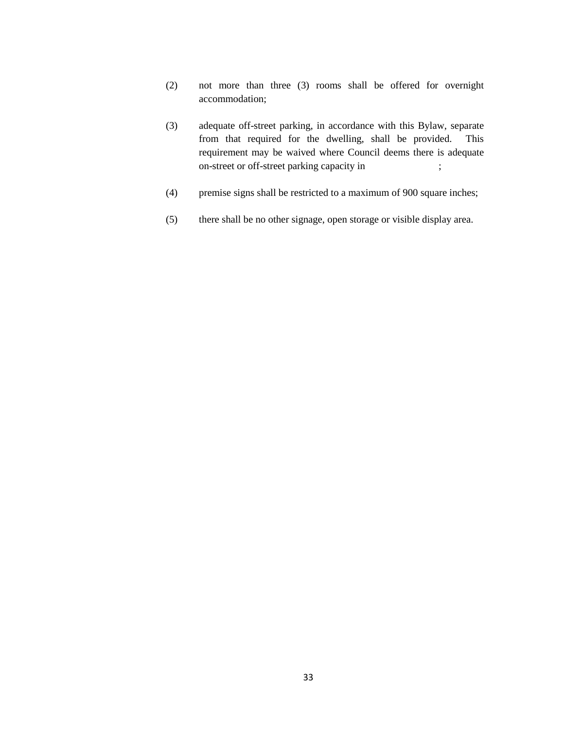(2) not more than three (3) rooms shall be offered for overnight accommodation;

(3) adequate off-street parking, in accordance with this Bylaw, separate from that required for the dwelling, shall be provided. This requirement may be waived where Council deems there is adequate on-street or off-street parking capacity in ;

(4) premise signs shall be restricted to a maximum of 900 square inches;

(5) there shall be no other signage, open storage or visible display area.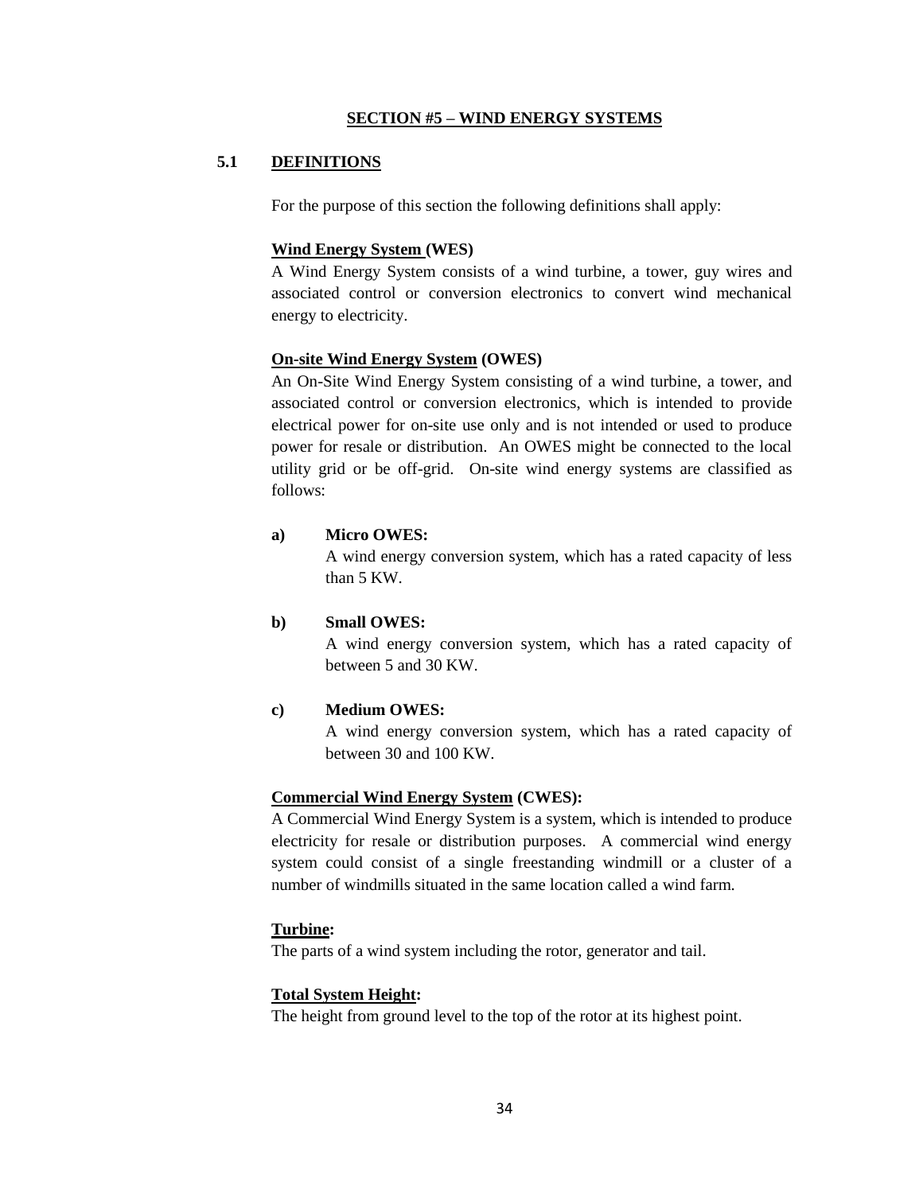## SECTION #5 – WIND ENERGY SYSTEMS

### 5.1 DEFINITIONS

For the purpose of this section the following definitions shall apply:

**Wind Energy System (WES)**
A Wind Energy System consists of a wind turbine, a tower, guy wires and associated control or conversion electronics to convert wind mechanical energy to electricity.

**On-site Wind Energy System (OWES)**
An On-Site Wind Energy System consisting of a wind turbine, a tower, and associated control or conversion electronics, which is intended to provide electrical power for on-site use only and is not intended or used to produce power for resale or distribution. An OWES might be connected to the local utility grid or be off-grid. On-site wind energy systems are classified as follows:

**a) Micro OWES:**
A wind energy conversion system, which has a rated capacity of less than 5 KW.

**b) Small OWES:**
A wind energy conversion system, which has a rated capacity of between 5 and 30 KW.

**c) Medium OWES:**
A wind energy conversion system, which has a rated capacity of between 30 and 100 KW.

**Commercial Wind Energy System (CWES):**
A Commercial Wind Energy System is a system, which is intended to produce electricity for resale or distribution purposes. A commercial wind energy system could consist of a single freestanding windmill or a cluster of a number of windmills situated in the same location called a wind farm.

**Turbine:**
The parts of a wind system including the rotor, generator and tail.

**Total System Height:**
The height from ground level to the top of the rotor at its highest point.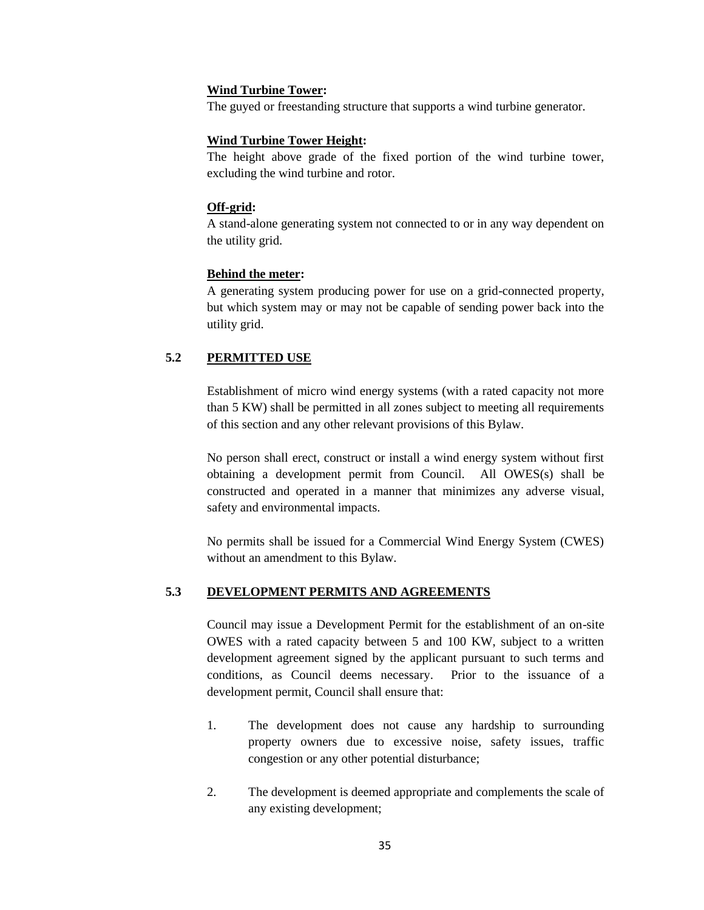**Wind Turbine Tower:**

The guyed or freestanding structure that supports a wind turbine generator.

**Wind Turbine Tower Height:**

The height above grade of the fixed portion of the wind turbine tower, excluding the wind turbine and rotor.

**Off-grid:**

A stand-alone generating system not connected to or in any way dependent on the utility grid.

**Behind the meter:**

A generating system producing power for use on a grid-connected property, but which system may or may not be capable of sending power back into the utility grid.

## 5.2 PERMITTED USE

Establishment of micro wind energy systems (with a rated capacity not more than 5 KW) shall be permitted in all zones subject to meeting all requirements of this section and any other relevant provisions of this Bylaw.

No person shall erect, construct or install a wind energy system without first obtaining a development permit from Council. All OWES(s) shall be constructed and operated in a manner that minimizes any adverse visual, safety and environmental impacts.

No permits shall be issued for a Commercial Wind Energy System (CWES) without an amendment to this Bylaw.

## 5.3 DEVELOPMENT PERMITS AND AGREEMENTS

Council may issue a Development Permit for the establishment of an on-site OWES with a rated capacity between 5 and 100 KW, subject to a written development agreement signed by the applicant pursuant to such terms and conditions, as Council deems necessary. Prior to the issuance of a development permit, Council shall ensure that:

1. The development does not cause any hardship to surrounding property owners due to excessive noise, safety issues, traffic congestion or any other potential disturbance;
2. The development is deemed appropriate and complements the scale of any existing development;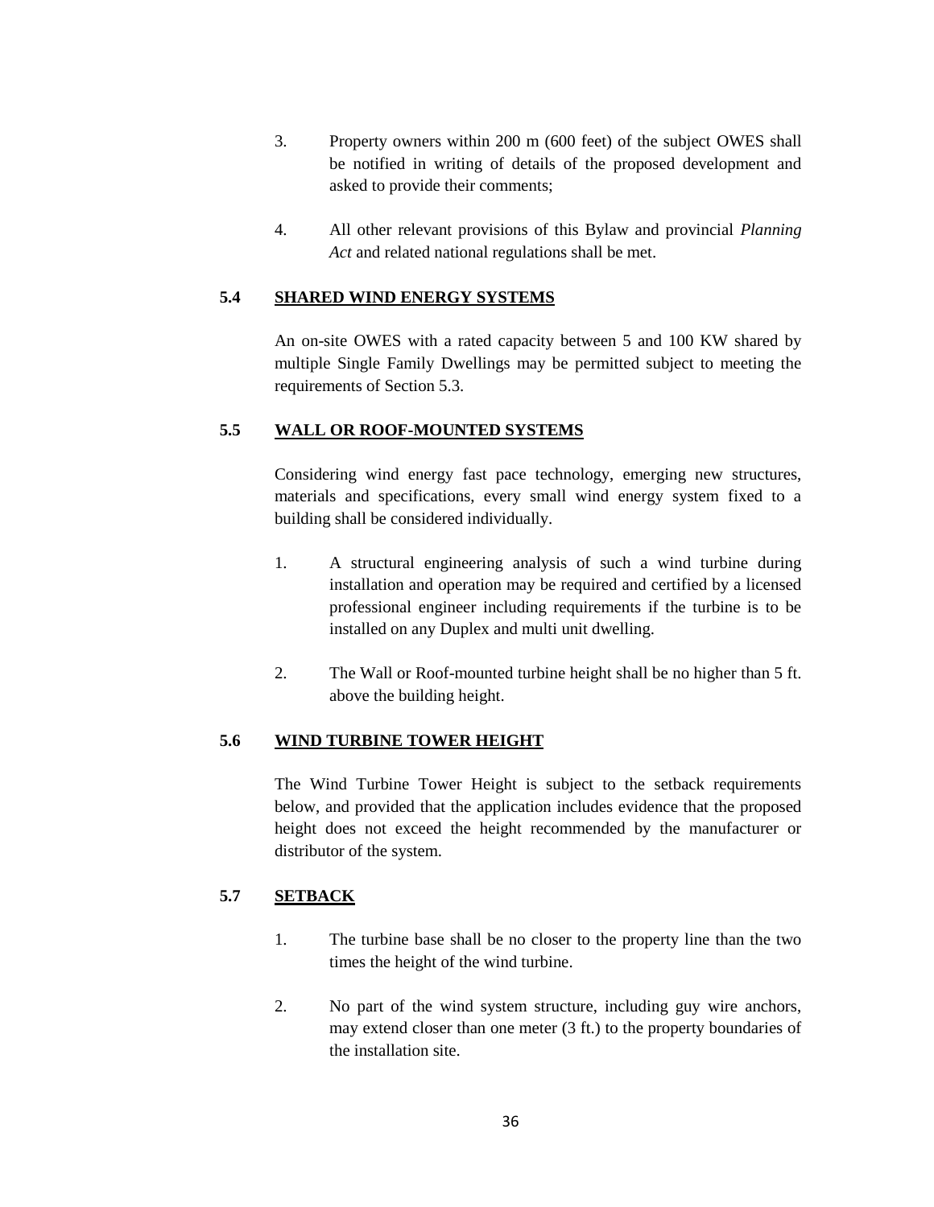3. Property owners within 200 m (600 feet) of the subject OWES shall be notified in writing of details of the proposed development and asked to provide their comments;

4. All other relevant provisions of this Bylaw and provincial *Planning Act* and related national regulations shall be met.

### 5.4 SHARED WIND ENERGY SYSTEMS

An on-site OWES with a rated capacity between 5 and 100 KW shared by multiple Single Family Dwellings may be permitted subject to meeting the requirements of Section 5.3.

### 5.5 WALL OR ROOF-MOUNTED SYSTEMS

Considering wind energy fast pace technology, emerging new structures, materials and specifications, every small wind energy system fixed to a building shall be considered individually.

1. A structural engineering analysis of such a wind turbine during installation and operation may be required and certified by a licensed professional engineer including requirements if the turbine is to be installed on any Duplex and multi unit dwelling.

2. The Wall or Roof-mounted turbine height shall be no higher than 5 ft. above the building height.

### 5.6 WIND TURBINE TOWER HEIGHT

The Wind Turbine Tower Height is subject to the setback requirements below, and provided that the application includes evidence that the proposed height does not exceed the height recommended by the manufacturer or distributor of the system.

### 5.7 SETBACK

1. The turbine base shall be no closer to the property line than the two times the height of the wind turbine.

2. No part of the wind system structure, including guy wire anchors, may extend closer than one meter (3 ft.) to the property boundaries of the installation site.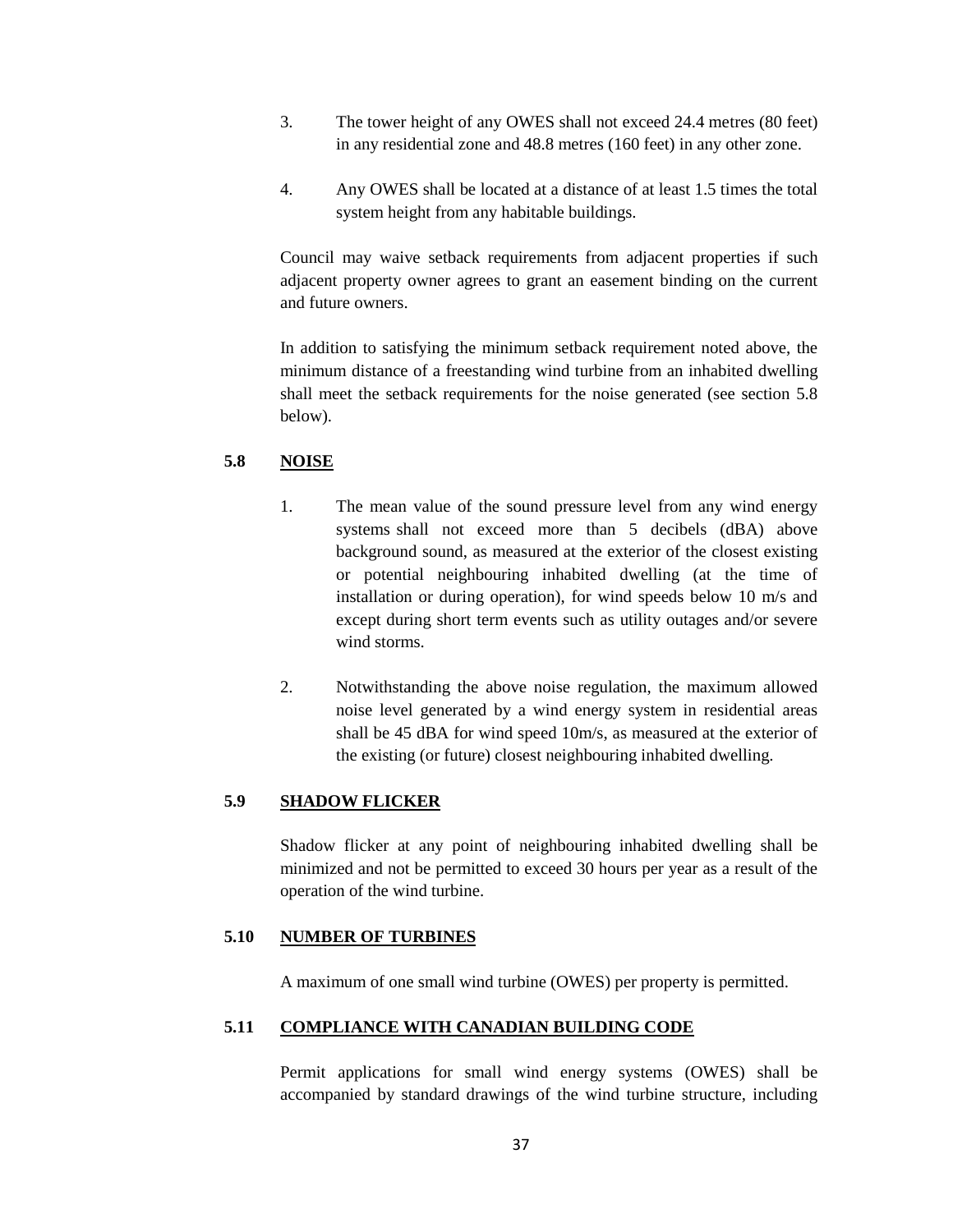3. The tower height of any OWES shall not exceed 24.4 metres (80 feet) in any residential zone and 48.8 metres (160 feet) in any other zone.

4. Any OWES shall be located at a distance of at least 1.5 times the total system height from any habitable buildings.

Council may waive setback requirements from adjacent properties if such adjacent property owner agrees to grant an easement binding on the current and future owners.

In addition to satisfying the minimum setback requirement noted above, the minimum distance of a freestanding wind turbine from an inhabited dwelling shall meet the setback requirements for the noise generated (see section 5.8 below).

### 5.8 NOISE

1. The mean value of the sound pressure level from any wind energy systems shall not exceed more than 5 decibels (dBA) above background sound, as measured at the exterior of the closest existing or potential neighbouring inhabited dwelling (at the time of installation or during operation), for wind speeds below 10 m/s and except during short term events such as utility outages and/or severe wind storms.

2. Notwithstanding the above noise regulation, the maximum allowed noise level generated by a wind energy system in residential areas shall be 45 dBA for wind speed 10m/s, as measured at the exterior of the existing (or future) closest neighbouring inhabited dwelling.

### 5.9 SHADOW FLICKER

Shadow flicker at any point of neighbouring inhabited dwelling shall be minimized and not be permitted to exceed 30 hours per year as a result of the operation of the wind turbine.

### 5.10 NUMBER OF TURBINES

A maximum of one small wind turbine (OWES) per property is permitted.

### 5.11 COMPLIANCE WITH CANADIAN BUILDING CODE

Permit applications for small wind energy systems (OWES) shall be accompanied by standard drawings of the wind turbine structure, including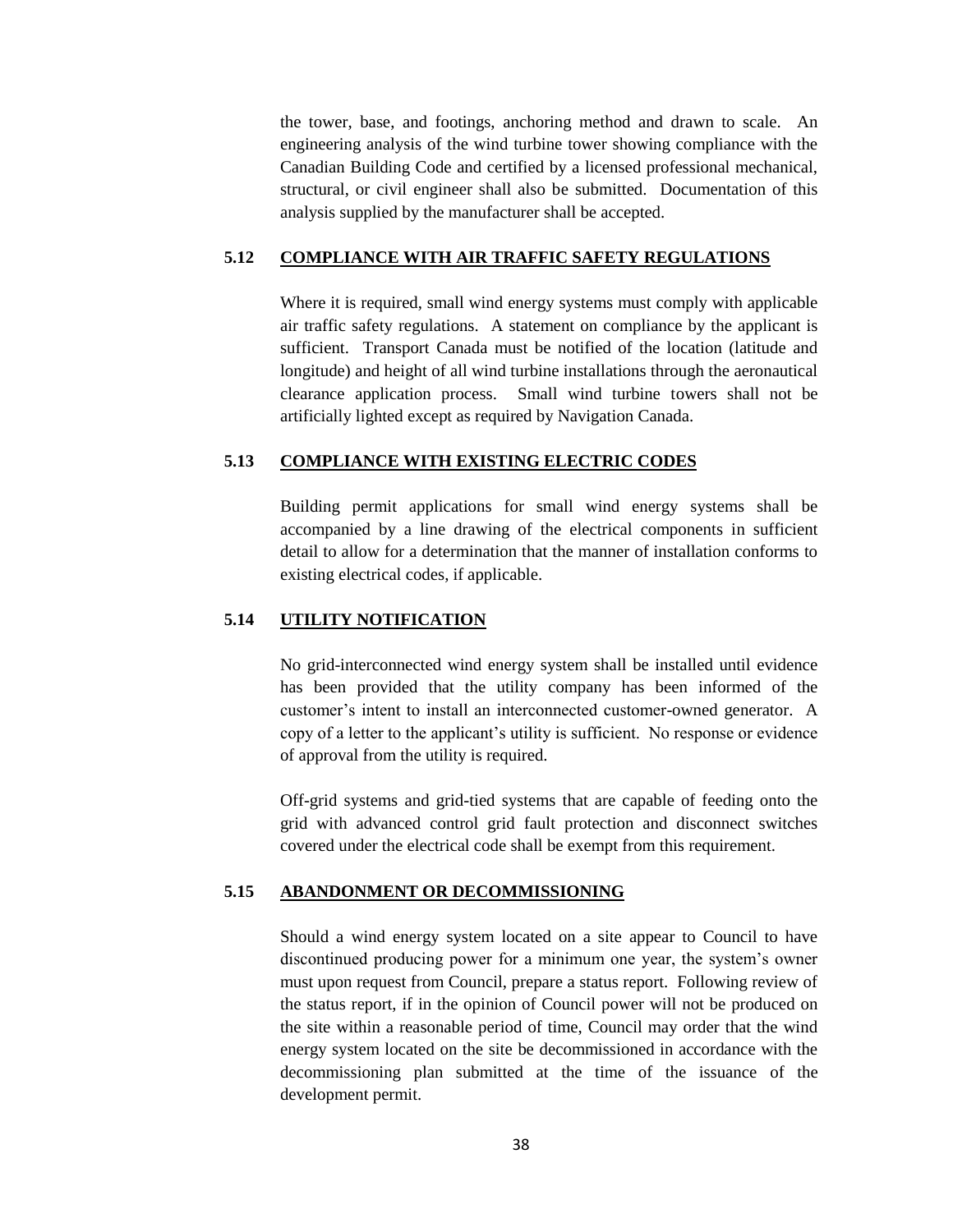the tower, base, and footings, anchoring method and drawn to scale. An engineering analysis of the wind turbine tower showing compliance with the Canadian Building Code and certified by a licensed professional mechanical, structural, or civil engineer shall also be submitted. Documentation of this analysis supplied by the manufacturer shall be accepted.

### 5.12 COMPLIANCE WITH AIR TRAFFIC SAFETY REGULATIONS

Where it is required, small wind energy systems must comply with applicable air traffic safety regulations. A statement on compliance by the applicant is sufficient. Transport Canada must be notified of the location (latitude and longitude) and height of all wind turbine installations through the aeronautical clearance application process. Small wind turbine towers shall not be artificially lighted except as required by Navigation Canada.

### 5.13 COMPLIANCE WITH EXISTING ELECTRIC CODES

Building permit applications for small wind energy systems shall be accompanied by a line drawing of the electrical components in sufficient detail to allow for a determination that the manner of installation conforms to existing electrical codes, if applicable.

### 5.14 UTILITY NOTIFICATION

No grid-interconnected wind energy system shall be installed until evidence has been provided that the utility company has been informed of the customer's intent to install an interconnected customer-owned generator. A copy of a letter to the applicant's utility is sufficient. No response or evidence of approval from the utility is required.

Off-grid systems and grid-tied systems that are capable of feeding onto the grid with advanced control grid fault protection and disconnect switches covered under the electrical code shall be exempt from this requirement.

### 5.15 ABANDONMENT OR DECOMMISSIONING

Should a wind energy system located on a site appear to Council to have discontinued producing power for a minimum one year, the system's owner must upon request from Council, prepare a status report. Following review of the status report, if in the opinion of Council power will not be produced on the site within a reasonable period of time, Council may order that the wind energy system located on the site be decommissioned in accordance with the decommissioning plan submitted at the time of the issuance of the development permit.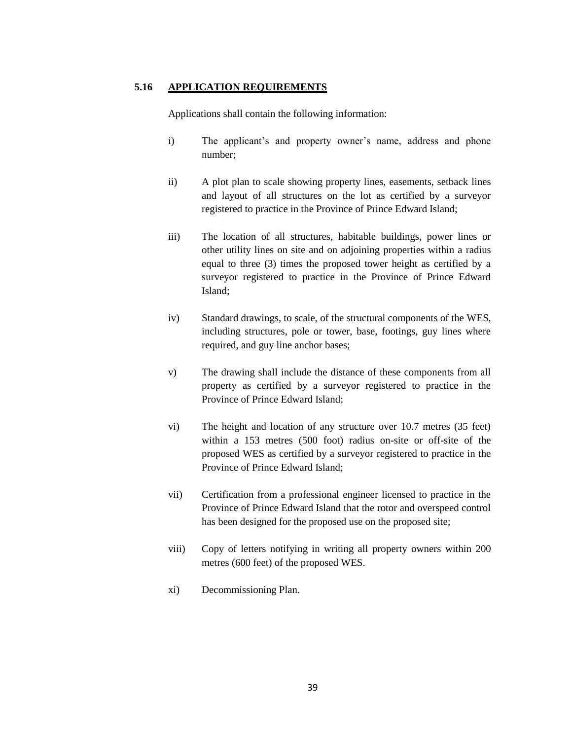### 5.16 APPLICATION REQUIREMENTS

Applications shall contain the following information:

i) The applicant's and property owner's name, address and phone number;

ii) A plot plan to scale showing property lines, easements, setback lines and layout of all structures on the lot as certified by a surveyor registered to practice in the Province of Prince Edward Island;

iii) The location of all structures, habitable buildings, power lines or other utility lines on site and on adjoining properties within a radius equal to three (3) times the proposed tower height as certified by a surveyor registered to practice in the Province of Prince Edward Island;

iv) Standard drawings, to scale, of the structural components of the WES, including structures, pole or tower, base, footings, guy lines where required, and guy line anchor bases;

v) The drawing shall include the distance of these components from all property as certified by a surveyor registered to practice in the Province of Prince Edward Island;

vi) The height and location of any structure over 10.7 metres (35 feet) within a 153 metres (500 foot) radius on-site or off-site of the proposed WES as certified by a surveyor registered to practice in the Province of Prince Edward Island;

vii) Certification from a professional engineer licensed to practice in the Province of Prince Edward Island that the rotor and overspeed control has been designed for the proposed use on the proposed site;

viii) Copy of letters notifying in writing all property owners within 200 metres (600 feet) of the proposed WES.

xi) Decommissioning Plan.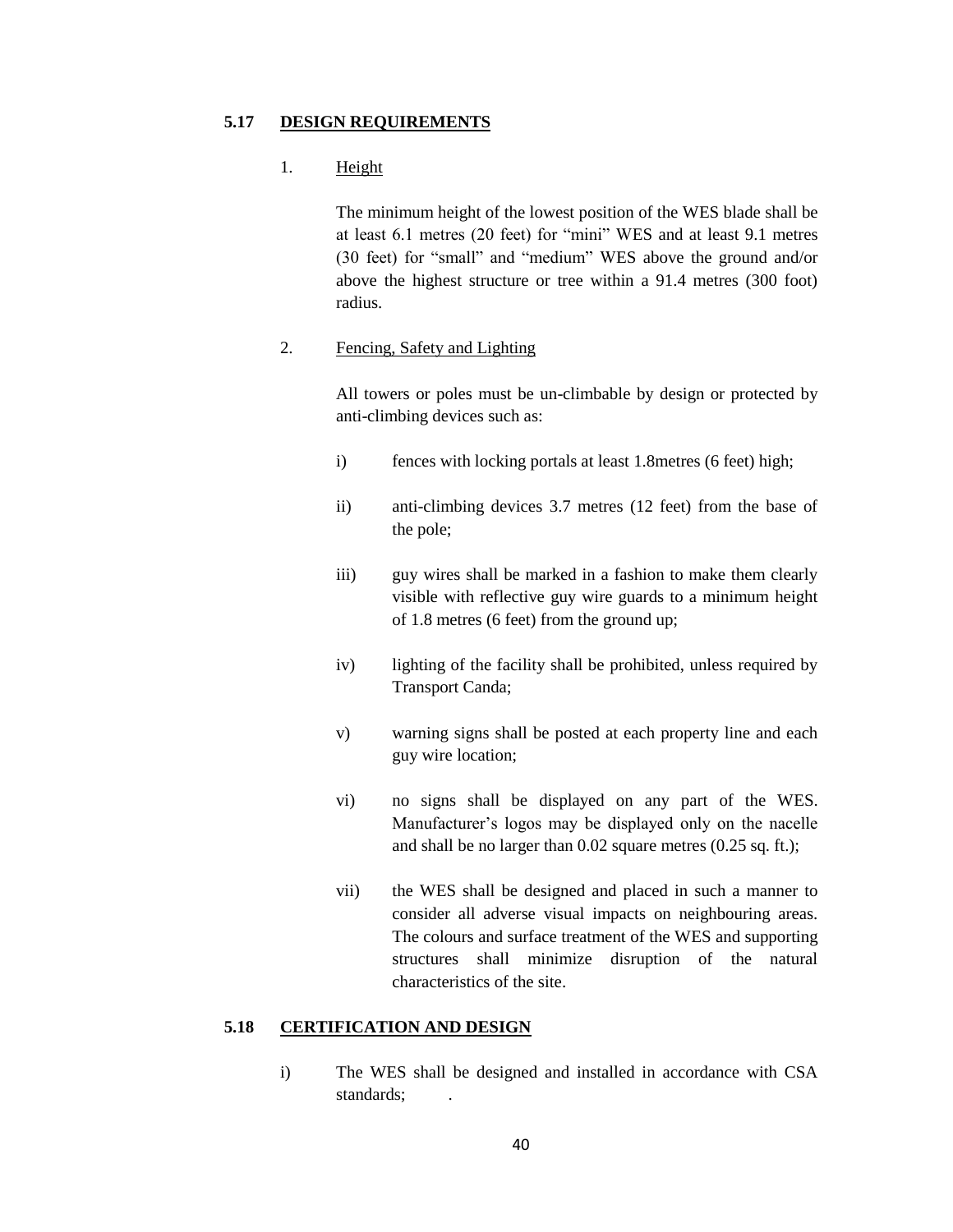## 5.17 DESIGN REQUIREMENTS

1. Height

   The minimum height of the lowest position of the WES blade shall be at least 6.1 metres (20 feet) for "mini" WES and at least 9.1 metres (30 feet) for "small" and "medium" WES above the ground and/or above the highest structure or tree within a 91.4 metres (300 foot) radius.

2. Fencing, Safety and Lighting

   All towers or poles must be un-climbable by design or protected by anti-climbing devices such as:

   i) fences with locking portals at least 1.8metres (6 feet) high;

   ii) anti-climbing devices 3.7 metres (12 feet) from the base of the pole;

   iii) guy wires shall be marked in a fashion to make them clearly visible with reflective guy wire guards to a minimum height of 1.8 metres (6 feet) from the ground up;

   iv) lighting of the facility shall be prohibited, unless required by Transport Canda;

   v) warning signs shall be posted at each property line and each guy wire location;

   vi) no signs shall be displayed on any part of the WES. Manufacturer's logos may be displayed only on the nacelle and shall be no larger than 0.02 square metres (0.25 sq. ft.);

   vii) the WES shall be designed and placed in such a manner to consider all adverse visual impacts on neighbouring areas. The colours and surface treatment of the WES and supporting structures shall minimize disruption of the natural characteristics of the site.

## 5.18 CERTIFICATION AND DESIGN

i) The WES shall be designed and installed in accordance with CSA standards; .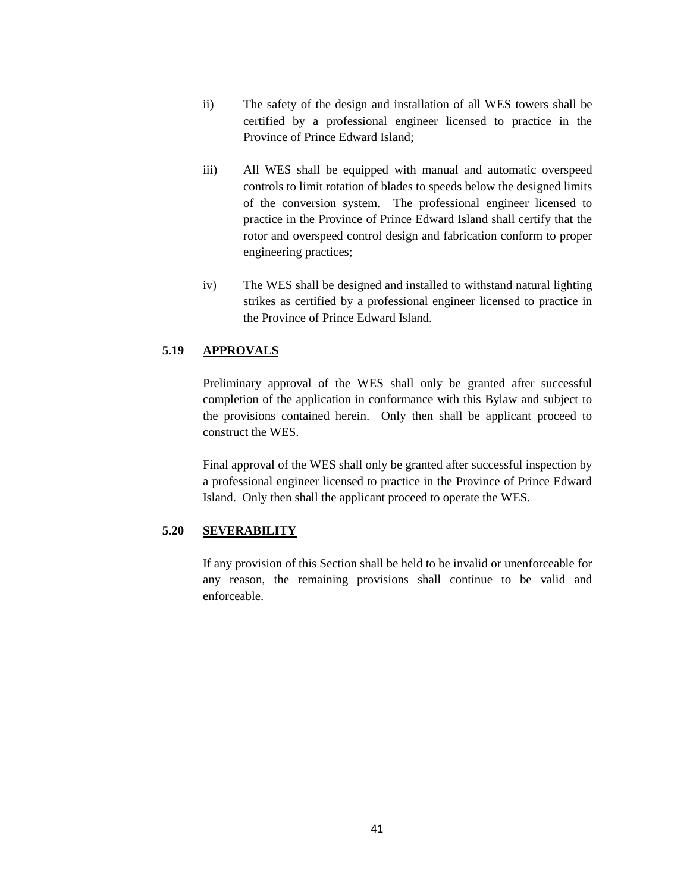ii) The safety of the design and installation of all WES towers shall be certified by a professional engineer licensed to practice in the Province of Prince Edward Island;

iii) All WES shall be equipped with manual and automatic overspeed controls to limit rotation of blades to speeds below the designed limits of the conversion system. The professional engineer licensed to practice in the Province of Prince Edward Island shall certify that the rotor and overspeed control design and fabrication conform to proper engineering practices;

iv) The WES shall be designed and installed to withstand natural lighting strikes as certified by a professional engineer licensed to practice in the Province of Prince Edward Island.

### 5.19 APPROVALS

Preliminary approval of the WES shall only be granted after successful completion of the application in conformance with this Bylaw and subject to the provisions contained herein. Only then shall be applicant proceed to construct the WES.

Final approval of the WES shall only be granted after successful inspection by a professional engineer licensed to practice in the Province of Prince Edward Island. Only then shall the applicant proceed to operate the WES.

### 5.20 SEVERABILITY

If any provision of this Section shall be held to be invalid or unenforceable for any reason, the remaining provisions shall continue to be valid and enforceable.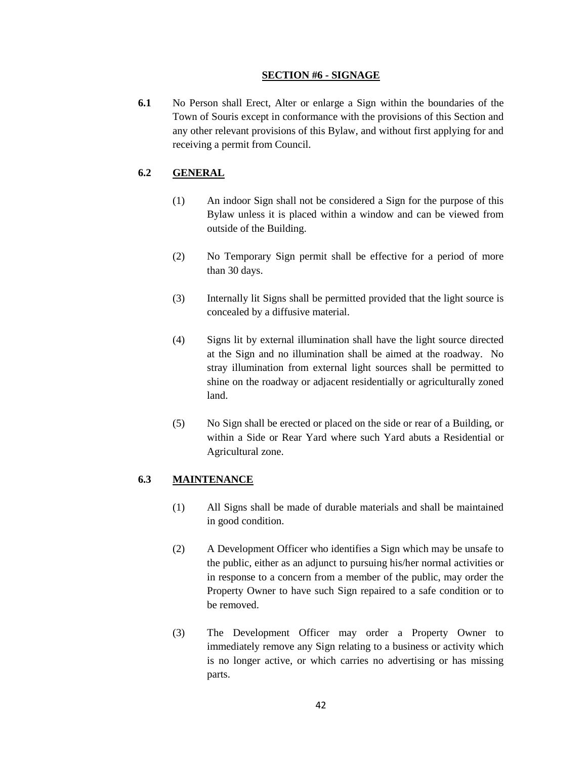## SECTION #6 - SIGNAGE

**6.1** No Person shall Erect, Alter or enlarge a Sign within the boundaries of the Town of Souris except in conformance with the provisions of this Section and any other relevant provisions of this Bylaw, and without first applying for and receiving a permit from Council.

### 6.2 GENERAL

(1) An indoor Sign shall not be considered a Sign for the purpose of this Bylaw unless it is placed within a window and can be viewed from outside of the Building.

(2) No Temporary Sign permit shall be effective for a period of more than 30 days.

(3) Internally lit Signs shall be permitted provided that the light source is concealed by a diffusive material.

(4) Signs lit by external illumination shall have the light source directed at the Sign and no illumination shall be aimed at the roadway. No stray illumination from external light sources shall be permitted to shine on the roadway or adjacent residentially or agriculturally zoned land.

(5) No Sign shall be erected or placed on the side or rear of a Building, or within a Side or Rear Yard where such Yard abuts a Residential or Agricultural zone.

### 6.3 MAINTENANCE

(1) All Signs shall be made of durable materials and shall be maintained in good condition.

(2) A Development Officer who identifies a Sign which may be unsafe to the public, either as an adjunct to pursuing his/her normal activities or in response to a concern from a member of the public, may order the Property Owner to have such Sign repaired to a safe condition or to be removed.

(3) The Development Officer may order a Property Owner to immediately remove any Sign relating to a business or activity which is no longer active, or which carries no advertising or has missing parts.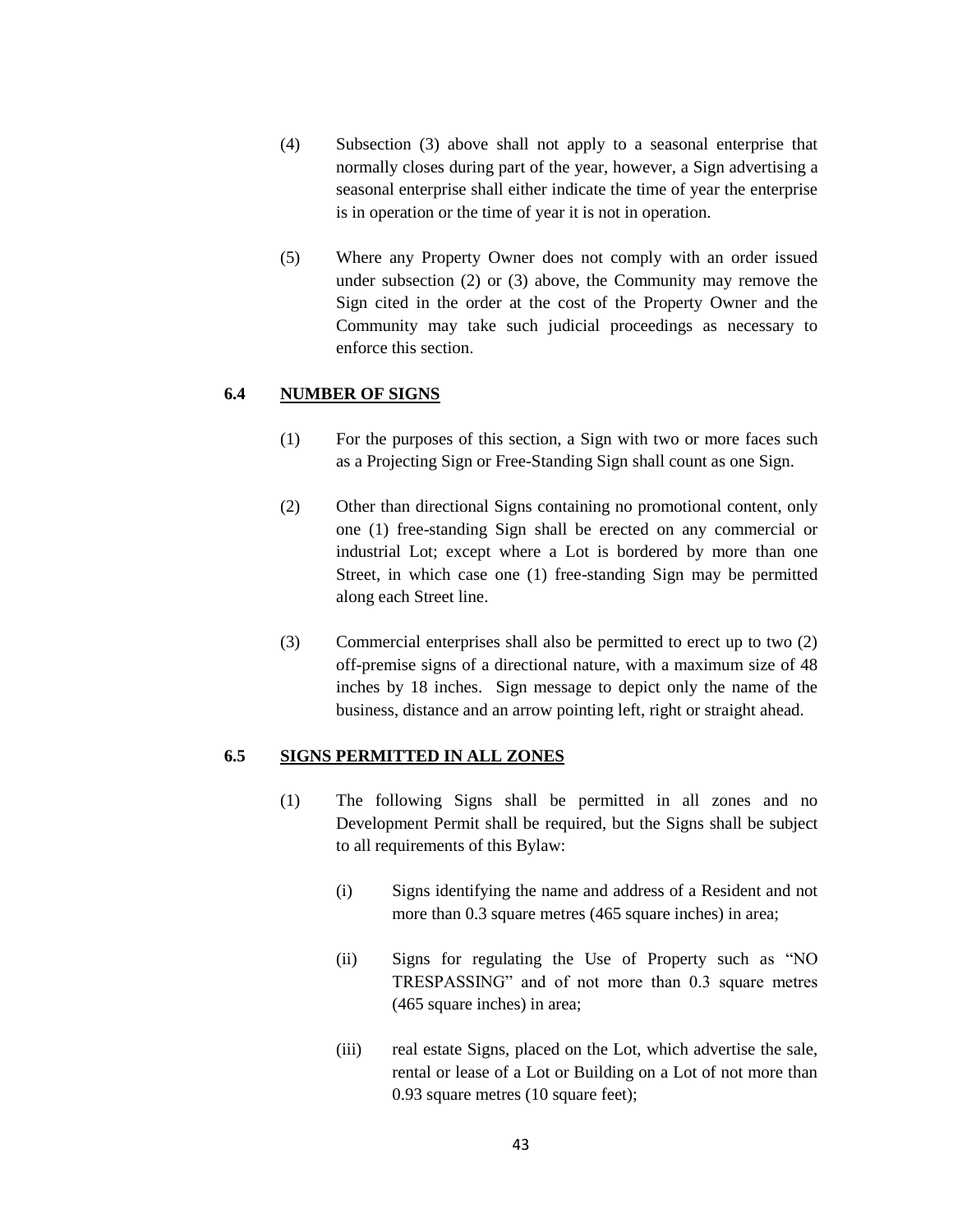(4) Subsection (3) above shall not apply to a seasonal enterprise that normally closes during part of the year, however, a Sign advertising a seasonal enterprise shall either indicate the time of year the enterprise is in operation or the time of year it is not in operation.

(5) Where any Property Owner does not comply with an order issued under subsection (2) or (3) above, the Community may remove the Sign cited in the order at the cost of the Property Owner and the Community may take such judicial proceedings as necessary to enforce this section.

### 6.4 NUMBER OF SIGNS

(1) For the purposes of this section, a Sign with two or more faces such as a Projecting Sign or Free-Standing Sign shall count as one Sign.

(2) Other than directional Signs containing no promotional content, only one (1) free-standing Sign shall be erected on any commercial or industrial Lot; except where a Lot is bordered by more than one Street, in which case one (1) free-standing Sign may be permitted along each Street line.

(3) Commercial enterprises shall also be permitted to erect up to two (2) off-premise signs of a directional nature, with a maximum size of 48 inches by 18 inches. Sign message to depict only the name of the business, distance and an arrow pointing left, right or straight ahead.

### 6.5 SIGNS PERMITTED IN ALL ZONES

(1) The following Signs shall be permitted in all zones and no Development Permit shall be required, but the Signs shall be subject to all requirements of this Bylaw:

   (i) Signs identifying the name and address of a Resident and not more than 0.3 square metres (465 square inches) in area;

   (ii) Signs for regulating the Use of Property such as “NO TRESPASSING” and of not more than 0.3 square metres (465 square inches) in area;

   (iii) real estate Signs, placed on the Lot, which advertise the sale, rental or lease of a Lot or Building on a Lot of not more than 0.93 square metres (10 square feet);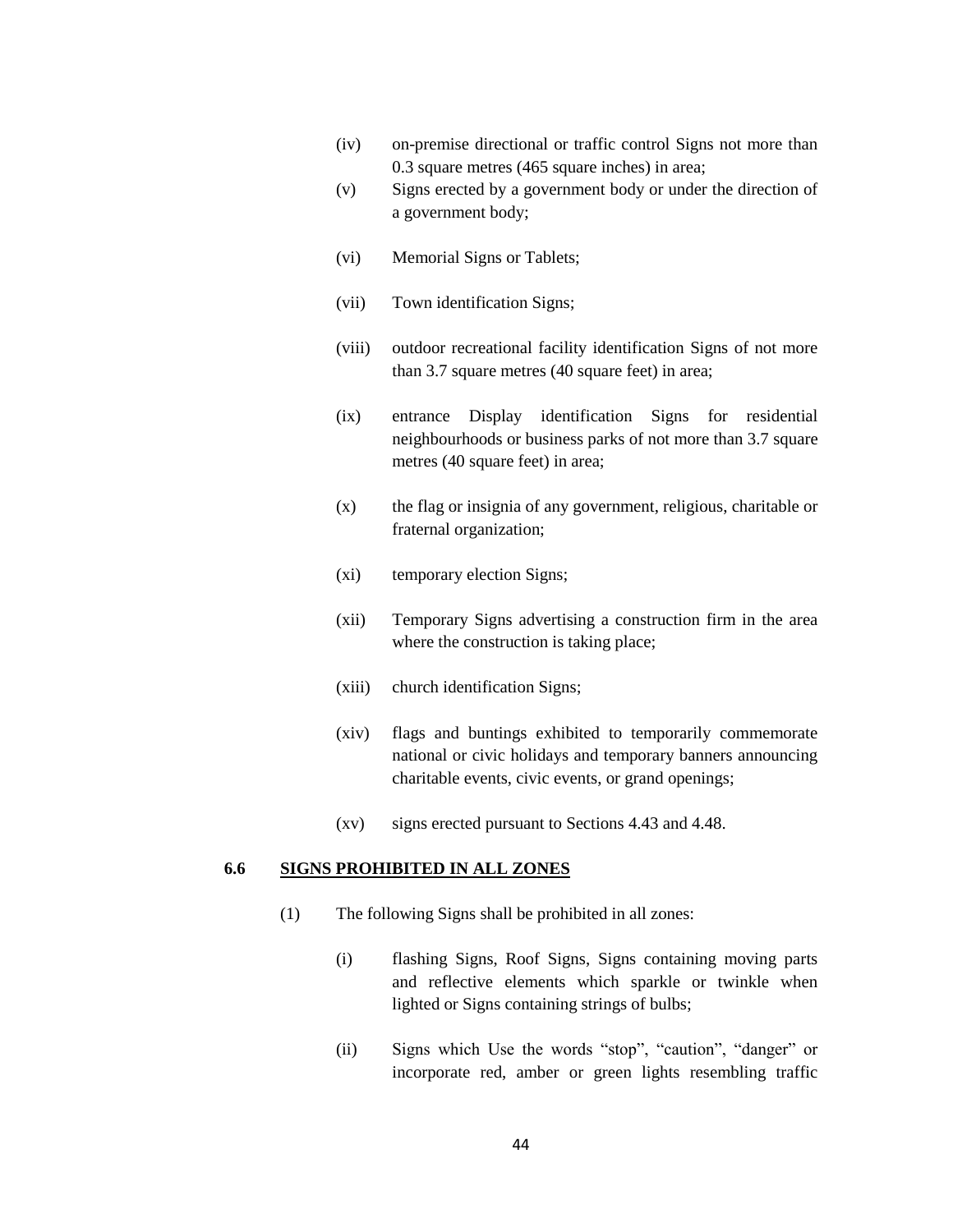(iv) on-premise directional or traffic control Signs not more than 0.3 square metres (465 square inches) in area;

(v) Signs erected by a government body or under the direction of a government body;

(vi) Memorial Signs or Tablets;

(vii) Town identification Signs;

(viii) outdoor recreational facility identification Signs of not more than 3.7 square metres (40 square feet) in area;

(ix) entrance Display identification Signs for residential neighbourhoods or business parks of not more than 3.7 square metres (40 square feet) in area;

(x) the flag or insignia of any government, religious, charitable or fraternal organization;

(xi) temporary election Signs;

(xii) Temporary Signs advertising a construction firm in the area where the construction is taking place;

(xiii) church identification Signs;

(xiv) flags and buntings exhibited to temporarily commemorate national or civic holidays and temporary banners announcing charitable events, civic events, or grand openings;

(xv) signs erected pursuant to Sections 4.43 and 4.48.

## 6.6 SIGNS PROHIBITED IN ALL ZONES

(1) The following Signs shall be prohibited in all zones:

(i) flashing Signs, Roof Signs, Signs containing moving parts and reflective elements which sparkle or twinkle when lighted or Signs containing strings of bulbs;

(ii) Signs which Use the words “stop”, “caution”, “danger” or incorporate red, amber or green lights resembling traffic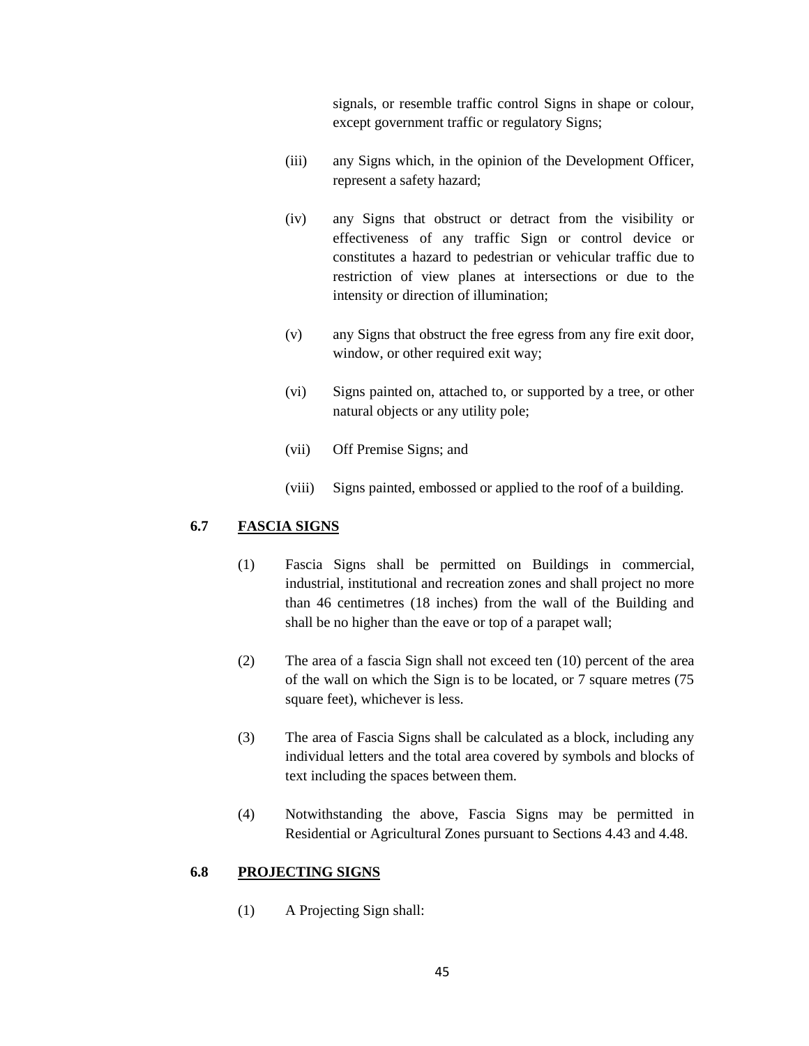signals, or resemble traffic control Signs in shape or colour, except government traffic or regulatory Signs;

(iii) any Signs which, in the opinion of the Development Officer, represent a safety hazard;

(iv) any Signs that obstruct or detract from the visibility or effectiveness of any traffic Sign or control device or constitutes a hazard to pedestrian or vehicular traffic due to restriction of view planes at intersections or due to the intensity or direction of illumination;

(v) any Signs that obstruct the free egress from any fire exit door, window, or other required exit way;

(vi) Signs painted on, attached to, or supported by a tree, or other natural objects or any utility pole;

(vii) Off Premise Signs; and

(viii) Signs painted, embossed or applied to the roof of a building.

## 6.7 FASCIA SIGNS

(1) Fascia Signs shall be permitted on Buildings in commercial, industrial, institutional and recreation zones and shall project no more than 46 centimetres (18 inches) from the wall of the Building and shall be no higher than the eave or top of a parapet wall;

(2) The area of a fascia Sign shall not exceed ten (10) percent of the area of the wall on which the Sign is to be located, or 7 square metres (75 square feet), whichever is less.

(3) The area of Fascia Signs shall be calculated as a block, including any individual letters and the total area covered by symbols and blocks of text including the spaces between them.

(4) Notwithstanding the above, Fascia Signs may be permitted in Residential or Agricultural Zones pursuant to Sections 4.43 and 4.48.

## 6.8 PROJECTING SIGNS

(1) A Projecting Sign shall: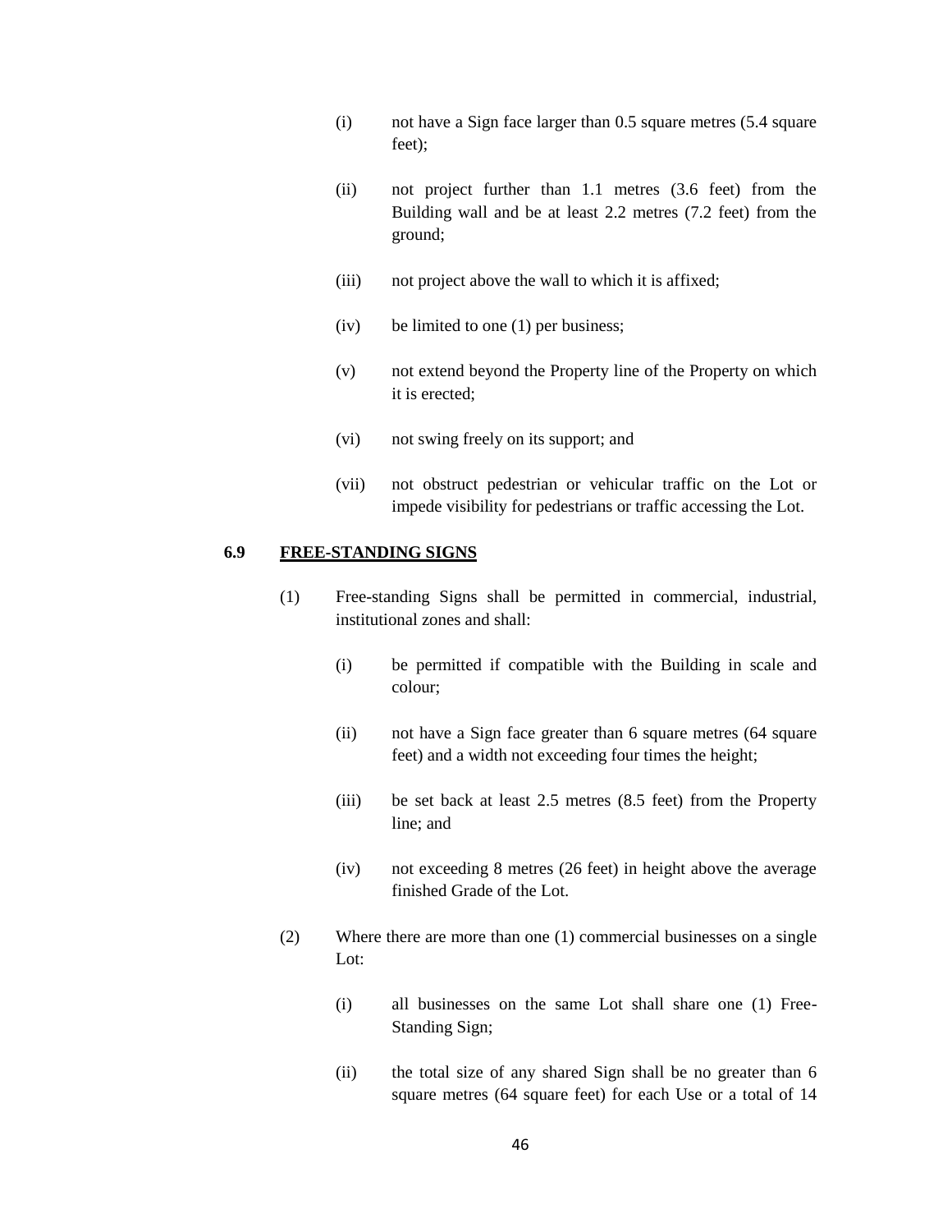(i) not have a Sign face larger than 0.5 square metres (5.4 square feet);

(ii) not project further than 1.1 metres (3.6 feet) from the Building wall and be at least 2.2 metres (7.2 feet) from the ground;

(iii) not project above the wall to which it is affixed;

(iv) be limited to one (1) per business;

(v) not extend beyond the Property line of the Property on which it is erected;

(vi) not swing freely on its support; and

(vii) not obstruct pedestrian or vehicular traffic on the Lot or impede visibility for pedestrians or traffic accessing the Lot.

## 6.9 FREE-STANDING SIGNS

(1) Free-standing Signs shall be permitted in commercial, industrial, institutional zones and shall:

(i) be permitted if compatible with the Building in scale and colour;

(ii) not have a Sign face greater than 6 square metres (64 square feet) and a width not exceeding four times the height;

(iii) be set back at least 2.5 metres (8.5 feet) from the Property line; and

(iv) not exceeding 8 metres (26 feet) in height above the average finished Grade of the Lot.

(2) Where there are more than one (1) commercial businesses on a single Lot:

(i) all businesses on the same Lot shall share one (1) Free-Standing Sign;

(ii) the total size of any shared Sign shall be no greater than 6 square metres (64 square feet) for each Use or a total of 14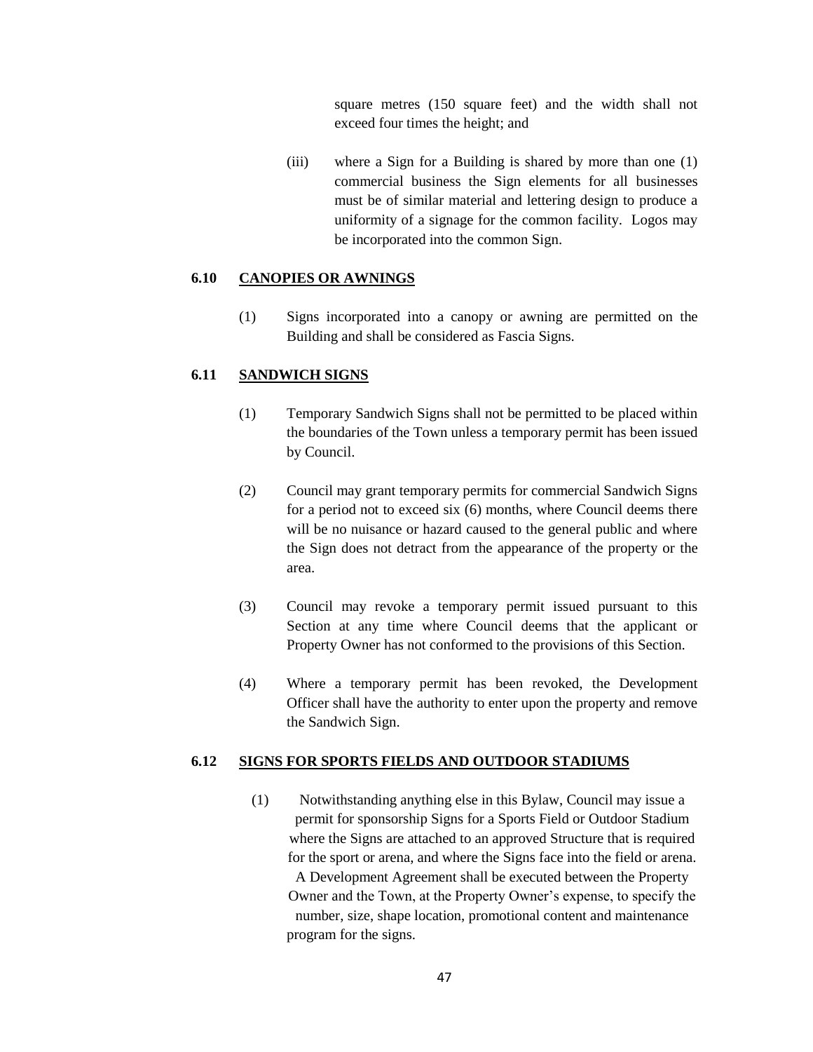square metres (150 square feet) and the width shall not exceed four times the height; and

(iii) where a Sign for a Building is shared by more than one (1) commercial business the Sign elements for all businesses must be of similar material and lettering design to produce a uniformity of a signage for the common facility. Logos may be incorporated into the common Sign.

### 6.10 CANOPIES OR AWNINGS

(1) Signs incorporated into a canopy or awning are permitted on the Building and shall be considered as Fascia Signs.

### 6.11 SANDWICH SIGNS

(1) Temporary Sandwich Signs shall not be permitted to be placed within the boundaries of the Town unless a temporary permit has been issued by Council.

(2) Council may grant temporary permits for commercial Sandwich Signs for a period not to exceed six (6) months, where Council deems there will be no nuisance or hazard caused to the general public and where the Sign does not detract from the appearance of the property or the area.

(3) Council may revoke a temporary permit issued pursuant to this Section at any time where Council deems that the applicant or Property Owner has not conformed to the provisions of this Section.

(4) Where a temporary permit has been revoked, the Development Officer shall have the authority to enter upon the property and remove the Sandwich Sign.

### 6.12 SIGNS FOR SPORTS FIELDS AND OUTDOOR STADIUMS

(1) Notwithstanding anything else in this Bylaw, Council may issue a permit for sponsorship Signs for a Sports Field or Outdoor Stadium where the Signs are attached to an approved Structure that is required for the sport or arena, and where the Signs face into the field or arena. A Development Agreement shall be executed between the Property Owner and the Town, at the Property Owner's expense, to specify the number, size, shape location, promotional content and maintenance program for the signs.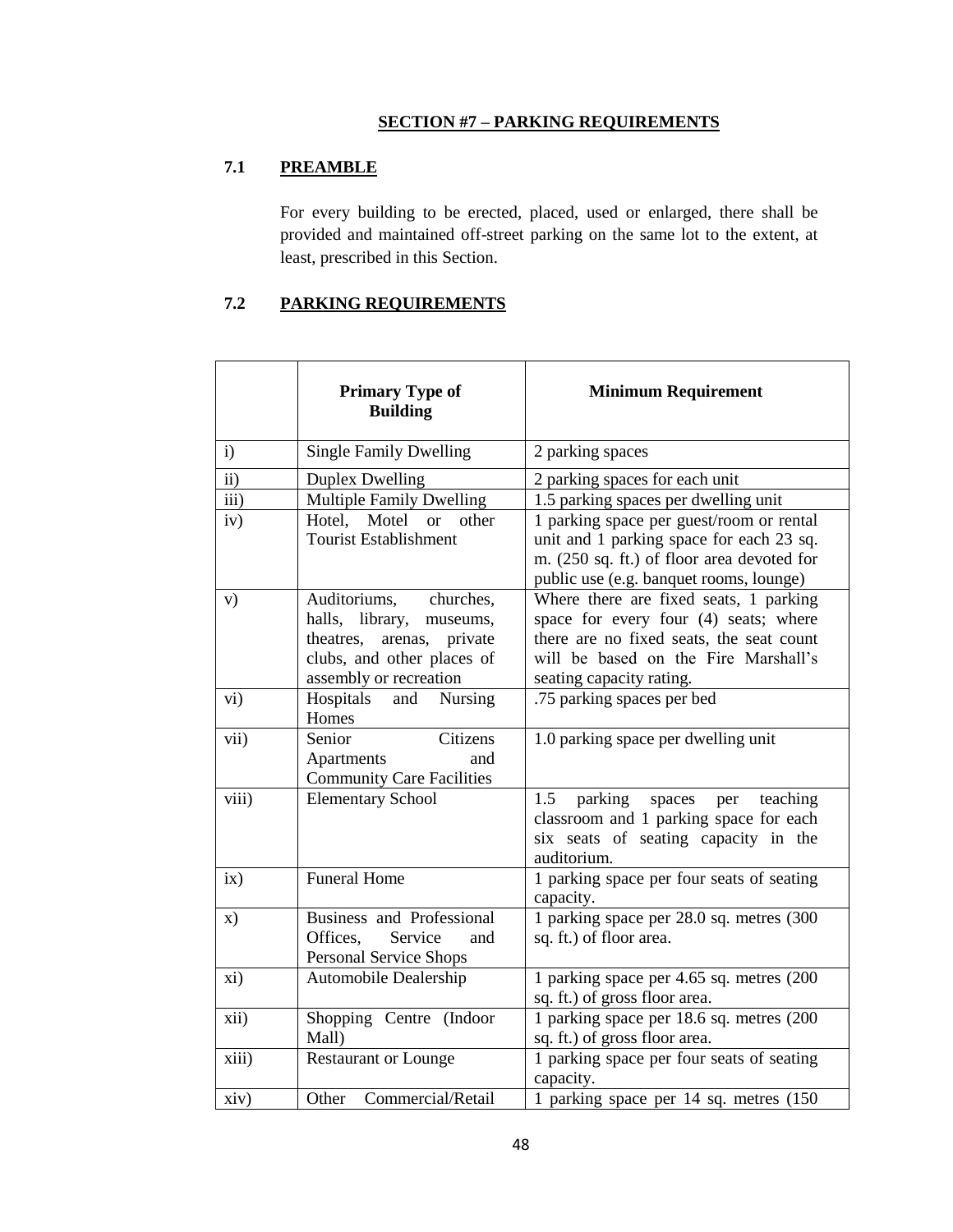## SECTION #7 – PARKING REQUIREMENTS

### 7.1 PREAMBLE

For every building to be erected, placed, used or enlarged, there shall be provided and maintained off-street parking on the same lot to the extent, at least, prescribed in this Section.

### 7.2 PARKING REQUIREMENTS

| | Primary Type of Building | Minimum Requirement |
|---|---|---|
| i) | Single Family Dwelling | 2 parking spaces |
| ii) | Duplex Dwelling | 2 parking spaces for each unit |
| iii) | Multiple Family Dwelling | 1.5 parking spaces per dwelling unit |
| iv) | Hotel, Motel or other Tourist Establishment | 1 parking space per guest/room or rental unit and 1 parking space for each 23 sq. m. (250 sq. ft.) of floor area devoted for public use (e.g. banquet rooms, lounge) |
| v) | Auditoriums, churches, halls, library, museums, theatres, arenas, private clubs, and other places of assembly or recreation | Where there are fixed seats, 1 parking space for every four (4) seats; where there are no fixed seats, the seat count will be based on the Fire Marshall's seating capacity rating. |
| vi) | Hospitals and Nursing Homes | .75 parking spaces per bed |
| vii) | Senior Citizens Apartments and Community Care Facilities | 1.0 parking space per dwelling unit |
| viii) | Elementary School | 1.5 parking spaces per teaching classroom and 1 parking space for each six seats of seating capacity in the auditorium. |
| ix) | Funeral Home | 1 parking space per four seats of seating capacity. |
| x) | Business and Professional Offices, Service and Personal Service Shops | 1 parking space per 28.0 sq. metres (300 sq. ft.) of floor area. |
| xi) | Automobile Dealership | 1 parking space per 4.65 sq. metres (200 sq. ft.) of gross floor area. |
| xii) | Shopping Centre (Indoor Mall) | 1 parking space per 18.6 sq. metres (200 sq. ft.) of gross floor area. |
| xiii) | Restaurant or Lounge | 1 parking space per four seats of seating capacity. |
| xiv) | Other Commercial/Retail | 1 parking space per 14 sq. metres (150 |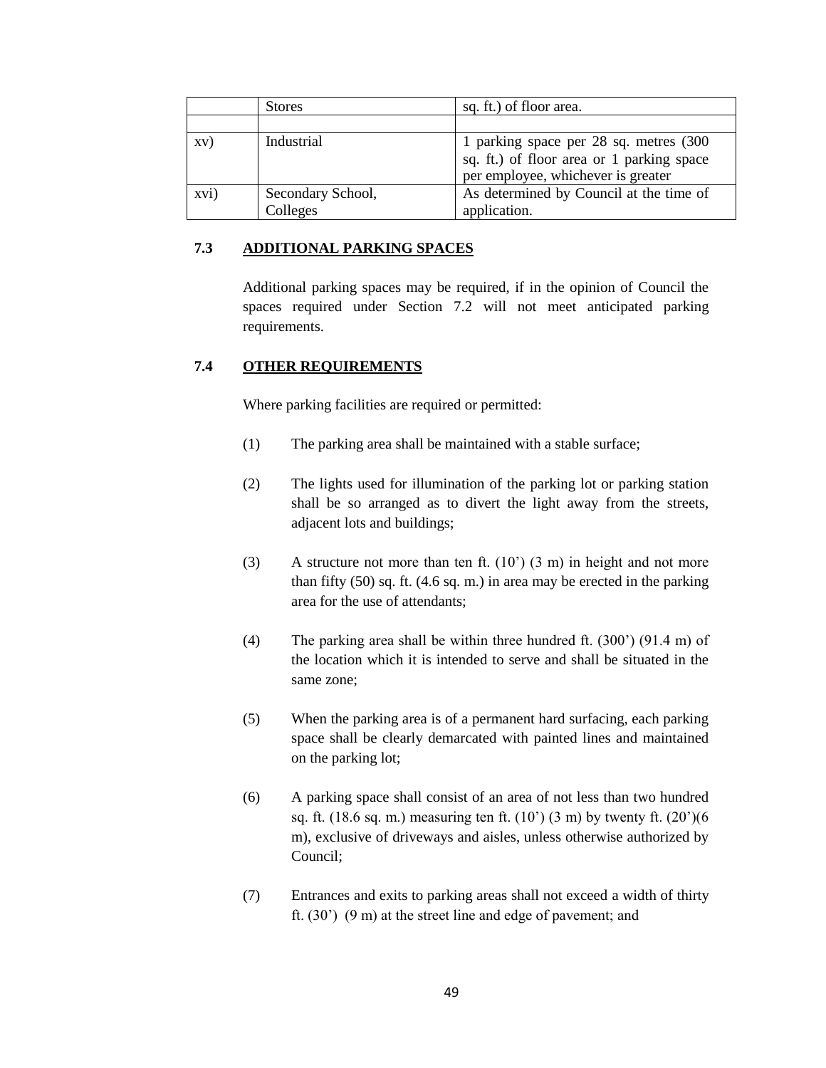|  | Stores | sq. ft.) of floor area. |
| --- | --- | --- |
|  |  |  |
| xv) | Industrial | 1 parking space per 28 sq. metres (300 sq. ft.) of floor area or 1 parking space per employee, whichever is greater |
| xvi) | Secondary School, Colleges | As determined by Council at the time of application. |

### 7.3 ADDITIONAL PARKING SPACES

Additional parking spaces may be required, if in the opinion of Council the spaces required under Section 7.2 will not meet anticipated parking requirements.

### 7.4 OTHER REQUIREMENTS

Where parking facilities are required or permitted:

(1) The parking area shall be maintained with a stable surface;

(2) The lights used for illumination of the parking lot or parking station shall be so arranged as to divert the light away from the streets, adjacent lots and buildings;

(3) A structure not more than ten ft. (10') (3 m) in height and not more than fifty (50) sq. ft. (4.6 sq. m.) in area may be erected in the parking area for the use of attendants;

(4) The parking area shall be within three hundred ft. (300') (91.4 m) of the location which it is intended to serve and shall be situated in the same zone;

(5) When the parking area is of a permanent hard surfacing, each parking space shall be clearly demarcated with painted lines and maintained on the parking lot;

(6) A parking space shall consist of an area of not less than two hundred sq. ft. (18.6 sq. m.) measuring ten ft. (10') (3 m) by twenty ft. (20')(6 m), exclusive of driveways and aisles, unless otherwise authorized by Council;

(7) Entrances and exits to parking areas shall not exceed a width of thirty ft. (30') (9 m) at the street line and edge of pavement; and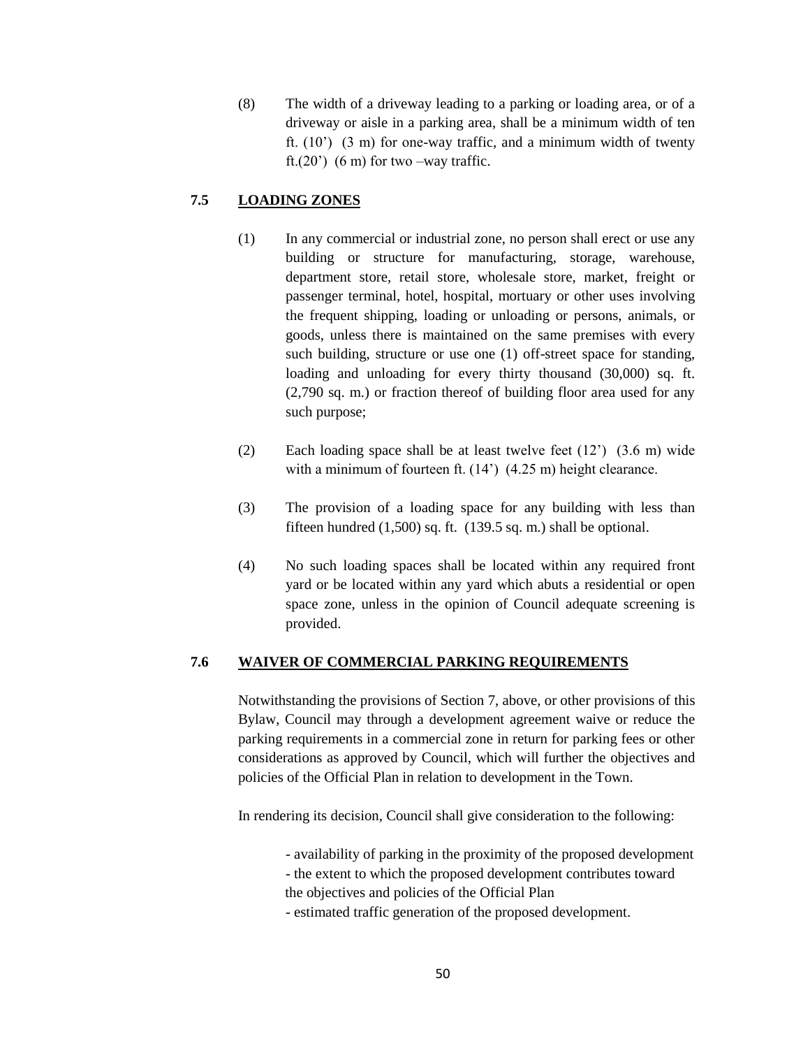(8) The width of a driveway leading to a parking or loading area, or of a driveway or aisle in a parking area, shall be a minimum width of ten ft. (10') (3 m) for one-way traffic, and a minimum width of twenty ft.(20') (6 m) for two –way traffic.

### 7.5 LOADING ZONES

(1) In any commercial or industrial zone, no person shall erect or use any building or structure for manufacturing, storage, warehouse, department store, retail store, wholesale store, market, freight or passenger terminal, hotel, hospital, mortuary or other uses involving the frequent shipping, loading or unloading or persons, animals, or goods, unless there is maintained on the same premises with every such building, structure or use one (1) off-street space for standing, loading and unloading for every thirty thousand (30,000) sq. ft. (2,790 sq. m.) or fraction thereof of building floor area used for any such purpose;

(2) Each loading space shall be at least twelve feet (12') (3.6 m) wide with a minimum of fourteen ft. (14') (4.25 m) height clearance.

(3) The provision of a loading space for any building with less than fifteen hundred (1,500) sq. ft. (139.5 sq. m.) shall be optional.

(4) No such loading spaces shall be located within any required front yard or be located within any yard which abuts a residential or open space zone, unless in the opinion of Council adequate screening is provided.

### 7.6 WAIVER OF COMMERCIAL PARKING REQUIREMENTS

Notwithstanding the provisions of Section 7, above, or other provisions of this Bylaw, Council may through a development agreement waive or reduce the parking requirements in a commercial zone in return for parking fees or other considerations as approved by Council, which will further the objectives and policies of the Official Plan in relation to development in the Town.

In rendering its decision, Council shall give consideration to the following:

- availability of parking in the proximity of the proposed development
- the extent to which the proposed development contributes toward the objectives and policies of the Official Plan
- estimated traffic generation of the proposed development.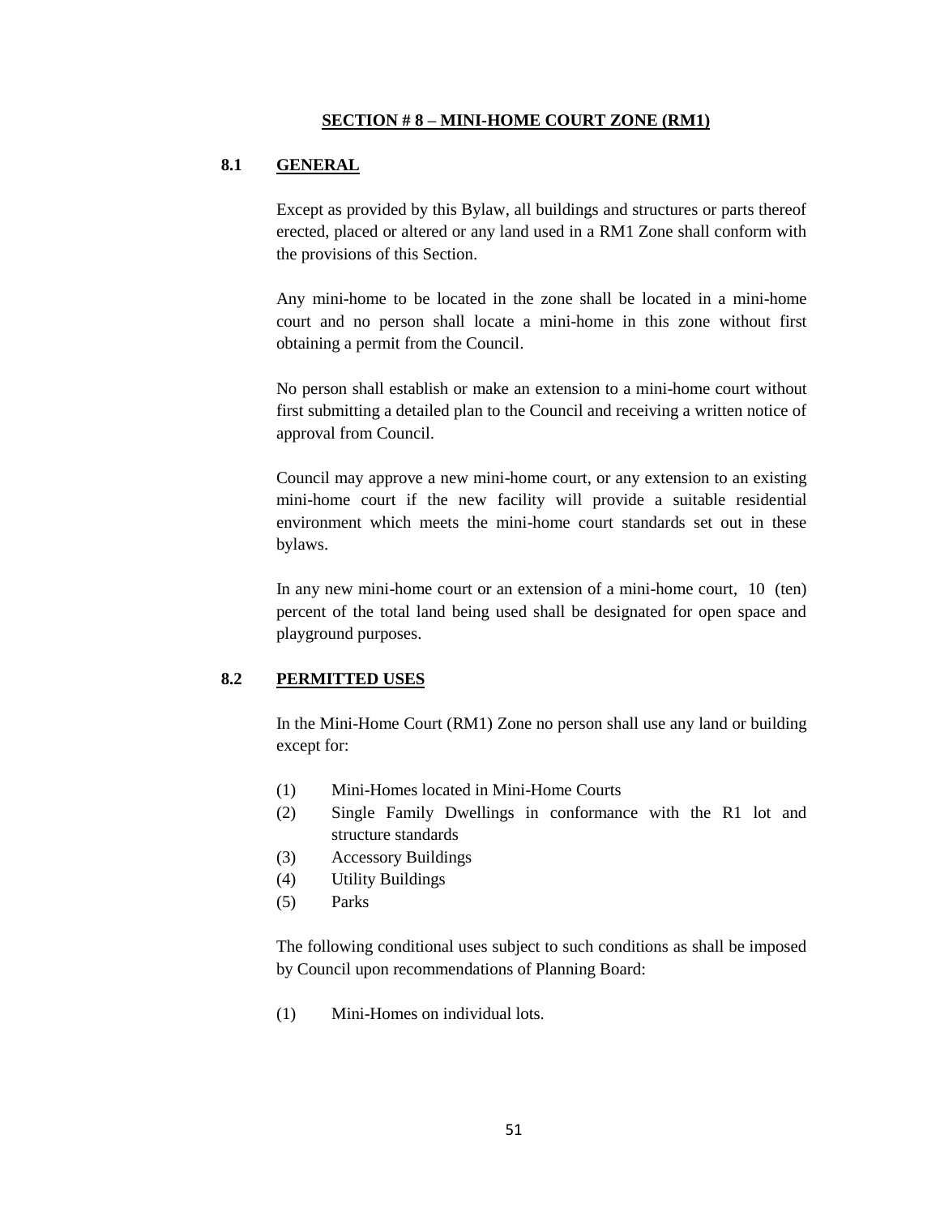## SECTION # 8 – MINI-HOME COURT ZONE (RM1)

### 8.1 GENERAL

Except as provided by this Bylaw, all buildings and structures or parts thereof erected, placed or altered or any land used in a RM1 Zone shall conform with the provisions of this Section.

Any mini-home to be located in the zone shall be located in a mini-home court and no person shall locate a mini-home in this zone without first obtaining a permit from the Council.

No person shall establish or make an extension to a mini-home court without first submitting a detailed plan to the Council and receiving a written notice of approval from Council.

Council may approve a new mini-home court, or any extension to an existing mini-home court if the new facility will provide a suitable residential environment which meets the mini-home court standards set out in these bylaws.

In any new mini-home court or an extension of a mini-home court, 10 (ten) percent of the total land being used shall be designated for open space and playground purposes.

### 8.2 PERMITTED USES

In the Mini-Home Court (RM1) Zone no person shall use any land or building except for:

(1) Mini-Homes located in Mini-Home Courts
(2) Single Family Dwellings in conformance with the R1 lot and structure standards
(3) Accessory Buildings
(4) Utility Buildings
(5) Parks

The following conditional uses subject to such conditions as shall be imposed by Council upon recommendations of Planning Board:

(1) Mini-Homes on individual lots.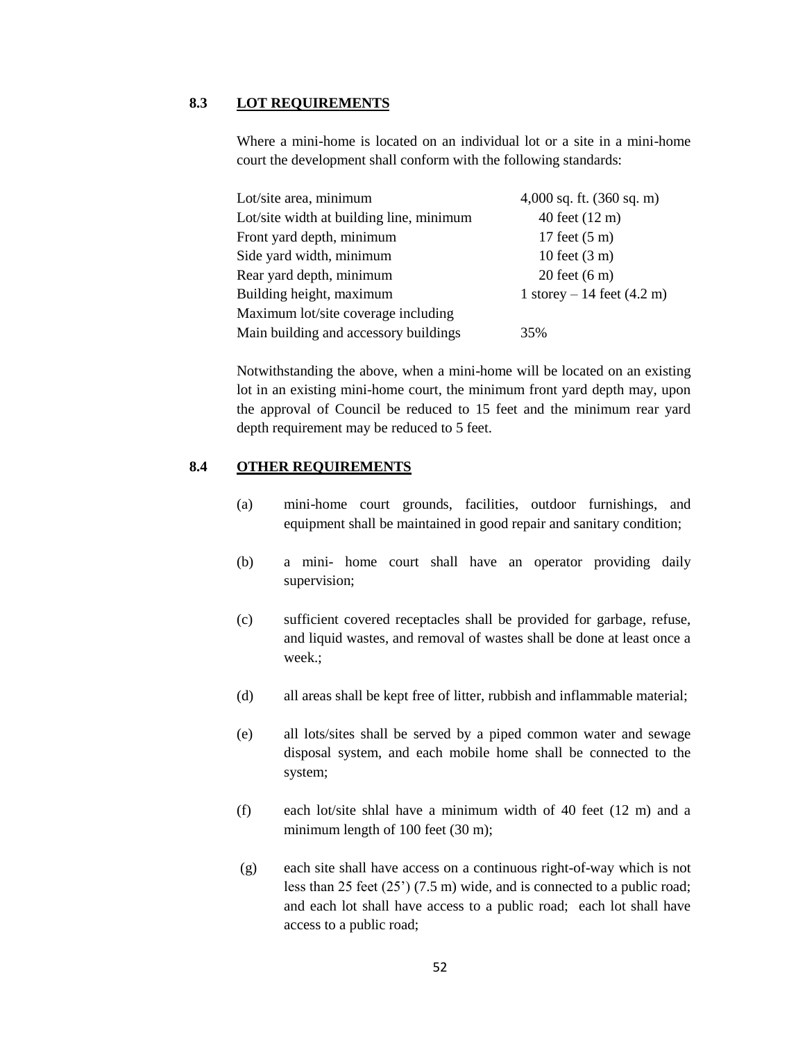## 8.3 LOT REQUIREMENTS

Where a mini-home is located on an individual lot or a site in a mini-home court the development shall conform with the following standards:

| | |
|---|---|
| Lot/site area, minimum | 4,000 sq. ft. (360 sq. m) |
| Lot/site width at building line, minimum | 40 feet (12 m) |
| Front yard depth, minimum | 17 feet (5 m) |
| Side yard width, minimum | 10 feet (3 m) |
| Rear yard depth, minimum | 20 feet (6 m) |
| Building height, maximum | 1 storey – 14 feet (4.2 m) |
| Maximum lot/site coverage including Main building and accessory buildings | 35% |

Notwithstanding the above, when a mini-home will be located on an existing lot in an existing mini-home court, the minimum front yard depth may, upon the approval of Council be reduced to 15 feet and the minimum rear yard depth requirement may be reduced to 5 feet.

## 8.4 OTHER REQUIREMENTS

(a) mini-home court grounds, facilities, outdoor furnishings, and equipment shall be maintained in good repair and sanitary condition;

(b) a mini- home court shall have an operator providing daily supervision;

(c) sufficient covered receptacles shall be provided for garbage, refuse, and liquid wastes, and removal of wastes shall be done at least once a week.;

(d) all areas shall be kept free of litter, rubbish and inflammable material;

(e) all lots/sites shall be served by a piped common water and sewage disposal system, and each mobile home shall be connected to the system;

(f) each lot/site shlal have a minimum width of 40 feet (12 m) and a minimum length of 100 feet (30 m);

(g) each site shall have access on a continuous right-of-way which is not less than 25 feet (25') (7.5 m) wide, and is connected to a public road; and each lot shall have access to a public road; each lot shall have access to a public road;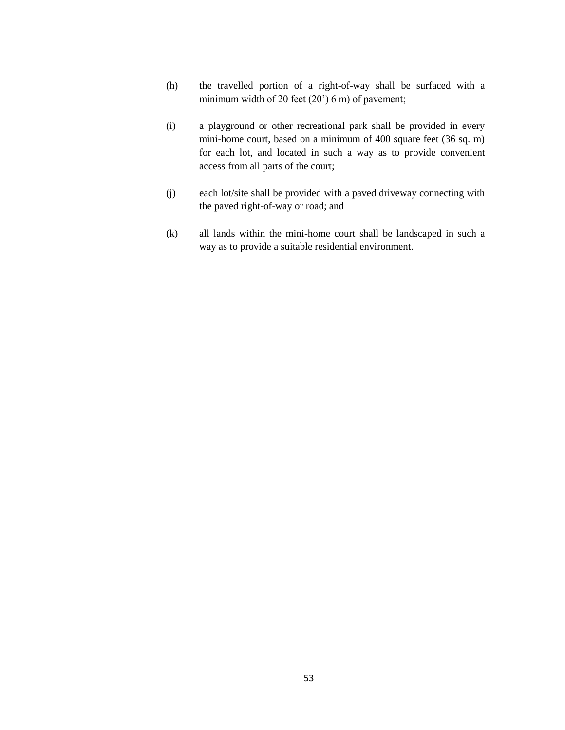(h) the travelled portion of a right-of-way shall be surfaced with a minimum width of 20 feet (20’) 6 m) of pavement;

(i) a playground or other recreational park shall be provided in every mini-home court, based on a minimum of 400 square feet (36 sq. m) for each lot, and located in such a way as to provide convenient access from all parts of the court;

(j) each lot/site shall be provided with a paved driveway connecting with the paved right-of-way or road; and

(k) all lands within the mini-home court shall be landscaped in such a way as to provide a suitable residential environment.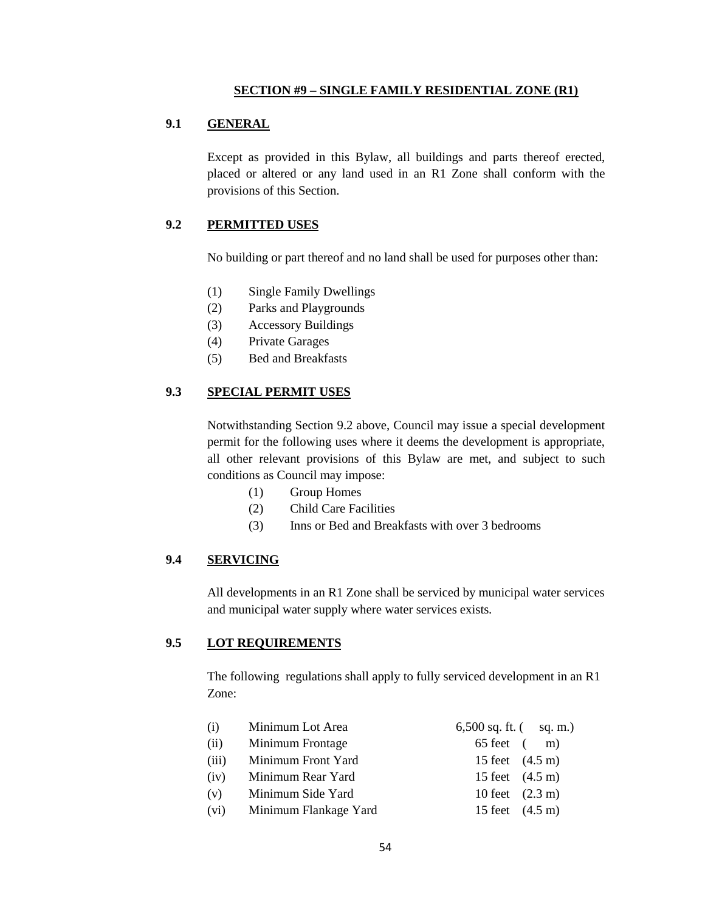## SECTION #9 – SINGLE FAMILY RESIDENTIAL ZONE (R1)

### 9.1 GENERAL

Except as provided in this Bylaw, all buildings and parts thereof erected, placed or altered or any land used in an R1 Zone shall conform with the provisions of this Section.

### 9.2 PERMITTED USES

No building or part thereof and no land shall be used for purposes other than:

(1) Single Family Dwellings
(2) Parks and Playgrounds
(3) Accessory Buildings
(4) Private Garages
(5) Bed and Breakfasts

### 9.3 SPECIAL PERMIT USES

Notwithstanding Section 9.2 above, Council may issue a special development permit for the following uses where it deems the development is appropriate, all other relevant provisions of this Bylaw are met, and subject to such conditions as Council may impose:

(1) Group Homes
(2) Child Care Facilities
(3) Inns or Bed and Breakfasts with over 3 bedrooms

### 9.4 SERVICING

All developments in an R1 Zone shall be serviced by municipal water services and municipal water supply where water services exists.

### 9.5 LOT REQUIREMENTS

The following regulations shall apply to fully serviced development in an R1 Zone:

| | | |
|---|---|---|
| (i) | Minimum Lot Area | 6,500 sq. ft. ( sq. m.) |
| (ii) | Minimum Frontage | 65 feet ( m) |
| (iii) | Minimum Front Yard | 15 feet (4.5 m) |
| (iv) | Minimum Rear Yard | 15 feet (4.5 m) |
| (v) | Minimum Side Yard | 10 feet (2.3 m) |
| (vi) | Minimum Flankage Yard | 15 feet (4.5 m) |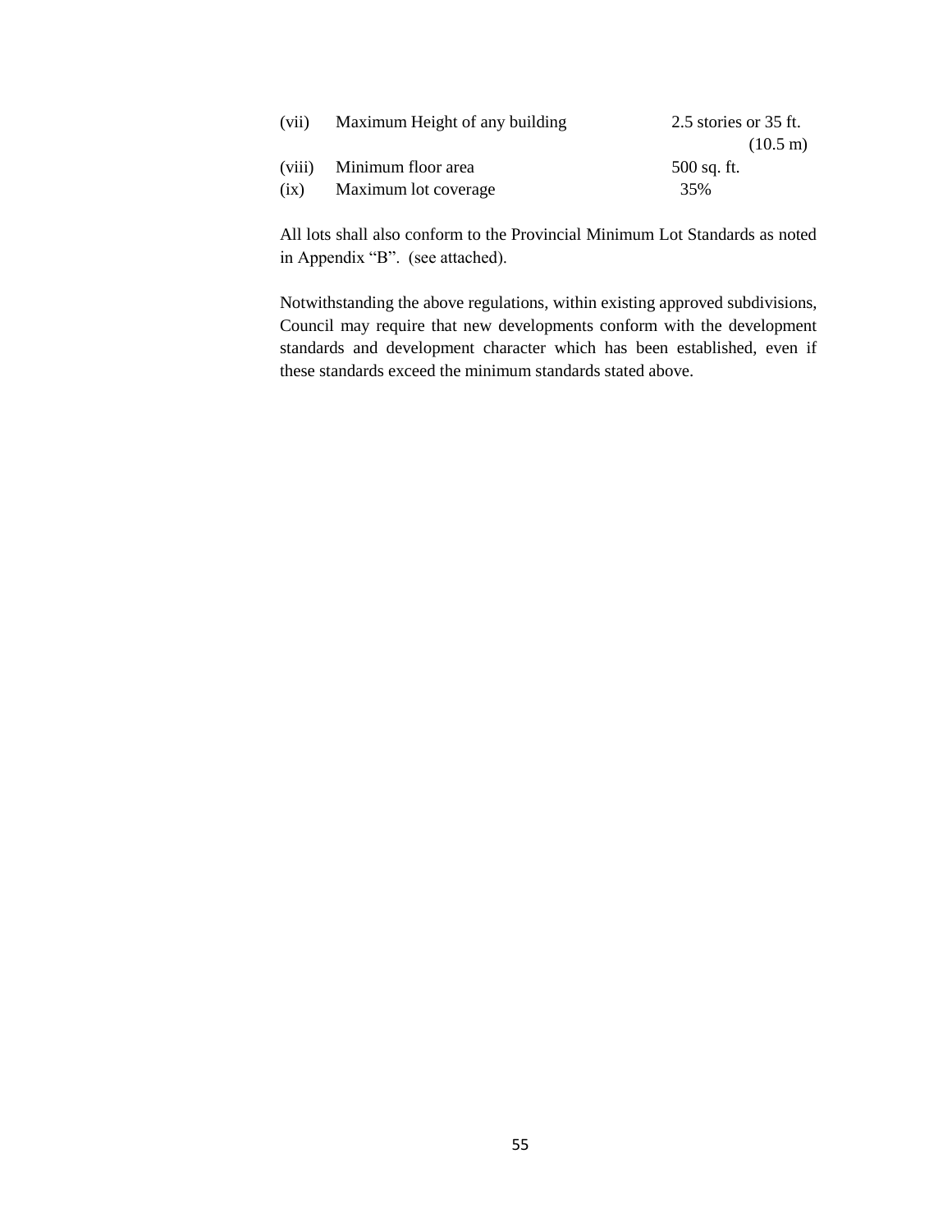| | | |
|---|---|---|
| (vii) | Maximum Height of any building | 2.5 stories or 35 ft. (10.5 m) |
| (viii) | Minimum floor area | 500 sq. ft. |
| (ix) | Maximum lot coverage | 35% |

All lots shall also conform to the Provincial Minimum Lot Standards as noted in Appendix “B”. (see attached).

Notwithstanding the above regulations, within existing approved subdivisions, Council may require that new developments conform with the development standards and development character which has been established, even if these standards exceed the minimum standards stated above.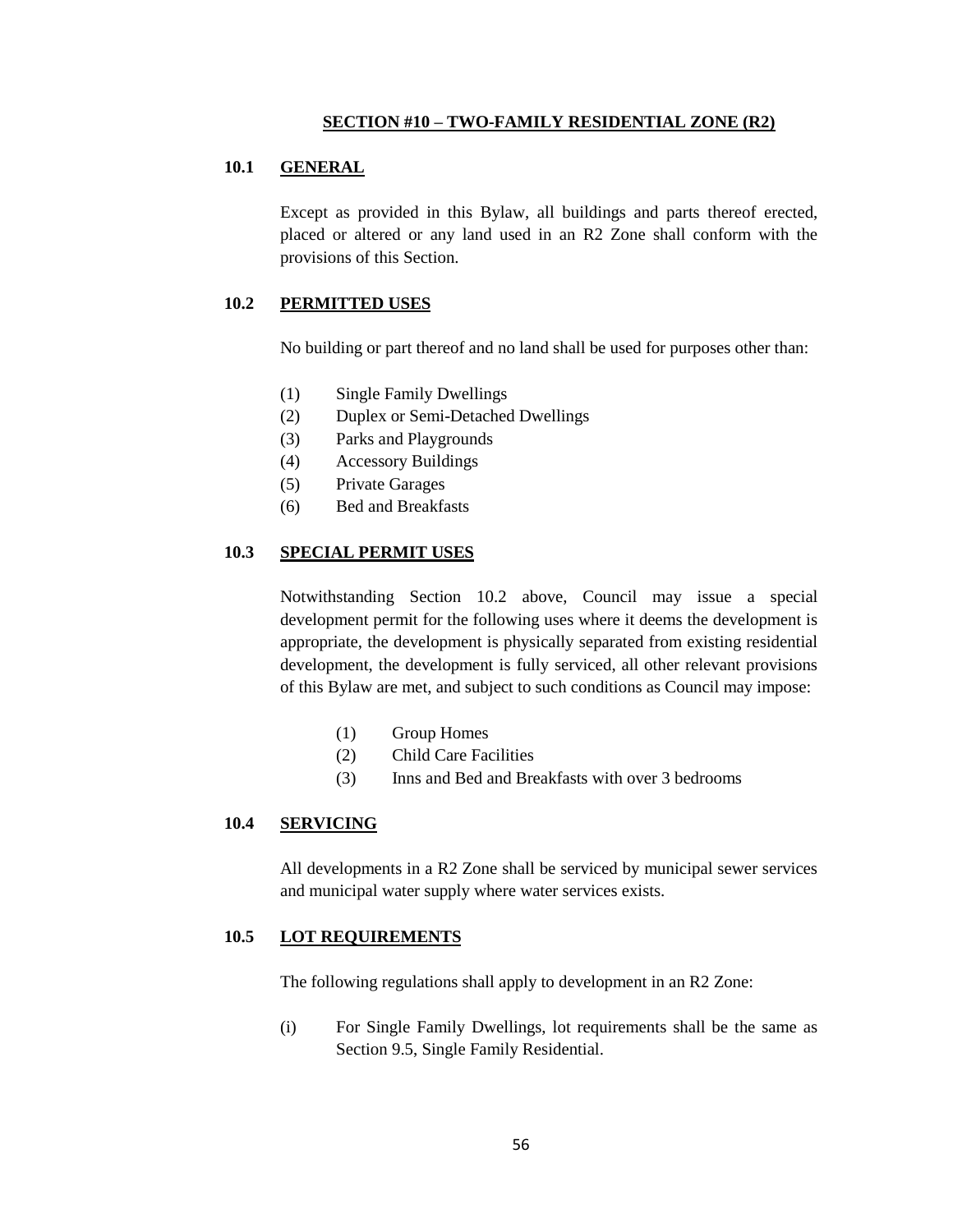## SECTION #10 – TWO-FAMILY RESIDENTIAL ZONE (R2)

### 10.1 GENERAL

Except as provided in this Bylaw, all buildings and parts thereof erected, placed or altered or any land used in an R2 Zone shall conform with the provisions of this Section.

### 10.2 PERMITTED USES

No building or part thereof and no land shall be used for purposes other than:

(1) Single Family Dwellings
(2) Duplex or Semi-Detached Dwellings
(3) Parks and Playgrounds
(4) Accessory Buildings
(5) Private Garages
(6) Bed and Breakfasts

### 10.3 SPECIAL PERMIT USES

Notwithstanding Section 10.2 above, Council may issue a special development permit for the following uses where it deems the development is appropriate, the development is physically separated from existing residential development, the development is fully serviced, all other relevant provisions of this Bylaw are met, and subject to such conditions as Council may impose:

(1) Group Homes
(2) Child Care Facilities
(3) Inns and Bed and Breakfasts with over 3 bedrooms

### 10.4 SERVICING

All developments in a R2 Zone shall be serviced by municipal sewer services and municipal water supply where water services exists.

### 10.5 LOT REQUIREMENTS

The following regulations shall apply to development in an R2 Zone:

(i) For Single Family Dwellings, lot requirements shall be the same as Section 9.5, Single Family Residential.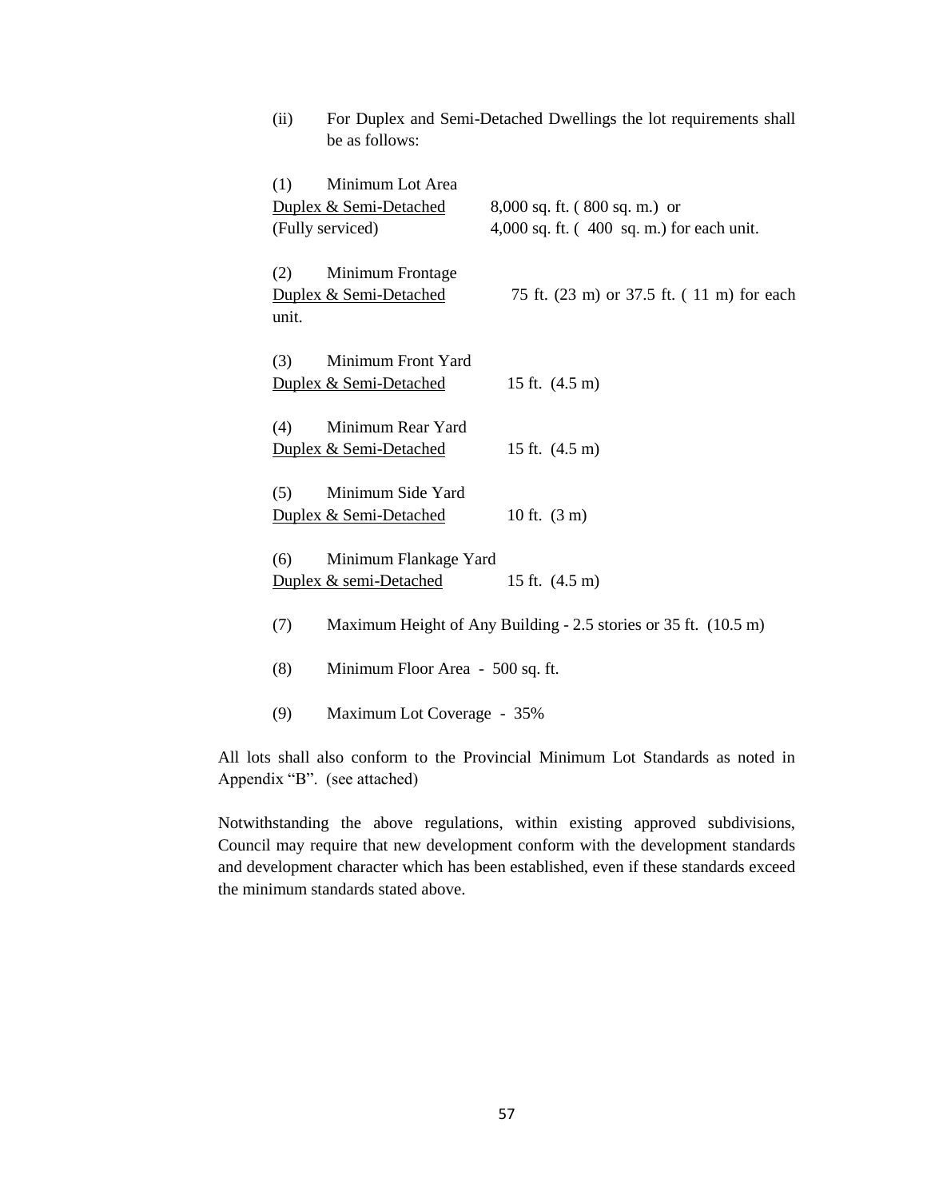(ii) For Duplex and Semi-Detached Dwellings the lot requirements shall be as follows:

(1) Minimum Lot Area

| | |
|---|---|
| Duplex & Semi-Detached (Fully serviced) | 8,000 sq. ft. ( 800 sq. m.) or 4,000 sq. ft. ( 400 sq. m.) for each unit. |

(2) Minimum Frontage

| | |
|---|---|
| Duplex & Semi-Detached | 75 ft. (23 m) or 37.5 ft. ( 11 m) for each unit. |

(3) Minimum Front Yard

| | |
|---|---|
| Duplex & Semi-Detached | 15 ft. (4.5 m) |

(4) Minimum Rear Yard

| | |
|---|---|
| Duplex & Semi-Detached | 15 ft. (4.5 m) |

(5) Minimum Side Yard

| | |
|---|---|
| Duplex & Semi-Detached | 10 ft. (3 m) |

(6) Minimum Flankage Yard

| | |
|---|---|
| Duplex & semi-Detached | 15 ft. (4.5 m) |

(7) Maximum Height of Any Building - 2.5 stories or 35 ft. (10.5 m)

(8) Minimum Floor Area - 500 sq. ft.

(9) Maximum Lot Coverage - 35%

All lots shall also conform to the Provincial Minimum Lot Standards as noted in Appendix "B". (see attached)

Notwithstanding the above regulations, within existing approved subdivisions, Council may require that new development conform with the development standards and development character which has been established, even if these standards exceed the minimum standards stated above.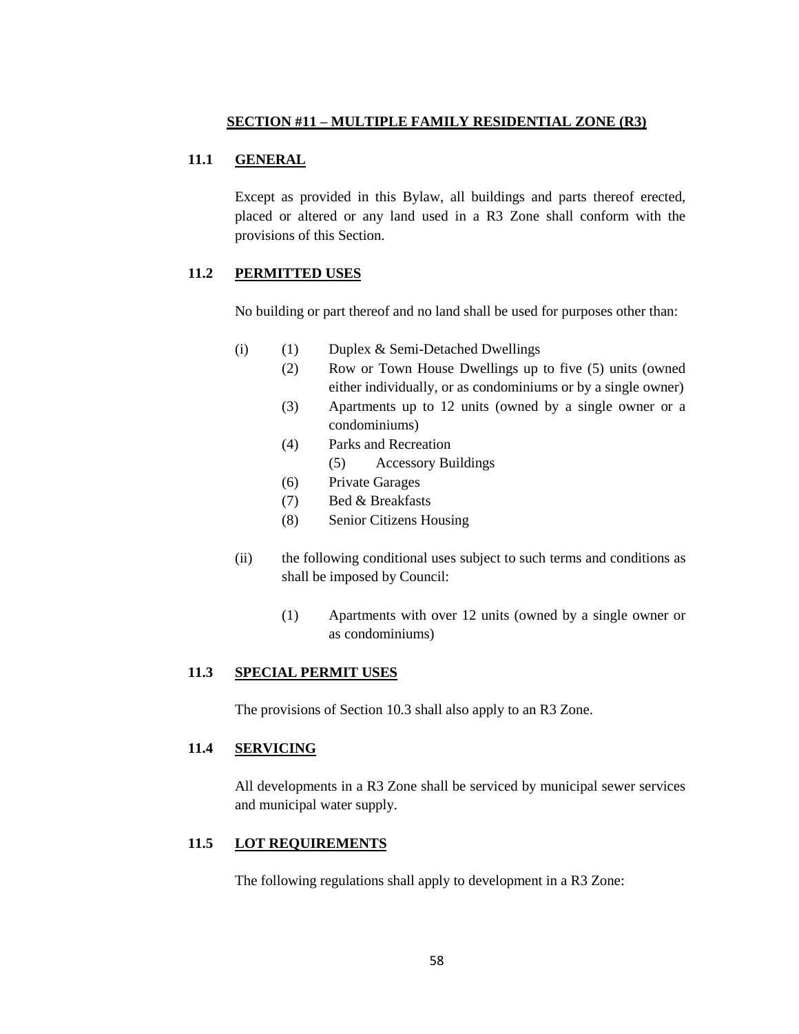## SECTION #11 – MULTIPLE FAMILY RESIDENTIAL ZONE (R3)

### 11.1 GENERAL

Except as provided in this Bylaw, all buildings and parts thereof erected, placed or altered or any land used in a R3 Zone shall conform with the provisions of this Section.

### 11.2 PERMITTED USES

No building or part thereof and no land shall be used for purposes other than:

(i)
- (1) Duplex & Semi-Detached Dwellings
- (2) Row or Town House Dwellings up to five (5) units (owned either individually, or as condominiums or by a single owner)
- (3) Apartments up to 12 units (owned by a single owner or a condominiums)
- (4) Parks and Recreation
- (5) Accessory Buildings
- (6) Private Garages
- (7) Bed & Breakfasts
- (8) Senior Citizens Housing

(ii) the following conditional uses subject to such terms and conditions as shall be imposed by Council:

- (1) Apartments with over 12 units (owned by a single owner or as condominiums)

### 11.3 SPECIAL PERMIT USES

The provisions of Section 10.3 shall also apply to an R3 Zone.

### 11.4 SERVICING

All developments in a R3 Zone shall be serviced by municipal sewer services and municipal water supply.

### 11.5 LOT REQUIREMENTS

The following regulations shall apply to development in a R3 Zone: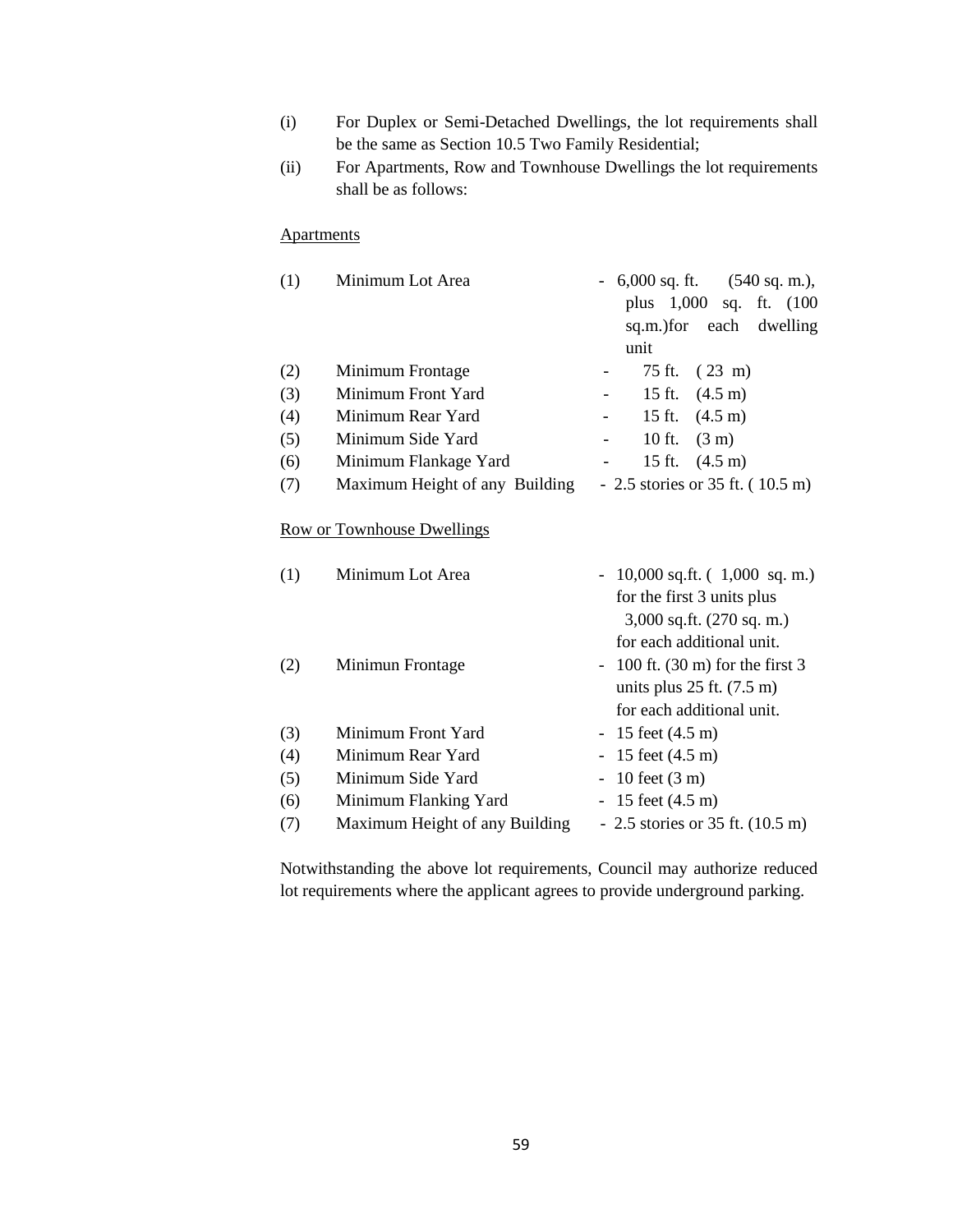(i) For Duplex or Semi-Detached Dwellings, the lot requirements shall be the same as Section 10.5 Two Family Residential;

(ii) For Apartments, Row and Townhouse Dwellings the lot requirements shall be as follows:

<u>Apartments</u>

| | | |
|---|---|---|
| (1) | Minimum Lot Area | - 6,000 sq. ft. (540 sq. m.), plus 1,000 sq. ft. (100 sq.m.)for each dwelling unit |
| (2) | Minimum Frontage | - 75 ft. ( 23 m) |
| (3) | Minimum Front Yard | - 15 ft. (4.5 m) |
| (4) | Minimum Rear Yard | - 15 ft. (4.5 m) |
| (5) | Minimum Side Yard | - 10 ft. (3 m) |
| (6) | Minimum Flankage Yard | - 15 ft. (4.5 m) |
| (7) | Maximum Height of any Building | - 2.5 stories or 35 ft. ( 10.5 m) |

<u>Row or Townhouse Dwellings</u>

| | | |
|---|---|---|
| (1) | Minimum Lot Area | - 10,000 sq.ft. ( 1,000 sq. m.) for the first 3 units plus 3,000 sq.ft. (270 sq. m.) for each additional unit. |
| (2) | Minimun Frontage | - 100 ft. (30 m) for the first 3 units plus 25 ft. (7.5 m) for each additional unit. |
| (3) | Minimum Front Yard | - 15 feet (4.5 m) |
| (4) | Minimum Rear Yard | - 15 feet (4.5 m) |
| (5) | Minimum Side Yard | - 10 feet (3 m) |
| (6) | Minimum Flanking Yard | - 15 feet (4.5 m) |
| (7) | Maximum Height of any Building | - 2.5 stories or 35 ft. (10.5 m) |

Notwithstanding the above lot requirements, Council may authorize reduced lot requirements where the applicant agrees to provide underground parking.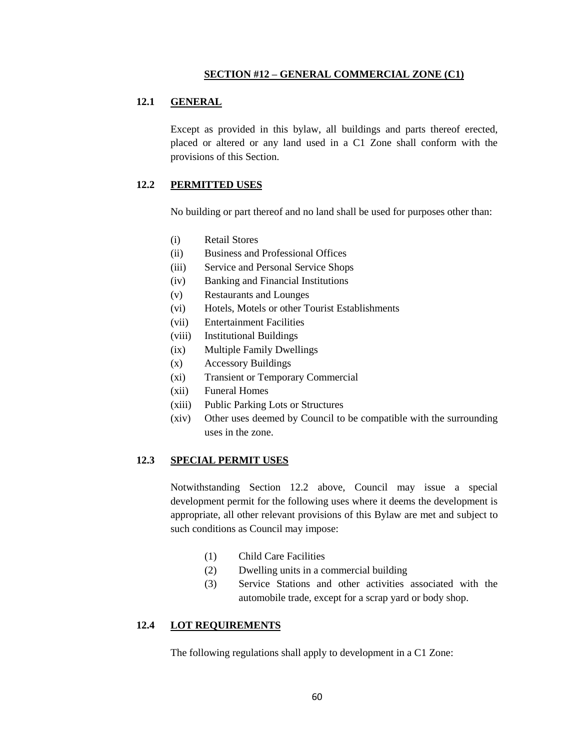## SECTION #12 – GENERAL COMMERCIAL ZONE (C1)

### 12.1 GENERAL

Except as provided in this bylaw, all buildings and parts thereof erected, placed or altered or any land used in a C1 Zone shall conform with the provisions of this Section.

### 12.2 PERMITTED USES

No building or part thereof and no land shall be used for purposes other than:

- (i) Retail Stores
- (ii) Business and Professional Offices
- (iii) Service and Personal Service Shops
- (iv) Banking and Financial Institutions
- (v) Restaurants and Lounges
- (vi) Hotels, Motels or other Tourist Establishments
- (vii) Entertainment Facilities
- (viii) Institutional Buildings
- (ix) Multiple Family Dwellings
- (x) Accessory Buildings
- (xi) Transient or Temporary Commercial
- (xii) Funeral Homes
- (xiii) Public Parking Lots or Structures
- (xiv) Other uses deemed by Council to be compatible with the surrounding uses in the zone.

### 12.3 SPECIAL PERMIT USES

Notwithstanding Section 12.2 above, Council may issue a special development permit for the following uses where it deems the development is appropriate, all other relevant provisions of this Bylaw are met and subject to such conditions as Council may impose:

- (1) Child Care Facilities
- (2) Dwelling units in a commercial building
- (3) Service Stations and other activities associated with the automobile trade, except for a scrap yard or body shop.

### 12.4 LOT REQUIREMENTS

The following regulations shall apply to development in a C1 Zone: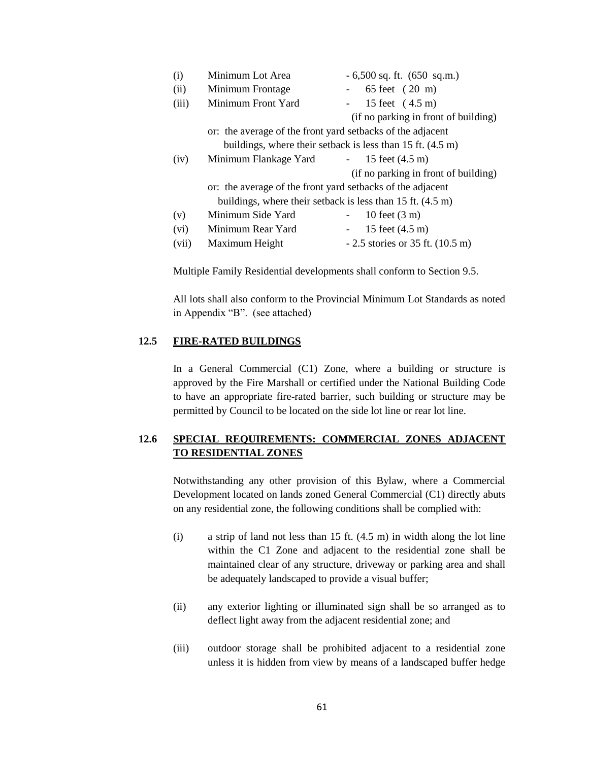| | | |
|---|---|---|
| (i) | Minimum Lot Area | - 6,500 sq. ft. (650 sq.m.) |
| (ii) | Minimum Frontage | - 65 feet (20 m) |
| (iii) | Minimum Front Yard | - 15 feet (4.5 m) (if no parking in front of building) |
| | or: the average of the front yard setbacks of the adjacent buildings, where their setback is less than 15 ft. (4.5 m) | |
| (iv) | Minimum Flankage Yard | - 15 feet (4.5 m) (if no parking in front of building) |
| | or: the average of the front yard setbacks of the adjacent buildings, where their setback is less than 15 ft. (4.5 m) | |
| (v) | Minimum Side Yard | - 10 feet (3 m) |
| (vi) | Minimum Rear Yard | - 15 feet (4.5 m) |
| (vii) | Maximum Height | - 2.5 stories or 35 ft. (10.5 m) |

Multiple Family Residential developments shall conform to Section 9.5.

All lots shall also conform to the Provincial Minimum Lot Standards as noted in Appendix "B". (see attached)

## 12.5 FIRE-RATED BUILDINGS

In a General Commercial (C1) Zone, where a building or structure is approved by the Fire Marshall or certified under the National Building Code to have an appropriate fire-rated barrier, such building or structure may be permitted by Council to be located on the side lot line or rear lot line.

## 12.6 SPECIAL REQUIREMENTS: COMMERCIAL ZONES ADJACENT TO RESIDENTIAL ZONES

Notwithstanding any other provision of this Bylaw, where a Commercial Development located on lands zoned General Commercial (C1) directly abuts on any residential zone, the following conditions shall be complied with:

(i) a strip of land not less than 15 ft. (4.5 m) in width along the lot line within the C1 Zone and adjacent to the residential zone shall be maintained clear of any structure, driveway or parking area and shall be adequately landscaped to provide a visual buffer;

(ii) any exterior lighting or illuminated sign shall be so arranged as to deflect light away from the adjacent residential zone; and

(iii) outdoor storage shall be prohibited adjacent to a residential zone unless it is hidden from view by means of a landscaped buffer hedge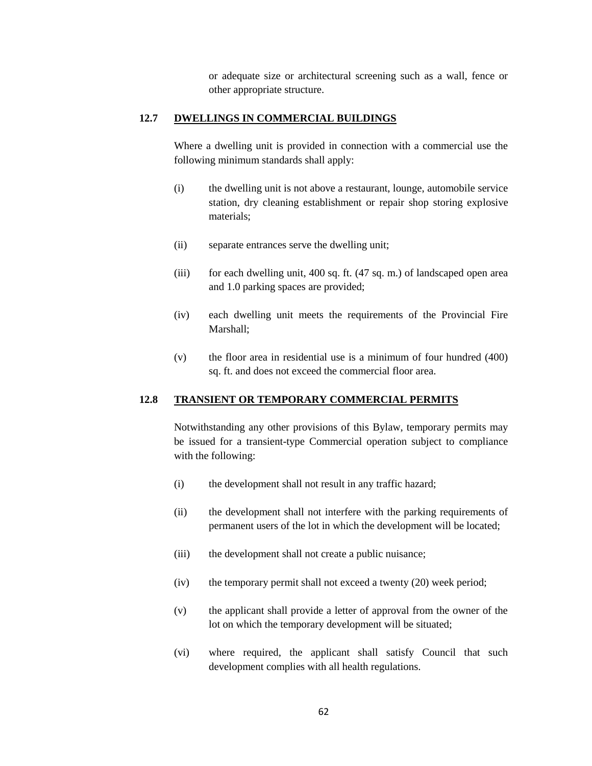or adequate size or architectural screening such as a wall, fence or other appropriate structure.

## 12.7 DWELLINGS IN COMMERCIAL BUILDINGS

Where a dwelling unit is provided in connection with a commercial use the following minimum standards shall apply:

(i) the dwelling unit is not above a restaurant, lounge, automobile service station, dry cleaning establishment or repair shop storing explosive materials;

(ii) separate entrances serve the dwelling unit;

(iii) for each dwelling unit, 400 sq. ft. (47 sq. m.) of landscaped open area and 1.0 parking spaces are provided;

(iv) each dwelling unit meets the requirements of the Provincial Fire Marshall;

(v) the floor area in residential use is a minimum of four hundred (400) sq. ft. and does not exceed the commercial floor area.

## 12.8 TRANSIENT OR TEMPORARY COMMERCIAL PERMITS

Notwithstanding any other provisions of this Bylaw, temporary permits may be issued for a transient-type Commercial operation subject to compliance with the following:

(i) the development shall not result in any traffic hazard;

(ii) the development shall not interfere with the parking requirements of permanent users of the lot in which the development will be located;

(iii) the development shall not create a public nuisance;

(iv) the temporary permit shall not exceed a twenty (20) week period;

(v) the applicant shall provide a letter of approval from the owner of the lot on which the temporary development will be situated;

(vi) where required, the applicant shall satisfy Council that such development complies with all health regulations.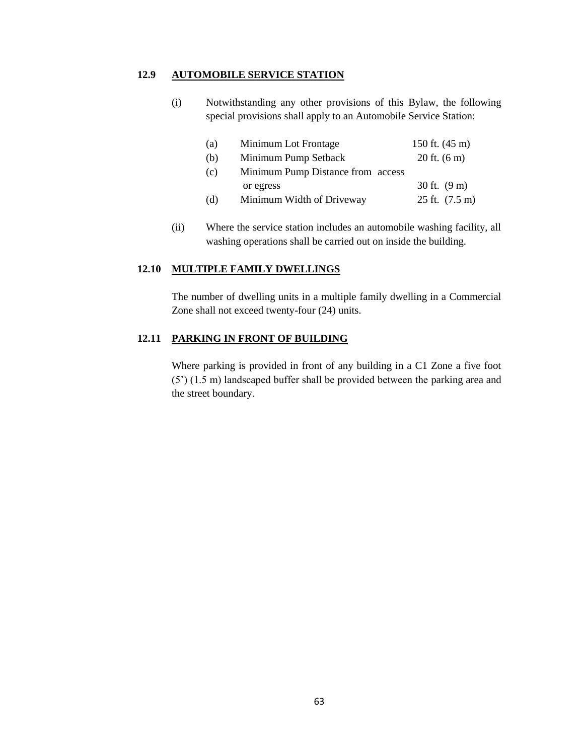### 12.9 AUTOMOBILE SERVICE STATION

(i) Notwithstanding any other provisions of this Bylaw, the following special provisions shall apply to an Automobile Service Station:

| | | |
|---|---|---|
| (a) | Minimum Lot Frontage | 150 ft. (45 m) |
| (b) | Minimum Pump Setback | 20 ft. (6 m) |
| (c) | Minimum Pump Distance from access or egress | 30 ft. (9 m) |
| (d) | Minimum Width of Driveway | 25 ft. (7.5 m) |

(ii) Where the service station includes an automobile washing facility, all washing operations shall be carried out on inside the building.

### 12.10 MULTIPLE FAMILY DWELLINGS

The number of dwelling units in a multiple family dwelling in a Commercial Zone shall not exceed twenty-four (24) units.

### 12.11 PARKING IN FRONT OF BUILDING

Where parking is provided in front of any building in a C1 Zone a five foot (5') (1.5 m) landscaped buffer shall be provided between the parking area and the street boundary.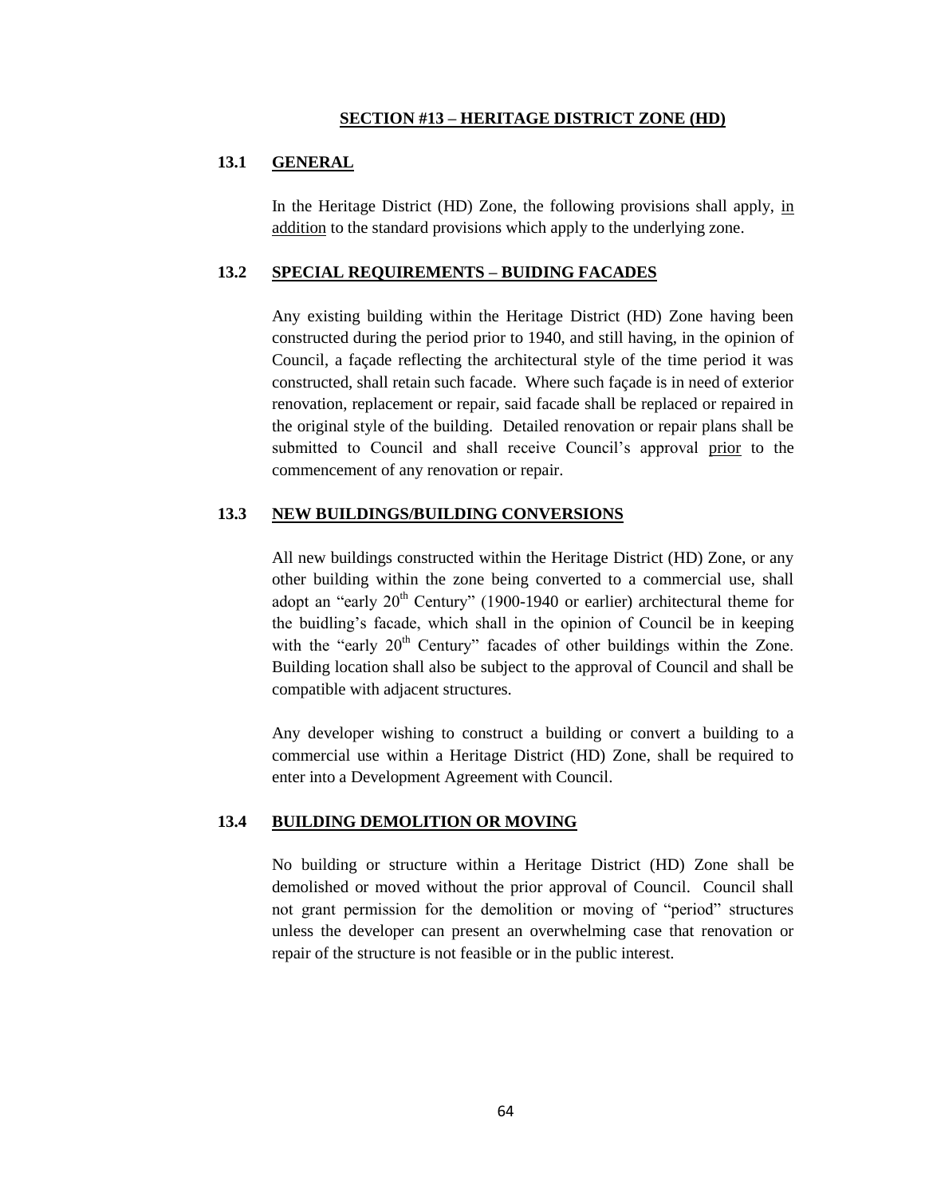# SECTION #13 – HERITAGE DISTRICT ZONE (HD)

## 13.1 GENERAL

In the Heritage District (HD) Zone, the following provisions shall apply, in addition to the standard provisions which apply to the underlying zone.

## 13.2 SPECIAL REQUIREMENTS – BUIDING FACADES

Any existing building within the Heritage District (HD) Zone having been constructed during the period prior to 1940, and still having, in the opinion of Council, a façade reflecting the architectural style of the time period it was constructed, shall retain such facade. Where such façade is in need of exterior renovation, replacement or repair, said facade shall be replaced or repaired in the original style of the building. Detailed renovation or repair plans shall be submitted to Council and shall receive Council's approval prior to the commencement of any renovation or repair.

## 13.3 NEW BUILDINGS/BUILDING CONVERSIONS

All new buildings constructed within the Heritage District (HD) Zone, or any other building within the zone being converted to a commercial use, shall adopt an "early 20th Century" (1900-1940 or earlier) architectural theme for the buidling's facade, which shall in the opinion of Council be in keeping with the "early 20th Century" facades of other buildings within the Zone. Building location shall also be subject to the approval of Council and shall be compatible with adjacent structures.

Any developer wishing to construct a building or convert a building to a commercial use within a Heritage District (HD) Zone, shall be required to enter into a Development Agreement with Council.

## 13.4 BUILDING DEMOLITION OR MOVING

No building or structure within a Heritage District (HD) Zone shall be demolished or moved without the prior approval of Council. Council shall not grant permission for the demolition or moving of "period" structures unless the developer can present an overwhelming case that renovation or repair of the structure is not feasible or in the public interest.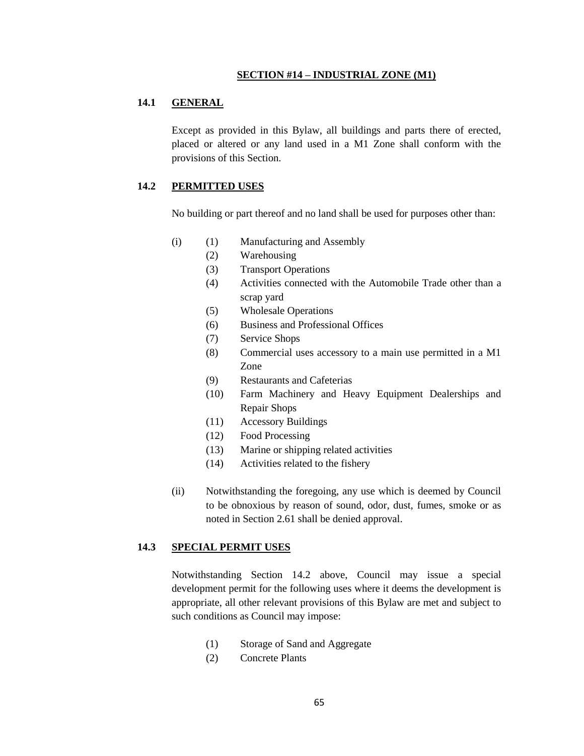# SECTION #14 – INDUSTRIAL ZONE (M1)

## 14.1 GENERAL

Except as provided in this Bylaw, all buildings and parts there of erected, placed or altered or any land used in a M1 Zone shall conform with the provisions of this Section.

## 14.2 PERMITTED USES

No building or part thereof and no land shall be used for purposes other than:

(i)
- (1) Manufacturing and Assembly
- (2) Warehousing
- (3) Transport Operations
- (4) Activities connected with the Automobile Trade other than a scrap yard
- (5) Wholesale Operations
- (6) Business and Professional Offices
- (7) Service Shops
- (8) Commercial uses accessory to a main use permitted in a M1 Zone
- (9) Restaurants and Cafeterias
- (10) Farm Machinery and Heavy Equipment Dealerships and Repair Shops
- (11) Accessory Buildings
- (12) Food Processing
- (13) Marine or shipping related activities
- (14) Activities related to the fishery

(ii) Notwithstanding the foregoing, any use which is deemed by Council to be obnoxious by reason of sound, odor, dust, fumes, smoke or as noted in Section 2.61 shall be denied approval.

## 14.3 SPECIAL PERMIT USES

Notwithstanding Section 14.2 above, Council may issue a special development permit for the following uses where it deems the development is appropriate, all other relevant provisions of this Bylaw are met and subject to such conditions as Council may impose:

- (1) Storage of Sand and Aggregate
- (2) Concrete Plants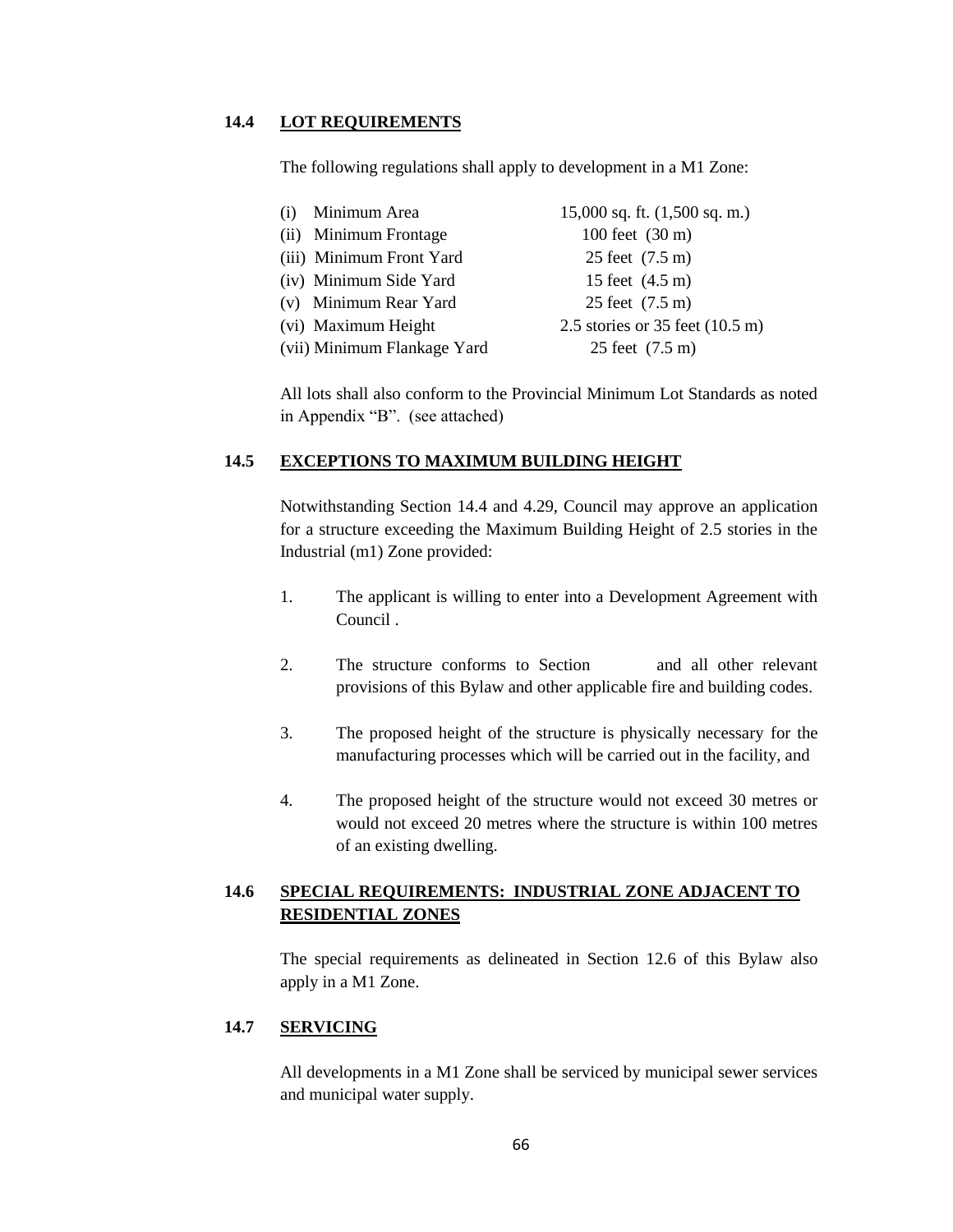## 14.4 LOT REQUIREMENTS

The following regulations shall apply to development in a M1 Zone:

| | |
|---|---|
| (i) Minimum Area | 15,000 sq. ft. (1,500 sq. m.) |
| (ii) Minimum Frontage | 100 feet (30 m) |
| (iii) Minimum Front Yard | 25 feet (7.5 m) |
| (iv) Minimum Side Yard | 15 feet (4.5 m) |
| (v) Minimum Rear Yard | 25 feet (7.5 m) |
| (vi) Maximum Height | 2.5 stories or 35 feet (10.5 m) |
| (vii) Minimum Flankage Yard | 25 feet (7.5 m) |

All lots shall also conform to the Provincial Minimum Lot Standards as noted in Appendix "B". (see attached)

## 14.5 EXCEPTIONS TO MAXIMUM BUILDING HEIGHT

Notwithstanding Section 14.4 and 4.29, Council may approve an application for a structure exceeding the Maximum Building Height of 2.5 stories in the Industrial (m1) Zone provided:

1. The applicant is willing to enter into a Development Agreement with Council .

2. The structure conforms to Section and all other relevant provisions of this Bylaw and other applicable fire and building codes.

3. The proposed height of the structure is physically necessary for the manufacturing processes which will be carried out in the facility, and

4. The proposed height of the structure would not exceed 30 metres or would not exceed 20 metres where the structure is within 100 metres of an existing dwelling.

## 14.6 SPECIAL REQUIREMENTS: INDUSTRIAL ZONE ADJACENT TO RESIDENTIAL ZONES

The special requirements as delineated in Section 12.6 of this Bylaw also apply in a M1 Zone.

## 14.7 SERVICING

All developments in a M1 Zone shall be serviced by municipal sewer services and municipal water supply.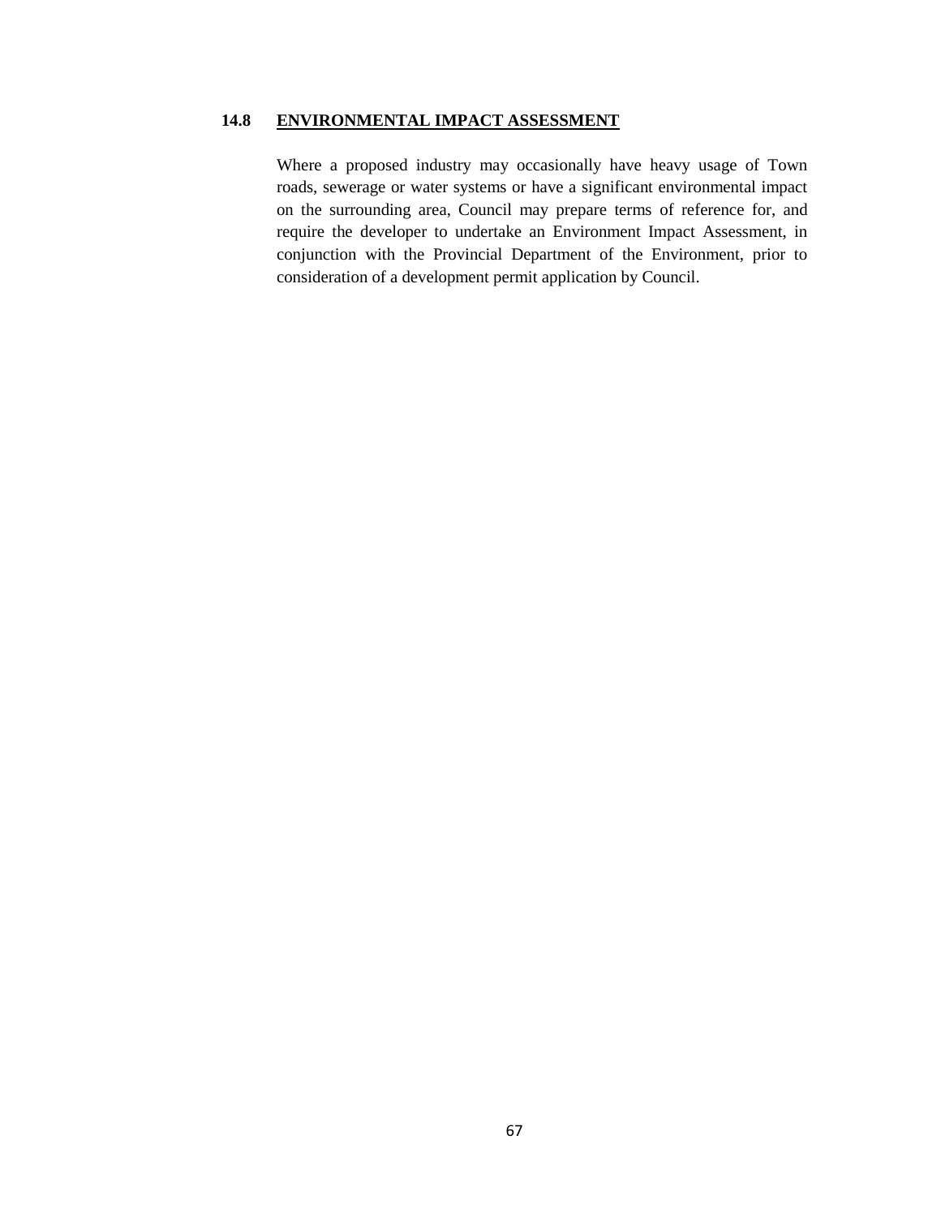## 14.8 ENVIRONMENTAL IMPACT ASSESSMENT

Where a proposed industry may occasionally have heavy usage of Town roads, sewerage or water systems or have a significant environmental impact on the surrounding area, Council may prepare terms of reference for, and require the developer to undertake an Environment Impact Assessment, in conjunction with the Provincial Department of the Environment, prior to consideration of a development permit application by Council.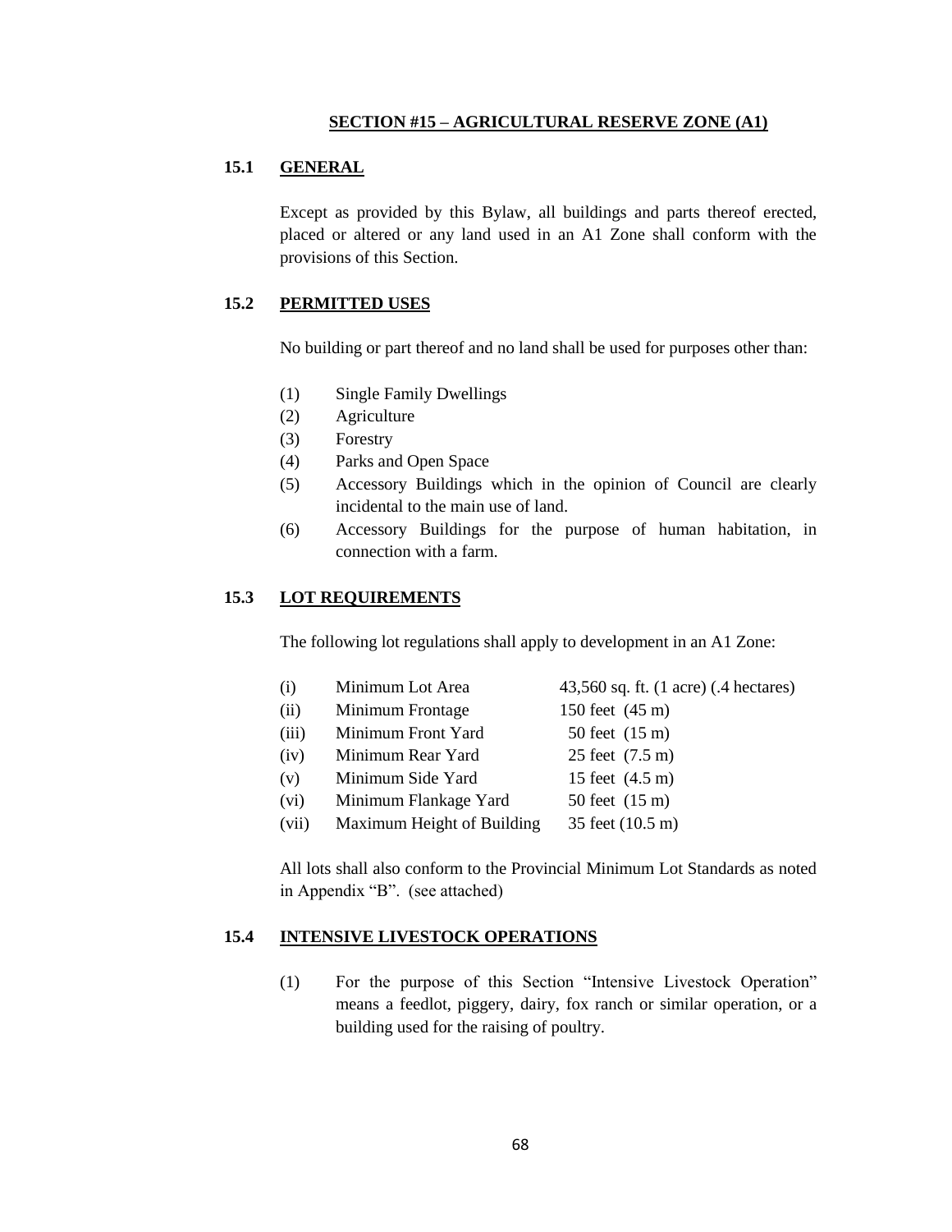# SECTION #15 – AGRICULTURAL RESERVE ZONE (A1)

## 15.1 GENERAL

Except as provided by this Bylaw, all buildings and parts thereof erected, placed or altered or any land used in an A1 Zone shall conform with the provisions of this Section.

## 15.2 PERMITTED USES

No building or part thereof and no land shall be used for purposes other than:

(1) Single Family Dwellings
(2) Agriculture
(3) Forestry
(4) Parks and Open Space
(5) Accessory Buildings which in the opinion of Council are clearly incidental to the main use of land.
(6) Accessory Buildings for the purpose of human habitation, in connection with a farm.

## 15.3 LOT REQUIREMENTS

The following lot regulations shall apply to development in an A1 Zone:

| | | |
|---|---|---|
| (i) | Minimum Lot Area | 43,560 sq. ft. (1 acre) (.4 hectares) |
| (ii) | Minimum Frontage | 150 feet (45 m) |
| (iii) | Minimum Front Yard | 50 feet (15 m) |
| (iv) | Minimum Rear Yard | 25 feet (7.5 m) |
| (v) | Minimum Side Yard | 15 feet (4.5 m) |
| (vi) | Minimum Flankage Yard | 50 feet (15 m) |
| (vii) | Maximum Height of Building | 35 feet (10.5 m) |

All lots shall also conform to the Provincial Minimum Lot Standards as noted in Appendix "B". (see attached)

## 15.4 INTENSIVE LIVESTOCK OPERATIONS

(1) For the purpose of this Section "Intensive Livestock Operation" means a feedlot, piggery, dairy, fox ranch or similar operation, or a building used for the raising of poultry.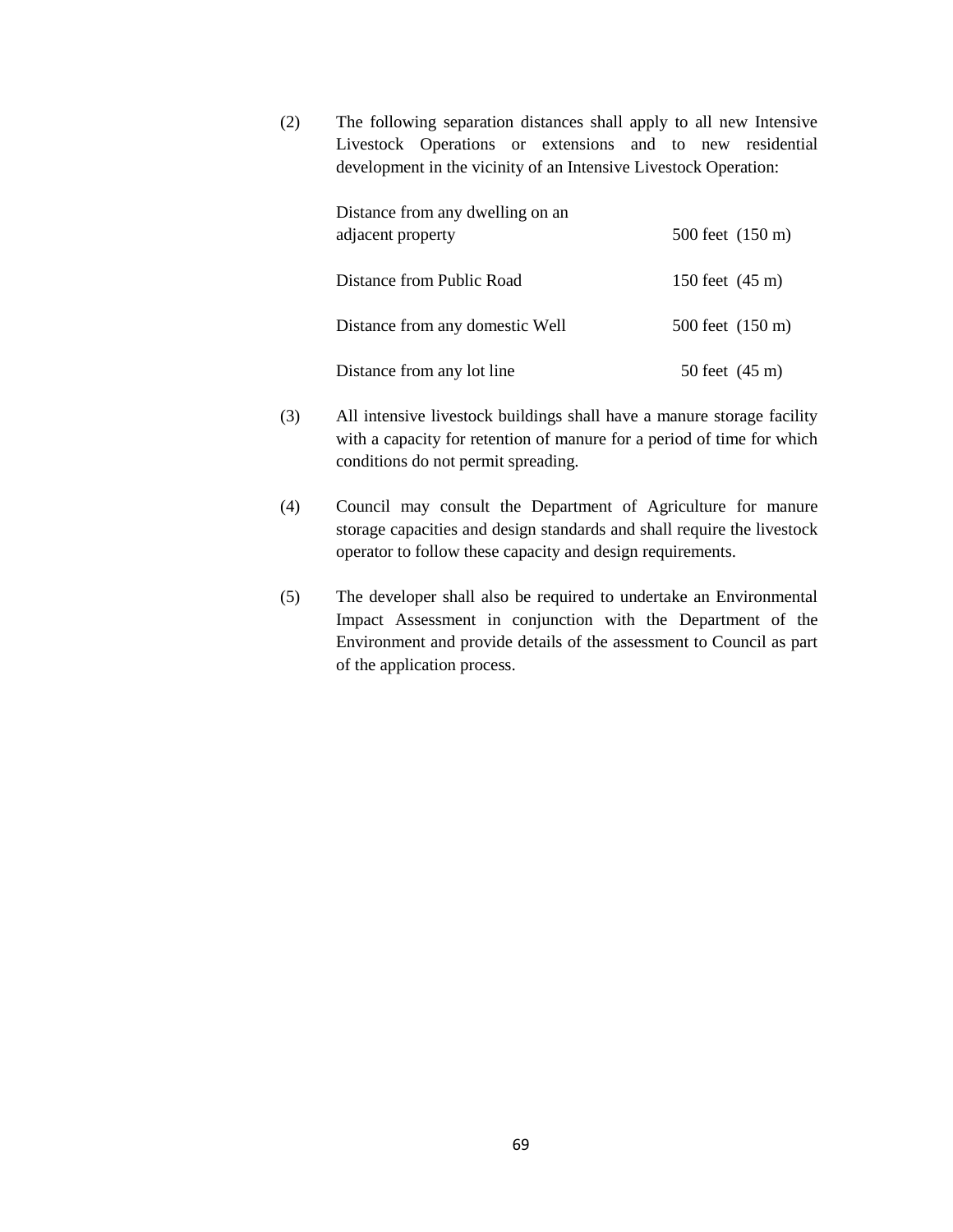(2) The following separation distances shall apply to all new Intensive Livestock Operations or extensions and to new residential development in the vicinity of an Intensive Livestock Operation:

| | |
|---|---|
| Distance from any dwelling on an adjacent property | 500 feet (150 m) |
| Distance from Public Road | 150 feet (45 m) |
| Distance from any domestic Well | 500 feet (150 m) |
| Distance from any lot line | 50 feet (45 m) |

(3) All intensive livestock buildings shall have a manure storage facility with a capacity for retention of manure for a period of time for which conditions do not permit spreading.

(4) Council may consult the Department of Agriculture for manure storage capacities and design standards and shall require the livestock operator to follow these capacity and design requirements.

(5) The developer shall also be required to undertake an Environmental Impact Assessment in conjunction with the Department of the Environment and provide details of the assessment to Council as part of the application process.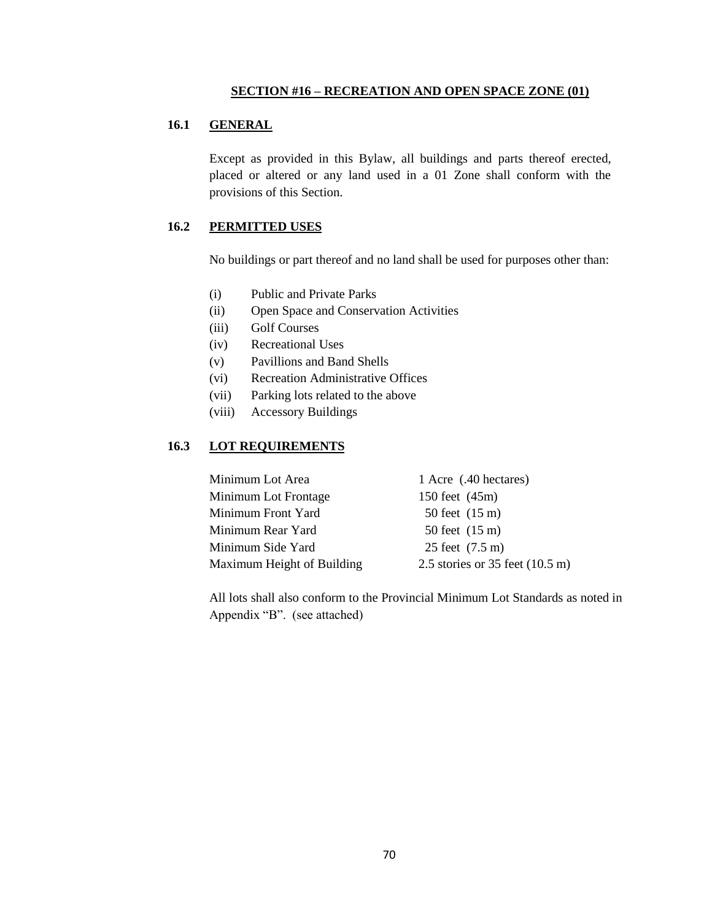## SECTION #16 – RECREATION AND OPEN SPACE ZONE (01)

### 16.1 GENERAL

Except as provided in this Bylaw, all buildings and parts thereof erected, placed or altered or any land used in a 01 Zone shall conform with the provisions of this Section.

### 16.2 PERMITTED USES

No buildings or part thereof and no land shall be used for purposes other than:

- (i) Public and Private Parks
- (ii) Open Space and Conservation Activities
- (iii) Golf Courses
- (iv) Recreational Uses
- (v) Pavillions and Band Shells
- (vi) Recreation Administrative Offices
- (vii) Parking lots related to the above
- (viii) Accessory Buildings

### 16.3 LOT REQUIREMENTS

| | |
|---|---|
| Minimum Lot Area | 1 Acre (.40 hectares) |
| Minimum Lot Frontage | 150 feet (45m) |
| Minimum Front Yard | 50 feet (15 m) |
| Minimum Rear Yard | 50 feet (15 m) |
| Minimum Side Yard | 25 feet (7.5 m) |
| Maximum Height of Building | 2.5 stories or 35 feet (10.5 m) |

All lots shall also conform to the Provincial Minimum Lot Standards as noted in Appendix "B". (see attached)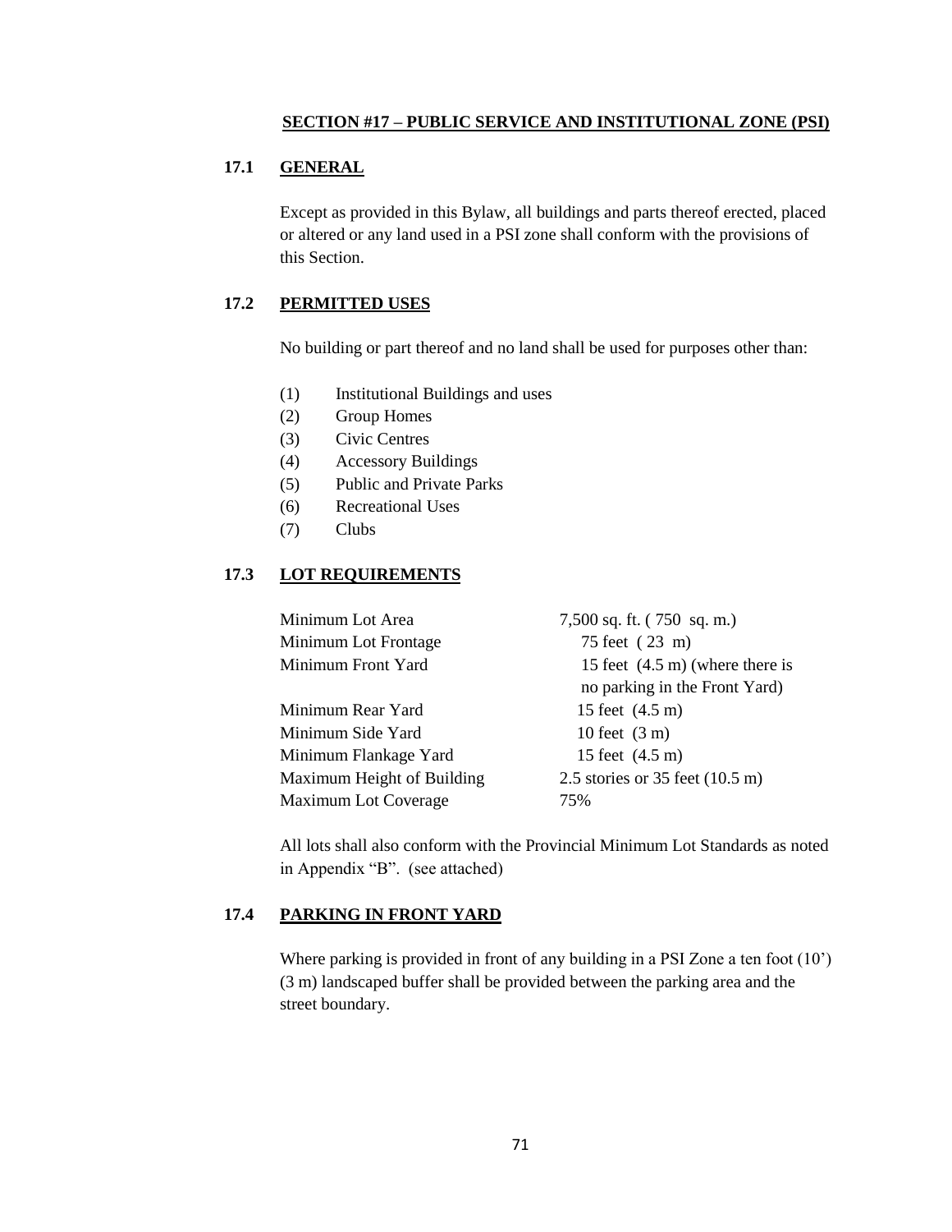# SECTION #17 – PUBLIC SERVICE AND INSTITUTIONAL ZONE (PSI)

## 17.1 GENERAL

Except as provided in this Bylaw, all buildings and parts thereof erected, placed or altered or any land used in a PSI zone shall conform with the provisions of this Section.

## 17.2 PERMITTED USES

No building or part thereof and no land shall be used for purposes other than:

(1) Institutional Buildings and uses
(2) Group Homes
(3) Civic Centres
(4) Accessory Buildings
(5) Public and Private Parks
(6) Recreational Uses
(7) Clubs

## 17.3 LOT REQUIREMENTS

| | |
|---|---|
| Minimum Lot Area | 7,500 sq. ft. ( 750 sq. m.) |
| Minimum Lot Frontage | 75 feet ( 23 m) |
| Minimum Front Yard | 15 feet (4.5 m) (where there is no parking in the Front Yard) |
| Minimum Rear Yard | 15 feet (4.5 m) |
| Minimum Side Yard | 10 feet (3 m) |
| Minimum Flankage Yard | 15 feet (4.5 m) |
| Maximum Height of Building | 2.5 stories or 35 feet (10.5 m) |
| Maximum Lot Coverage | 75% |

All lots shall also conform with the Provincial Minimum Lot Standards as noted in Appendix "B". (see attached)

## 17.4 PARKING IN FRONT YARD

Where parking is provided in front of any building in a PSI Zone a ten foot (10') (3 m) landscaped buffer shall be provided between the parking area and the street boundary.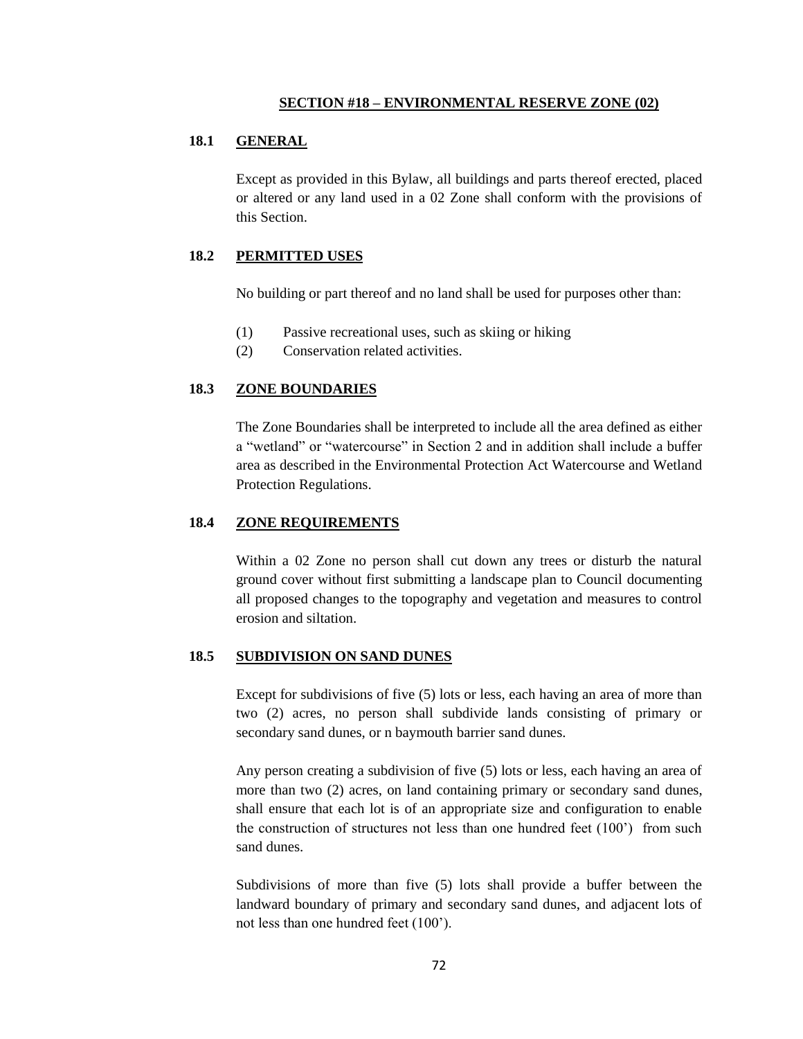## SECTION #18 – ENVIRONMENTAL RESERVE ZONE (02)

### 18.1 GENERAL

Except as provided in this Bylaw, all buildings and parts thereof erected, placed or altered or any land used in a 02 Zone shall conform with the provisions of this Section.

### 18.2 PERMITTED USES

No building or part thereof and no land shall be used for purposes other than:

(1) Passive recreational uses, such as skiing or hiking
(2) Conservation related activities.

### 18.3 ZONE BOUNDARIES

The Zone Boundaries shall be interpreted to include all the area defined as either a "wetland" or "watercourse" in Section 2 and in addition shall include a buffer area as described in the Environmental Protection Act Watercourse and Wetland Protection Regulations.

### 18.4 ZONE REQUIREMENTS

Within a 02 Zone no person shall cut down any trees or disturb the natural ground cover without first submitting a landscape plan to Council documenting all proposed changes to the topography and vegetation and measures to control erosion and siltation.

### 18.5 SUBDIVISION ON SAND DUNES

Except for subdivisions of five (5) lots or less, each having an area of more than two (2) acres, no person shall subdivide lands consisting of primary or secondary sand dunes, or n baymouth barrier sand dunes.

Any person creating a subdivision of five (5) lots or less, each having an area of more than two (2) acres, on land containing primary or secondary sand dunes, shall ensure that each lot is of an appropriate size and configuration to enable the construction of structures not less than one hundred feet (100') from such sand dunes.

Subdivisions of more than five (5) lots shall provide a buffer between the landward boundary of primary and secondary sand dunes, and adjacent lots of not less than one hundred feet (100').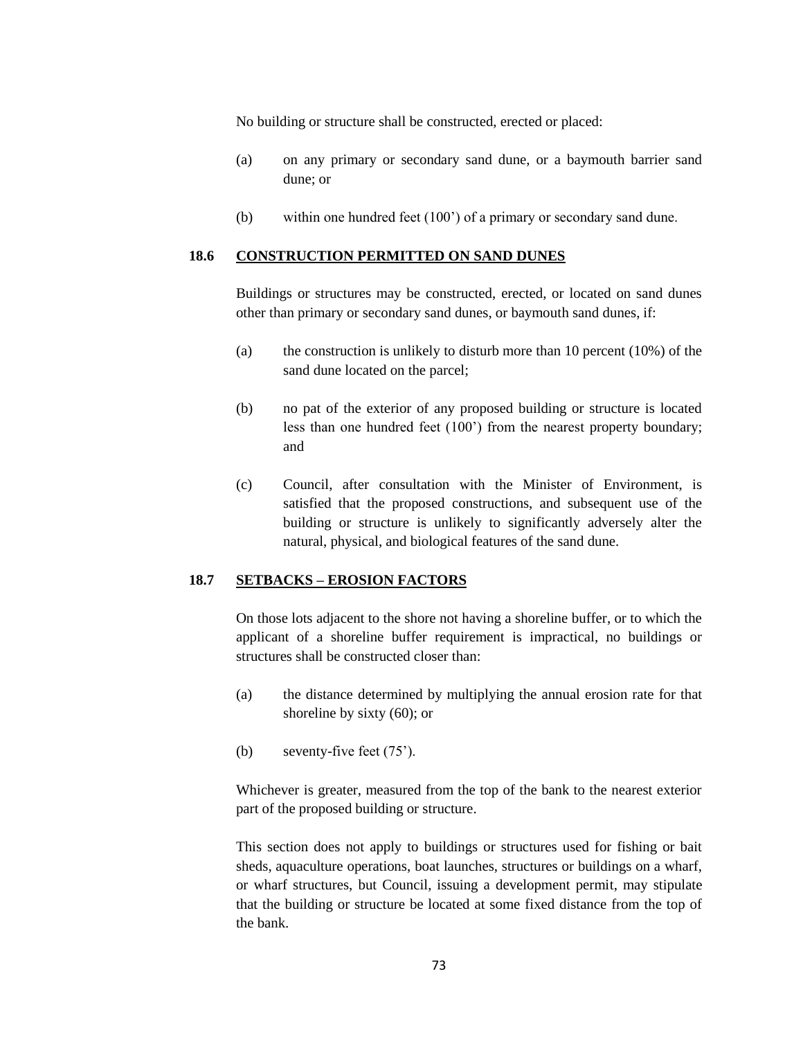No building or structure shall be constructed, erected or placed:

(a) on any primary or secondary sand dune, or a baymouth barrier sand dune; or

(b) within one hundred feet (100') of a primary or secondary sand dune.

### 18.6 CONSTRUCTION PERMITTED ON SAND DUNES

Buildings or structures may be constructed, erected, or located on sand dunes other than primary or secondary sand dunes, or baymouth sand dunes, if:

(a) the construction is unlikely to disturb more than 10 percent (10%) of the sand dune located on the parcel;

(b) no pat of the exterior of any proposed building or structure is located less than one hundred feet (100') from the nearest property boundary; and

(c) Council, after consultation with the Minister of Environment, is satisfied that the proposed constructions, and subsequent use of the building or structure is unlikely to significantly adversely alter the natural, physical, and biological features of the sand dune.

### 18.7 SETBACKS – EROSION FACTORS

On those lots adjacent to the shore not having a shoreline buffer, or to which the applicant of a shoreline buffer requirement is impractical, no buildings or structures shall be constructed closer than:

(a) the distance determined by multiplying the annual erosion rate for that shoreline by sixty (60); or

(b) seventy-five feet (75').

Whichever is greater, measured from the top of the bank to the nearest exterior part of the proposed building or structure.

This section does not apply to buildings or structures used for fishing or bait sheds, aquaculture operations, boat launches, structures or buildings on a wharf, or wharf structures, but Council, issuing a development permit, may stipulate that the building or structure be located at some fixed distance from the top of the bank.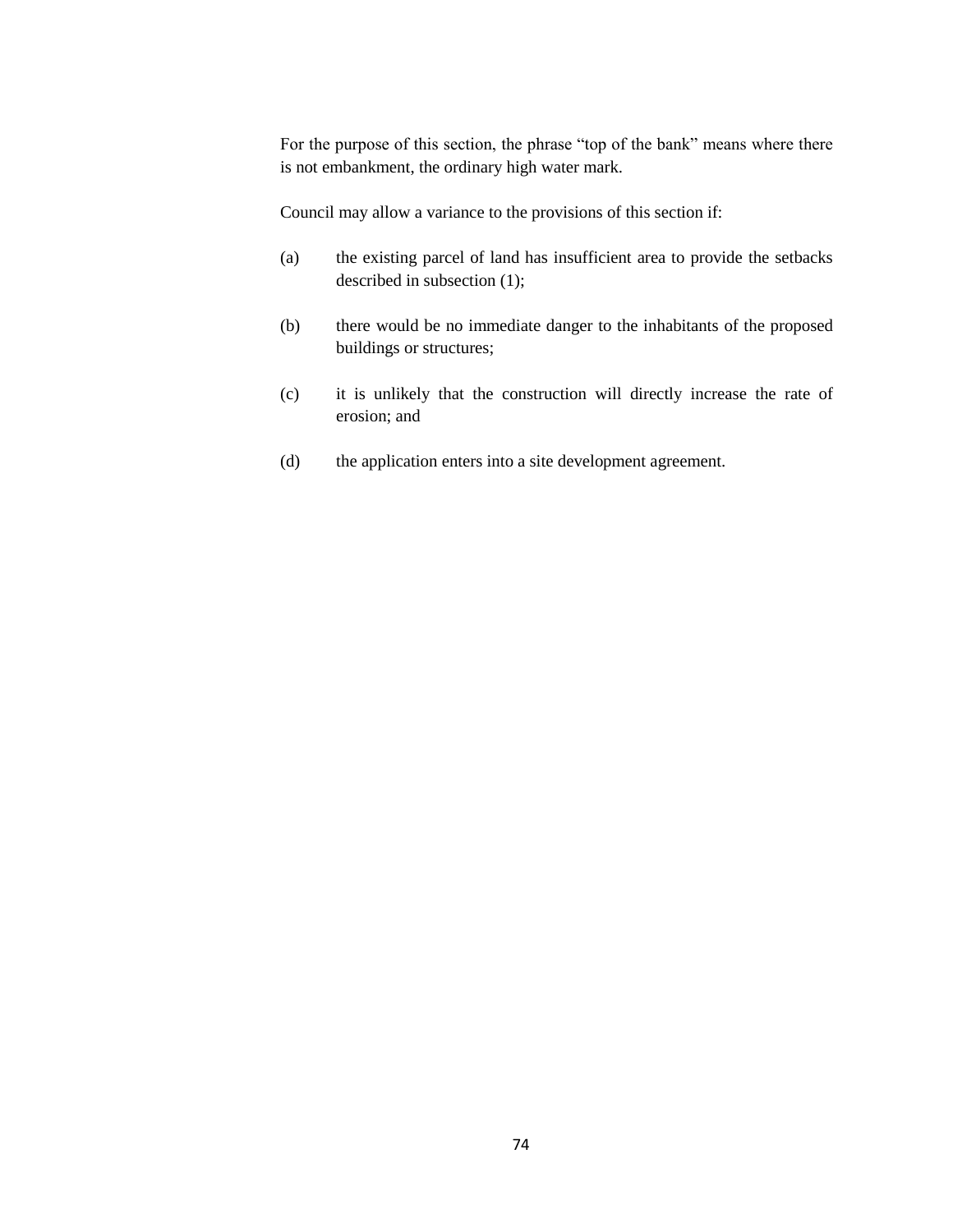For the purpose of this section, the phrase "top of the bank" means where there is not embankment, the ordinary high water mark.

Council may allow a variance to the provisions of this section if:

(a) the existing parcel of land has insufficient area to provide the setbacks described in subsection (1);

(b) there would be no immediate danger to the inhabitants of the proposed buildings or structures;

(c) it is unlikely that the construction will directly increase the rate of erosion; and

(d) the application enters into a site development agreement.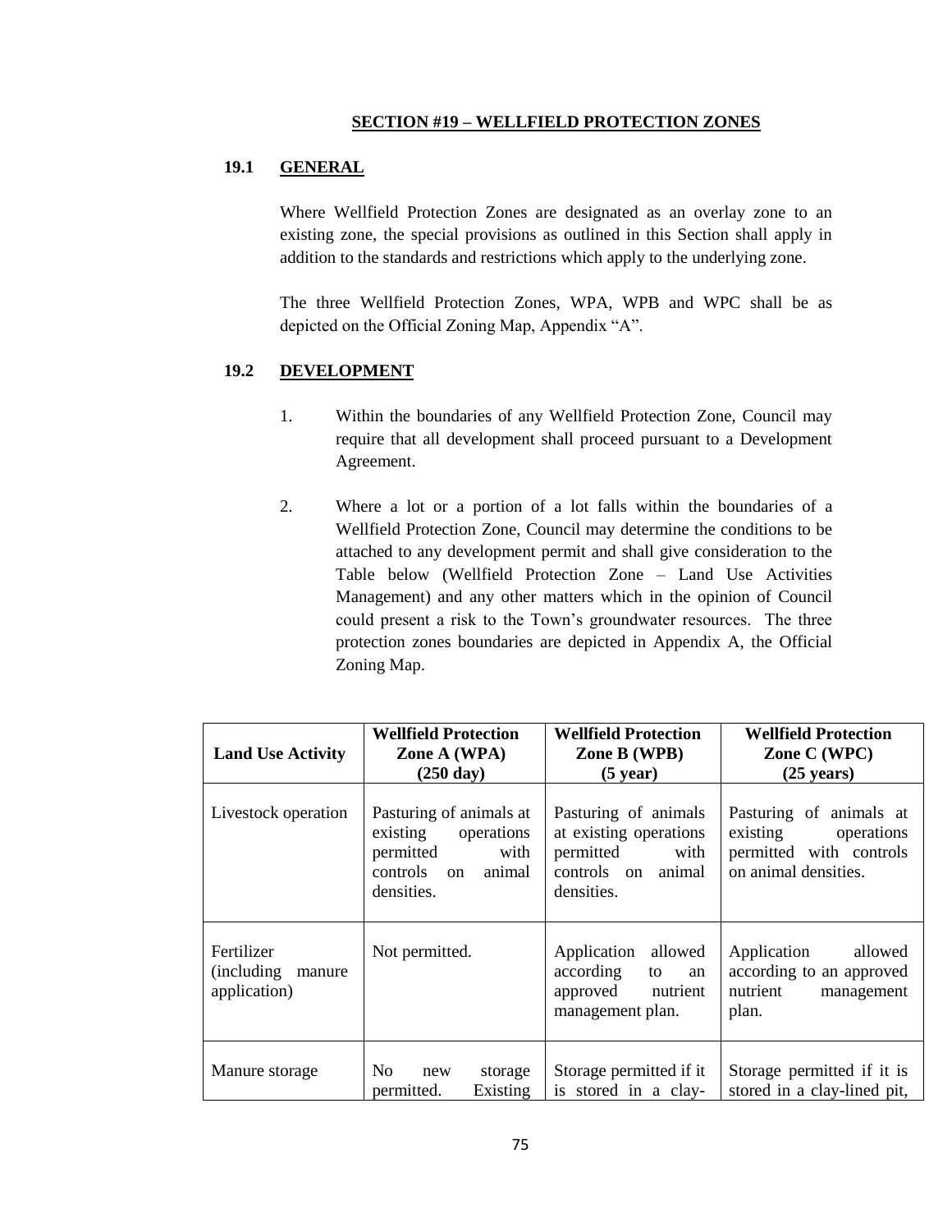## SECTION #19 – WELLFIELD PROTECTION ZONES

### 19.1 GENERAL

Where Wellfield Protection Zones are designated as an overlay zone to an existing zone, the special provisions as outlined in this Section shall apply in addition to the standards and restrictions which apply to the underlying zone.

The three Wellfield Protection Zones, WPA, WPB and WPC shall be as depicted on the Official Zoning Map, Appendix "A".

### 19.2 DEVELOPMENT

1. Within the boundaries of any Wellfield Protection Zone, Council may require that all development shall proceed pursuant to a Development Agreement.

2. Where a lot or a portion of a lot falls within the boundaries of a Wellfield Protection Zone, Council may determine the conditions to be attached to any development permit and shall give consideration to the Table below (Wellfield Protection Zone – Land Use Activities Management) and any other matters which in the opinion of Council could present a risk to the Town's groundwater resources. The three protection zones boundaries are depicted in Appendix A, the Official Zoning Map.

| Land Use Activity | Wellfield Protection Zone A (WPA) (250 day) | Wellfield Protection Zone B (WPB) (5 year) | Wellfield Protection Zone C (WPC) (25 years) |
|---|---|---|---|
| Livestock operation | Pasturing of animals at existing operations permitted with controls on animal densities. | Pasturing of animals at existing operations permitted with controls on animal densities. | Pasturing of animals at existing operations permitted with controls on animal densities. |
| Fertilizer (including manure application) | Not permitted. | Application allowed according to an approved nutrient management plan. | Application allowed according to an approved nutrient management plan. |
| Manure storage | No new storage permitted. Existing | Storage permitted if it is stored in a clay- | Storage permitted if it is stored in a clay-lined pit, |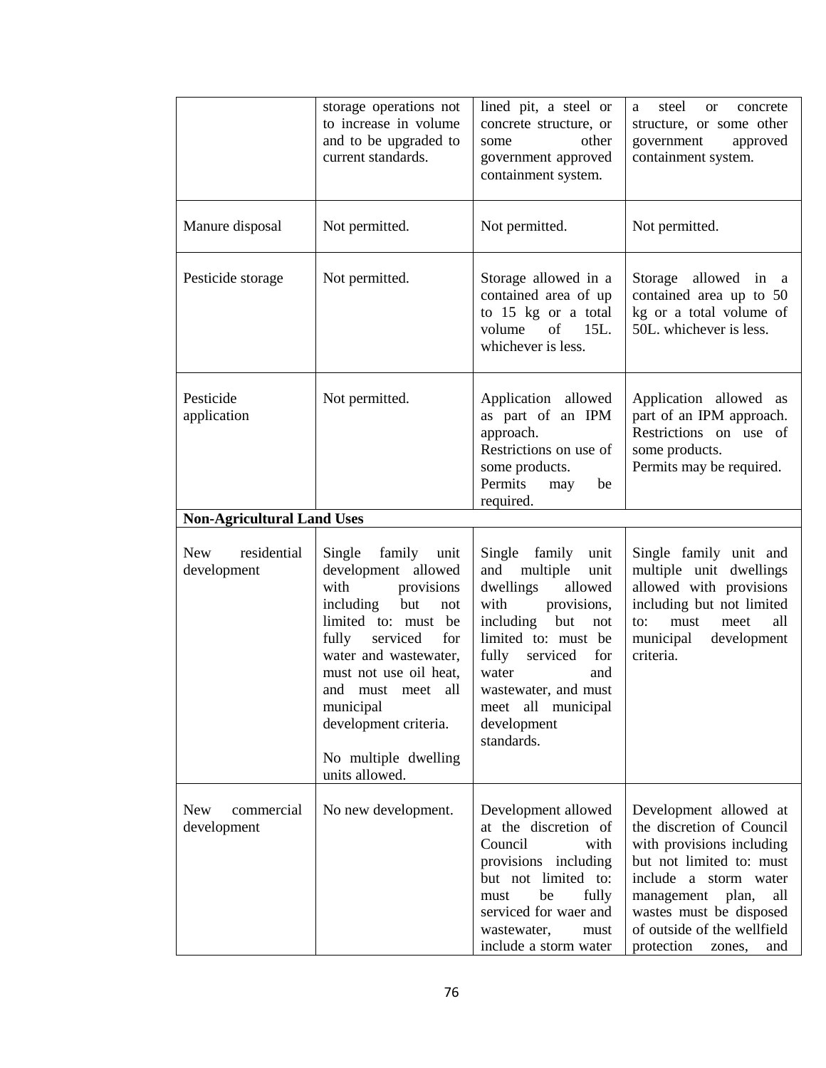| | | | |
|---|---|---|---|
| | storage operations not to increase in volume and to be upgraded to current standards. | lined pit, a steel or concrete structure, or some other government approved containment system. | a steel or concrete structure, or some other government approved containment system. |
| Manure disposal | Not permitted. | Not permitted. | Not permitted. |
| Pesticide storage | Not permitted. | Storage allowed in a contained area of up to 15 kg or a total volume of 15L. whichever is less. | Storage allowed in a contained area up to 50 kg or a total volume of 50L. whichever is less. |
| Pesticide application | Not permitted. | Application allowed as part of an IPM approach. Restrictions on use of some products. Permits may be required. | Application allowed as part of an IPM approach. Restrictions on use of some products. Permits may be required. |
| **Non-Agricultural Land Uses** | | | |
| New residential development | Single family unit development allowed with provisions including but not limited to: must be fully serviced for water and wastewater, must not use oil heat, and must meet all municipal development criteria. No multiple dwelling units allowed. | Single family unit and multiple unit dwellings allowed with provisions, including but not limited to: must be fully serviced for water and wastewater, and must meet all municipal development standards. | Single family unit and multiple unit dwellings allowed with provisions including but not limited to: must meet all municipal development criteria. |
| New commercial development | No new development. | Development allowed at the discretion of Council with provisions including but not limited to: must be fully serviced for waer and wastewater, must include a storm water | Development allowed at the discretion of Council with provisions including but not limited to: must include a storm water management plan, all wastes must be disposed of outside of the wellfield protection zones, and |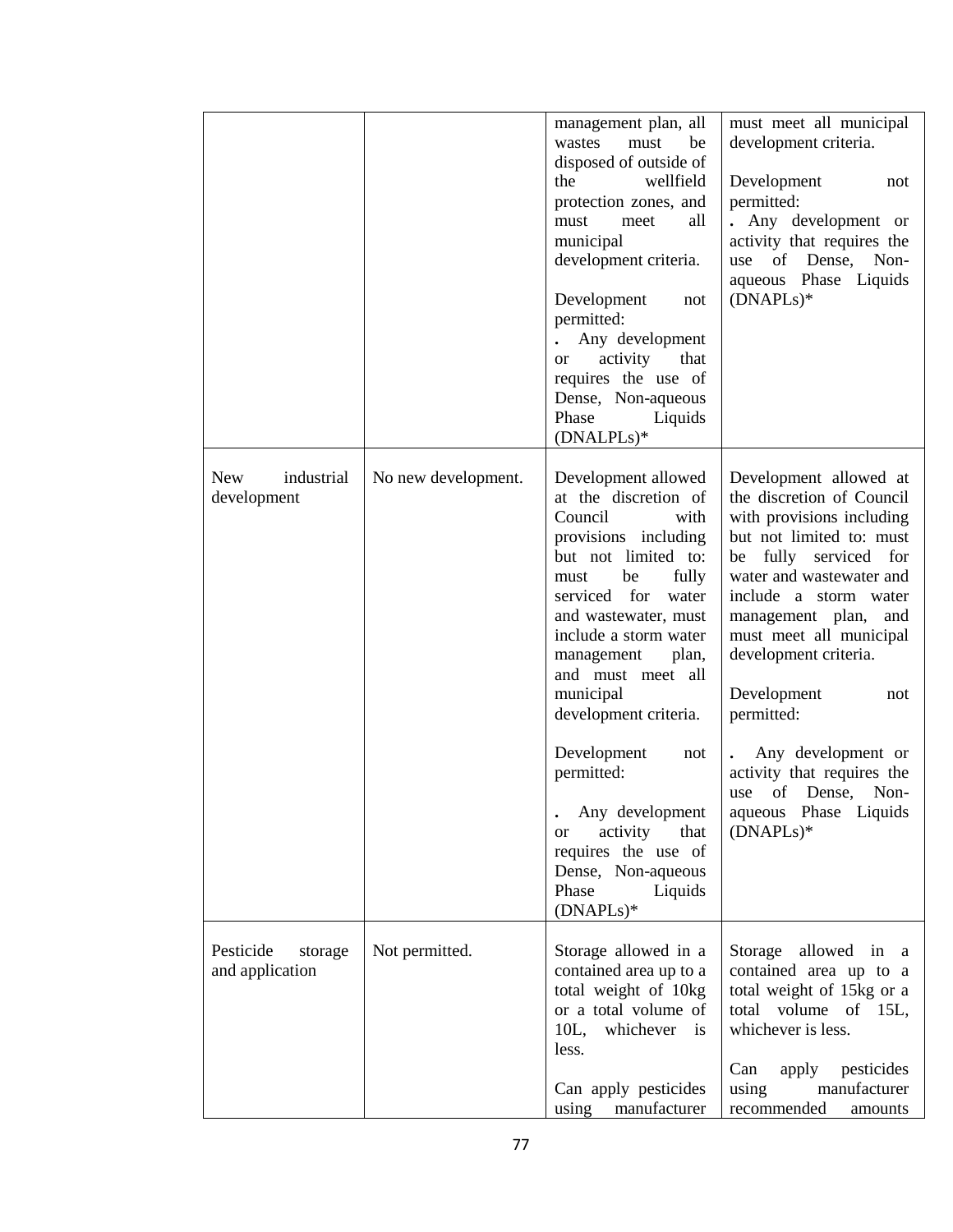| | | | |
|---|---|---|---|
| | | management plan, all wastes must be disposed of outside of the wellfield protection zones, and must meet all municipal development criteria.<br><br>Development not permitted:<br>. Any development or activity that requires the use of Dense, Non-aqueous Phase Liquids (DNALPLs)* | must meet all municipal development criteria.<br><br>Development not permitted:<br>. Any development or activity that requires the use of Dense, Non-aqueous Phase Liquids (DNAPLs)* |
| New industrial development | No new development. | Development allowed at the discretion of Council with provisions including but not limited to: must be fully serviced for water and wastewater, must include a storm water management plan, and must meet all municipal development criteria.<br><br>Development not permitted:<br><br>. Any development or activity that requires the use of Dense, Non-aqueous Phase Liquids (DNAPLs)* | Development allowed at the discretion of Council with provisions including but not limited to: must be fully serviced for water and wastewater and include a storm water management plan, and must meet all municipal development criteria.<br><br>Development not permitted:<br><br>. Any development or activity that requires the use of Dense, Non-aqueous Phase Liquids (DNAPLs)* |
| Pesticide storage and application | Not permitted. | Storage allowed in a contained area up to a total weight of 10kg or a total volume of 10L, whichever is less.<br><br>Can apply pesticides using manufacturer | Storage allowed in a contained area up to a total weight of 15kg or a total volume of 15L, whichever is less.<br><br>Can apply pesticides using manufacturer recommended amounts |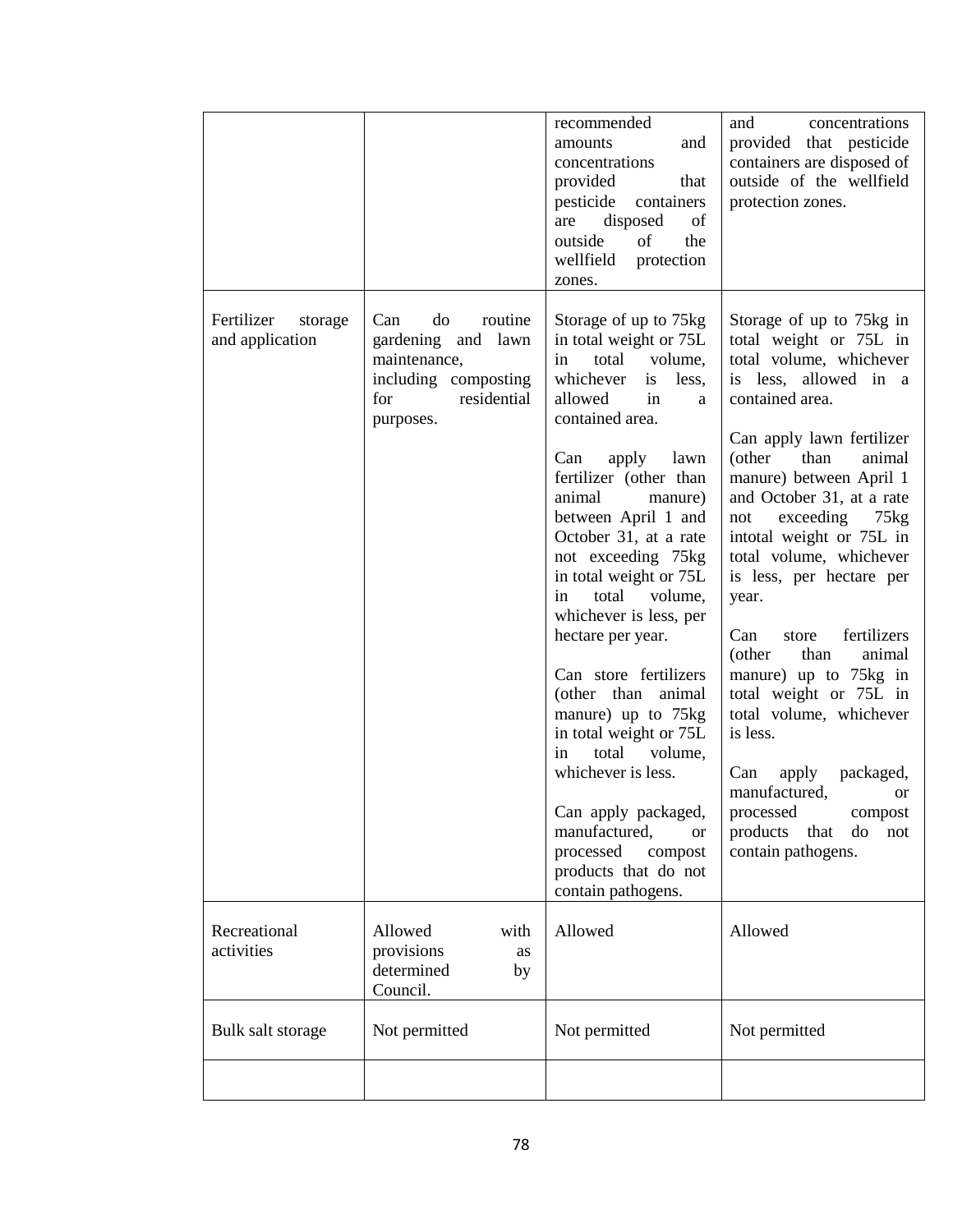| | | | |
|---|---|---|---|
| | | recommended amounts and concentrations provided that pesticide containers are disposed of outside of the wellfield protection zones. | and concentrations provided that pesticide containers are disposed of outside of the wellfield protection zones. |
| Fertilizer storage and application | Can do routine gardening and lawn maintenance, including composting for residential purposes. | Storage of up to 75kg in total weight or 75L in total volume, whichever is less, allowed in a contained area.<br><br>Can apply lawn fertilizer (other than animal manure) between April 1 and October 31, at a rate not exceeding 75kg in total weight or 75L in total volume, whichever is less, per hectare per year.<br><br>Can store fertilizers (other than animal manure) up to 75kg in total weight or 75L in total volume, whichever is less.<br><br>Can apply packaged, manufactured, or processed compost products that do not contain pathogens. | Storage of up to 75kg in total weight or 75L in total volume, whichever is less, allowed in a contained area.<br><br>Can apply lawn fertilizer (other than animal manure) between April 1 and October 31, at a rate not exceeding 75kg intotal weight or 75L in total volume, whichever is less, per hectare per year.<br><br>Can store fertilizers (other than animal manure) up to 75kg in total weight or 75L in total volume, whichever is less.<br><br>Can apply packaged, manufactured, or processed compost products that do not contain pathogens. |
| Recreational activities | Allowed with provisions as determined by Council. | Allowed | Allowed |
| Bulk salt storage | Not permitted | Not permitted | Not permitted |
| | | | |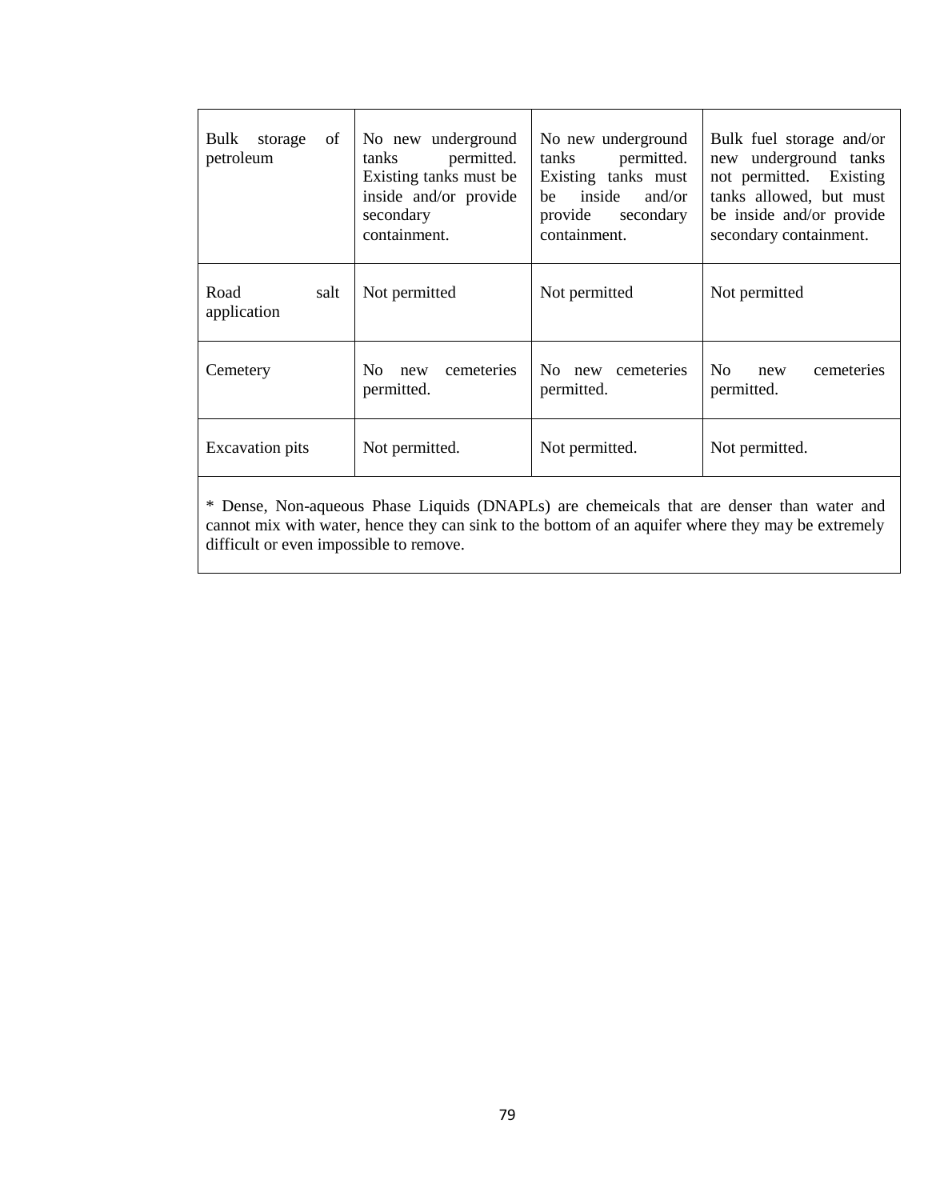| Bulk storage of petroleum | No new underground tanks permitted. Existing tanks must be inside and/or provide secondary containment. | No new underground tanks permitted. Existing tanks must be inside and/or provide secondary containment. | Bulk fuel storage and/or new underground tanks not permitted. Existing tanks allowed, but must be inside and/or provide secondary containment. |
| --- | --- | --- | --- |
| Road salt application | Not permitted | Not permitted | Not permitted |
| Cemetery | No new cemeteries permitted. | No new cemeteries permitted. | No new cemeteries permitted. |
| Excavation pits | Not permitted. | Not permitted. | Not permitted. |

* Dense, Non-aqueous Phase Liquids (DNAPLs) are chemeicals that are denser than water and cannot mix with water, hence they can sink to the bottom of an aquifer where they may be extremely difficult or even impossible to remove.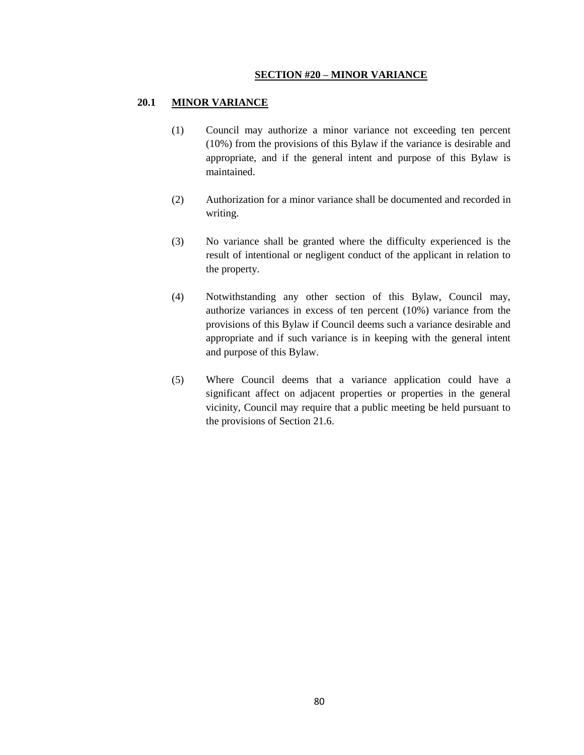# SECTION #20 – MINOR VARIANCE

## 20.1 MINOR VARIANCE

(1) Council may authorize a minor variance not exceeding ten percent (10%) from the provisions of this Bylaw if the variance is desirable and appropriate, and if the general intent and purpose of this Bylaw is maintained.

(2) Authorization for a minor variance shall be documented and recorded in writing.

(3) No variance shall be granted where the difficulty experienced is the result of intentional or negligent conduct of the applicant in relation to the property.

(4) Notwithstanding any other section of this Bylaw, Council may, authorize variances in excess of ten percent (10%) variance from the provisions of this Bylaw if Council deems such a variance desirable and appropriate and if such variance is in keeping with the general intent and purpose of this Bylaw.

(5) Where Council deems that a variance application could have a significant affect on adjacent properties or properties in the general vicinity, Council may require that a public meeting be held pursuant to the provisions of Section 21.6.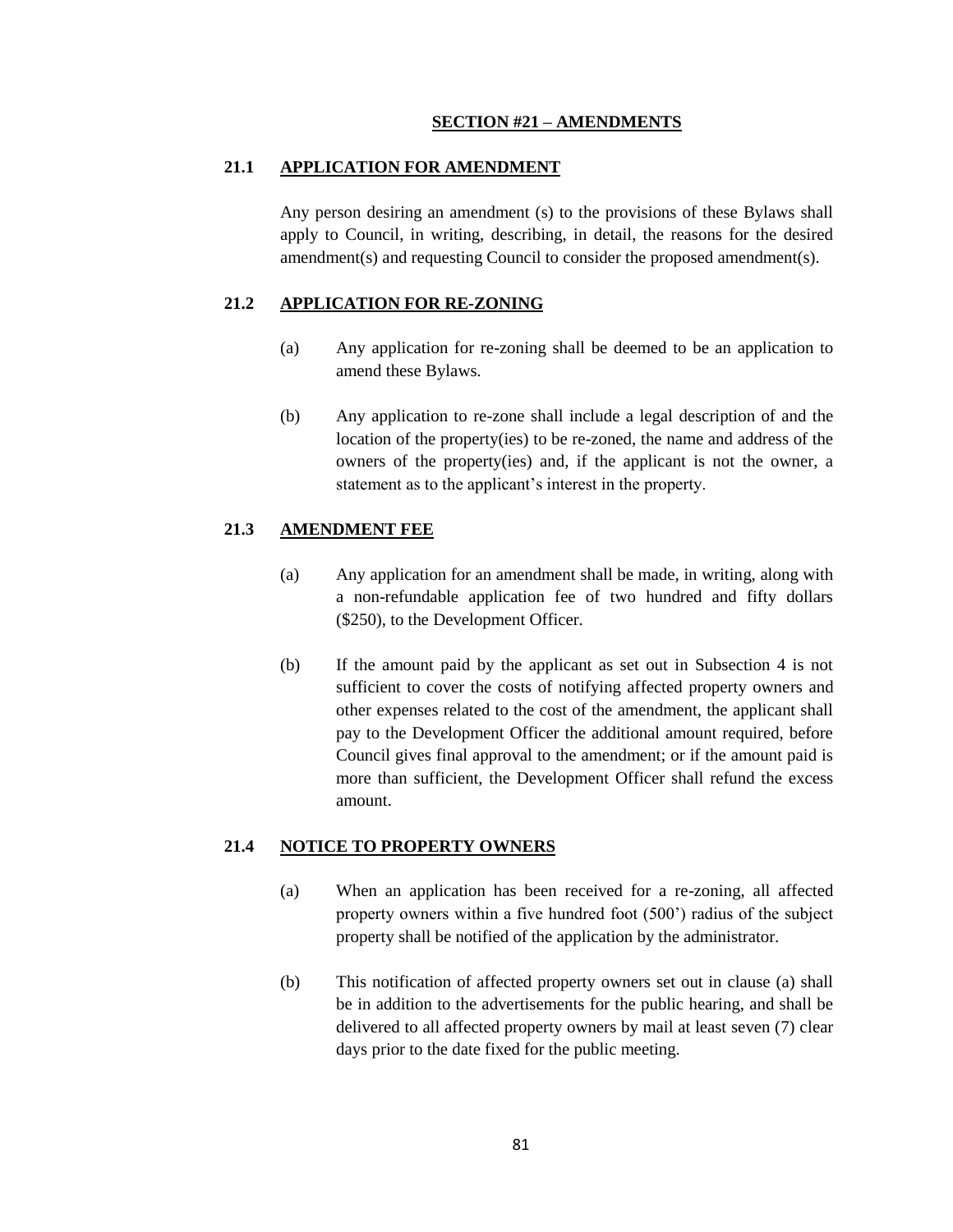## SECTION #21 – AMENDMENTS

### 21.1 APPLICATION FOR AMENDMENT

Any person desiring an amendment (s) to the provisions of these Bylaws shall apply to Council, in writing, describing, in detail, the reasons for the desired amendment(s) and requesting Council to consider the proposed amendment(s).

### 21.2 APPLICATION FOR RE-ZONING

(a) Any application for re-zoning shall be deemed to be an application to amend these Bylaws.

(b) Any application to re-zone shall include a legal description of and the location of the property(ies) to be re-zoned, the name and address of the owners of the property(ies) and, if the applicant is not the owner, a statement as to the applicant's interest in the property.

### 21.3 AMENDMENT FEE

(a) Any application for an amendment shall be made, in writing, along with a non-refundable application fee of two hundred and fifty dollars ($250), to the Development Officer.

(b) If the amount paid by the applicant as set out in Subsection 4 is not sufficient to cover the costs of notifying affected property owners and other expenses related to the cost of the amendment, the applicant shall pay to the Development Officer the additional amount required, before Council gives final approval to the amendment; or if the amount paid is more than sufficient, the Development Officer shall refund the excess amount.

### 21.4 NOTICE TO PROPERTY OWNERS

(a) When an application has been received for a re-zoning, all affected property owners within a five hundred foot (500') radius of the subject property shall be notified of the application by the administrator.

(b) This notification of affected property owners set out in clause (a) shall be in addition to the advertisements for the public hearing, and shall be delivered to all affected property owners by mail at least seven (7) clear days prior to the date fixed for the public meeting.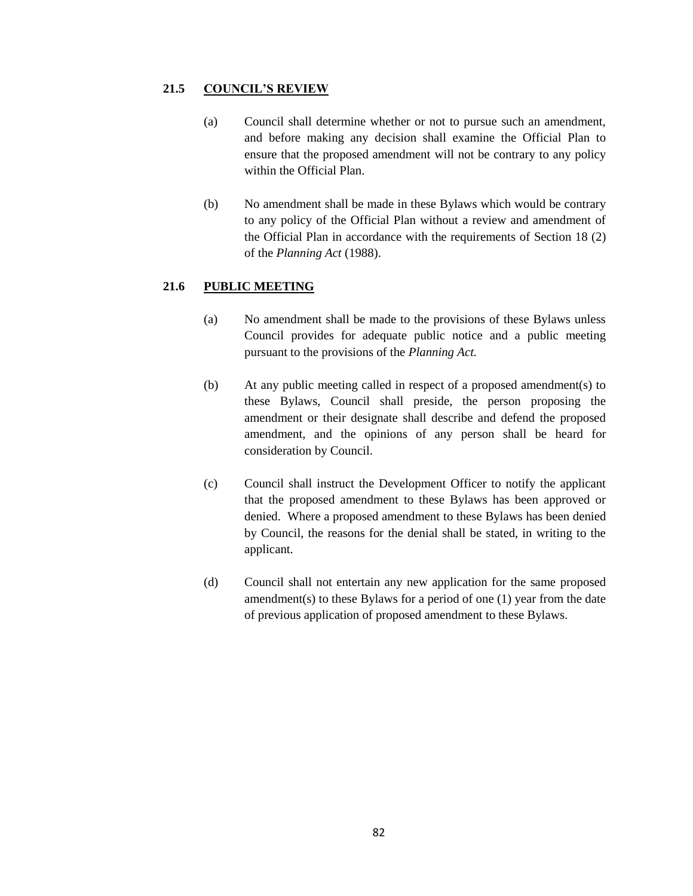## 21.5 COUNCIL'S REVIEW

(a) Council shall determine whether or not to pursue such an amendment, and before making any decision shall examine the Official Plan to ensure that the proposed amendment will not be contrary to any policy within the Official Plan.

(b) No amendment shall be made in these Bylaws which would be contrary to any policy of the Official Plan without a review and amendment of the Official Plan in accordance with the requirements of Section 18 (2) of the *Planning Act* (1988).

## 21.6 PUBLIC MEETING

(a) No amendment shall be made to the provisions of these Bylaws unless Council provides for adequate public notice and a public meeting pursuant to the provisions of the *Planning Act.*

(b) At any public meeting called in respect of a proposed amendment(s) to these Bylaws, Council shall preside, the person proposing the amendment or their designate shall describe and defend the proposed amendment, and the opinions of any person shall be heard for consideration by Council.

(c) Council shall instruct the Development Officer to notify the applicant that the proposed amendment to these Bylaws has been approved or denied. Where a proposed amendment to these Bylaws has been denied by Council, the reasons for the denial shall be stated, in writing to the applicant.

(d) Council shall not entertain any new application for the same proposed amendment(s) to these Bylaws for a period of one (1) year from the date of previous application of proposed amendment to these Bylaws.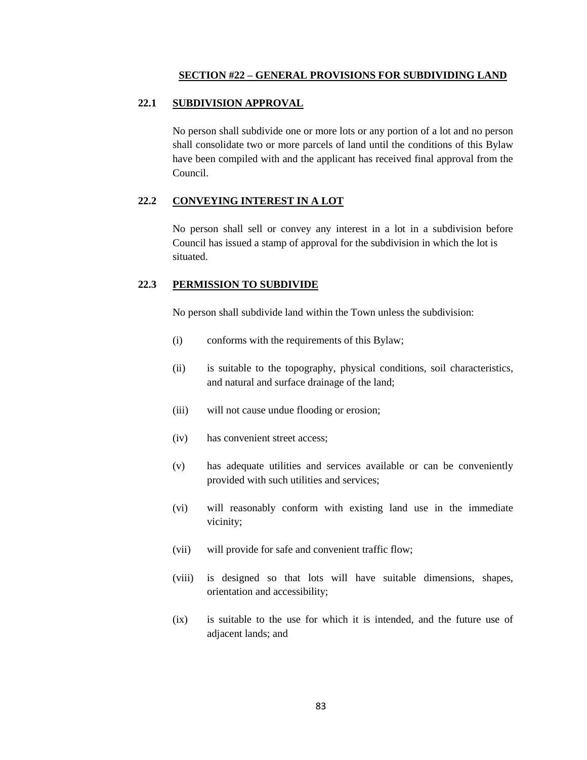## SECTION #22 – GENERAL PROVISIONS FOR SUBDIVIDING LAND

### 22.1 SUBDIVISION APPROVAL

No person shall subdivide one or more lots or any portion of a lot and no person shall consolidate two or more parcels of land until the conditions of this Bylaw have been compiled with and the applicant has received final approval from the Council.

### 22.2 CONVEYING INTEREST IN A LOT

No person shall sell or convey any interest in a lot in a subdivision before Council has issued a stamp of approval for the subdivision in which the lot is situated.

### 22.3 PERMISSION TO SUBDIVIDE

No person shall subdivide land within the Town unless the subdivision:

(i) conforms with the requirements of this Bylaw;

(ii) is suitable to the topography, physical conditions, soil characteristics, and natural and surface drainage of the land;

(iii) will not cause undue flooding or erosion;

(iv) has convenient street access;

(v) has adequate utilities and services available or can be conveniently provided with such utilities and services;

(vi) will reasonably conform with existing land use in the immediate vicinity;

(vii) will provide for safe and convenient traffic flow;

(viii) is designed so that lots will have suitable dimensions, shapes, orientation and accessibility;

(ix) is suitable to the use for which it is intended, and the future use of adjacent lands; and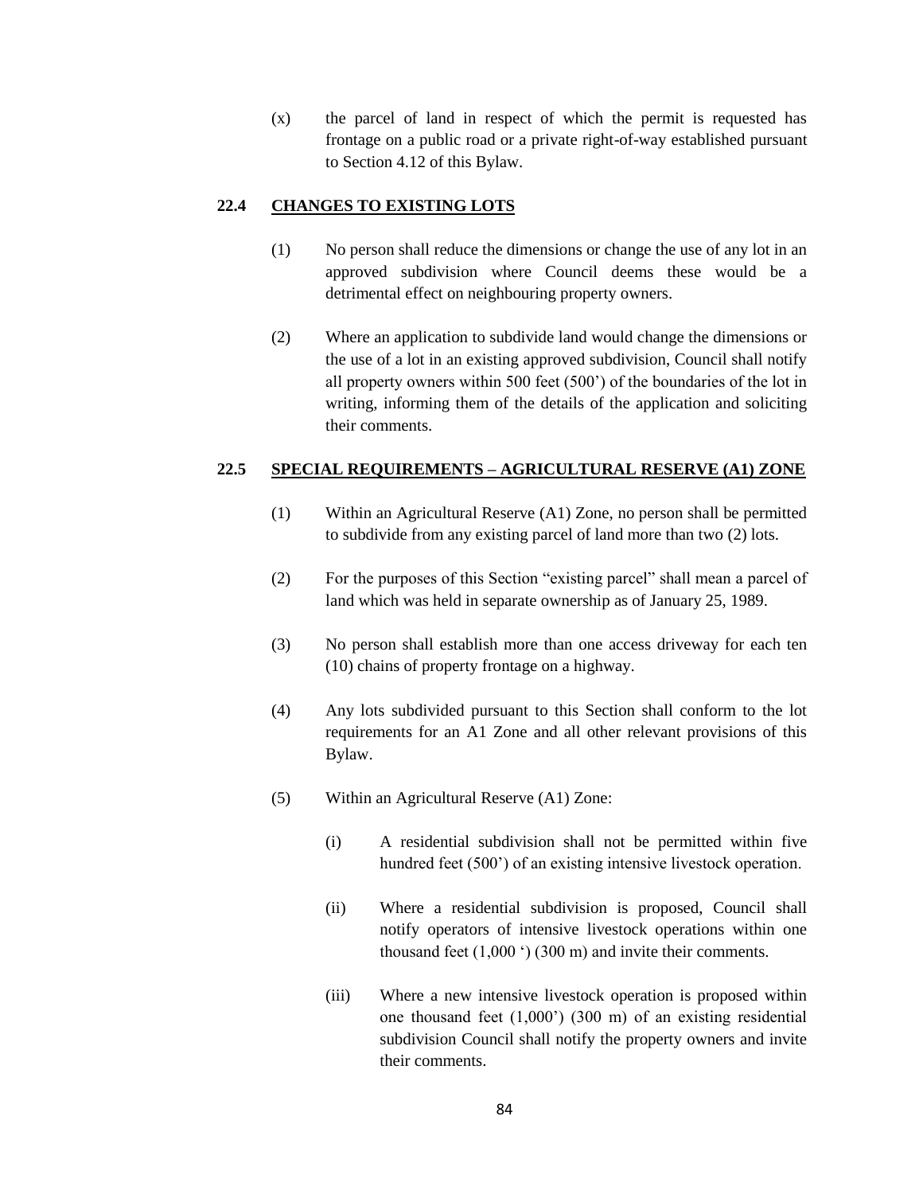(x) the parcel of land in respect of which the permit is requested has frontage on a public road or a private right-of-way established pursuant to Section 4.12 of this Bylaw.

### 22.4 CHANGES TO EXISTING LOTS

(1) No person shall reduce the dimensions or change the use of any lot in an approved subdivision where Council deems these would be a detrimental effect on neighbouring property owners.

(2) Where an application to subdivide land would change the dimensions or the use of a lot in an existing approved subdivision, Council shall notify all property owners within 500 feet (500') of the boundaries of the lot in writing, informing them of the details of the application and soliciting their comments.

### 22.5 SPECIAL REQUIREMENTS – AGRICULTURAL RESERVE (A1) ZONE

(1) Within an Agricultural Reserve (A1) Zone, no person shall be permitted to subdivide from any existing parcel of land more than two (2) lots.

(2) For the purposes of this Section "existing parcel" shall mean a parcel of land which was held in separate ownership as of January 25, 1989.

(3) No person shall establish more than one access driveway for each ten (10) chains of property frontage on a highway.

(4) Any lots subdivided pursuant to this Section shall conform to the lot requirements for an A1 Zone and all other relevant provisions of this Bylaw.

(5) Within an Agricultural Reserve (A1) Zone:

(i) A residential subdivision shall not be permitted within five hundred feet (500') of an existing intensive livestock operation.

(ii) Where a residential subdivision is proposed, Council shall notify operators of intensive livestock operations within one thousand feet (1,000 ') (300 m) and invite their comments.

(iii) Where a new intensive livestock operation is proposed within one thousand feet (1,000') (300 m) of an existing residential subdivision Council shall notify the property owners and invite their comments.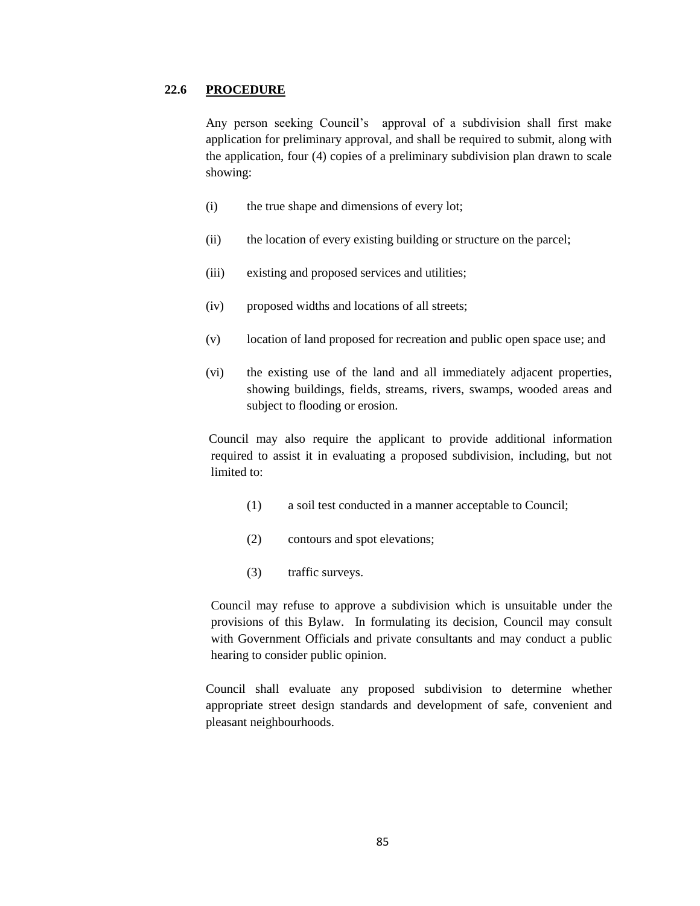## 22.6 PROCEDURE

Any person seeking Council's approval of a subdivision shall first make application for preliminary approval, and shall be required to submit, along with the application, four (4) copies of a preliminary subdivision plan drawn to scale showing:

(i) the true shape and dimensions of every lot;

(ii) the location of every existing building or structure on the parcel;

(iii) existing and proposed services and utilities;

(iv) proposed widths and locations of all streets;

(v) location of land proposed for recreation and public open space use; and

(vi) the existing use of the land and all immediately adjacent properties, showing buildings, fields, streams, rivers, swamps, wooded areas and subject to flooding or erosion.

Council may also require the applicant to provide additional information required to assist it in evaluating a proposed subdivision, including, but not limited to:

(1) a soil test conducted in a manner acceptable to Council;

(2) contours and spot elevations;

(3) traffic surveys.

Council may refuse to approve a subdivision which is unsuitable under the provisions of this Bylaw. In formulating its decision, Council may consult with Government Officials and private consultants and may conduct a public hearing to consider public opinion.

Council shall evaluate any proposed subdivision to determine whether appropriate street design standards and development of safe, convenient and pleasant neighbourhoods.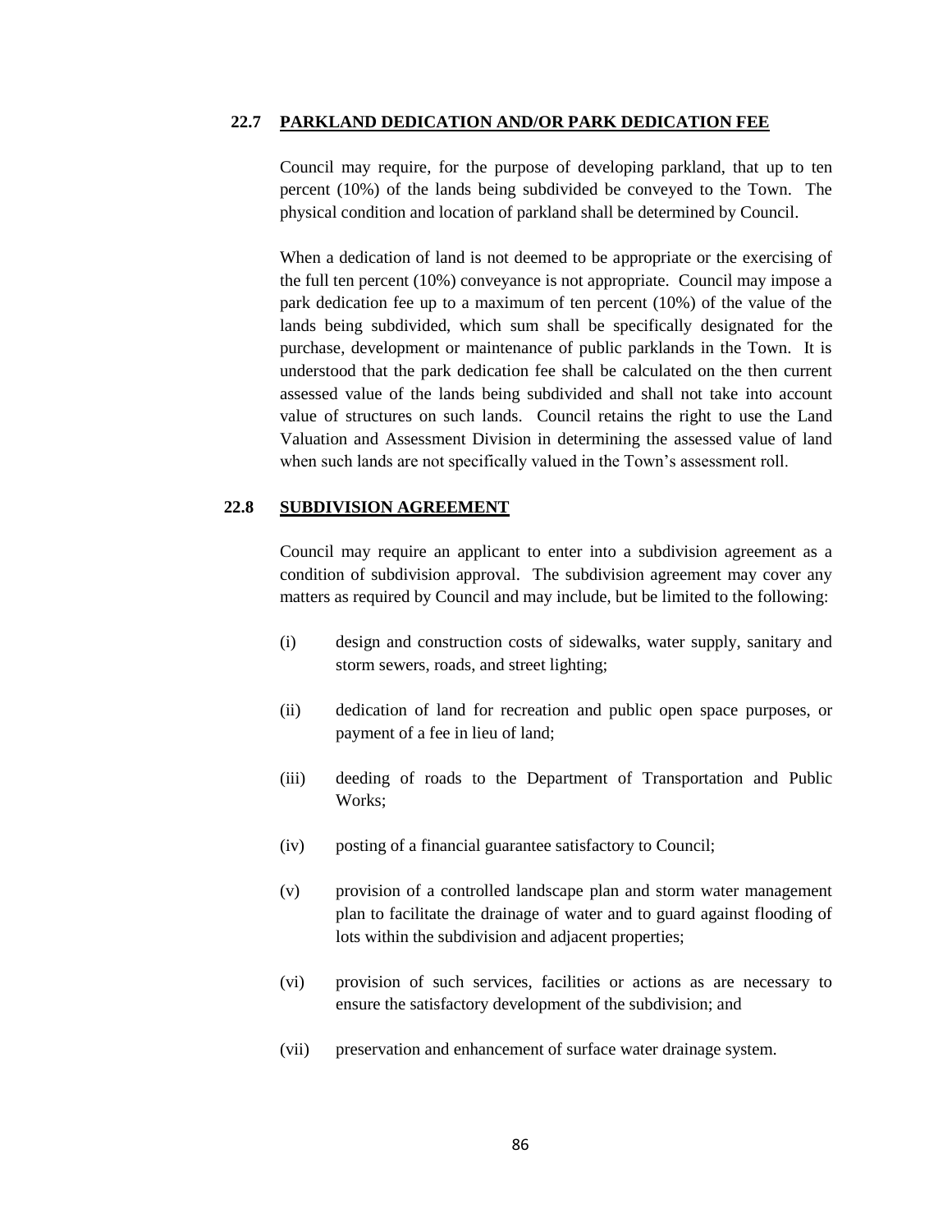### 22.7 PARKLAND DEDICATION AND/OR PARK DEDICATION FEE

Council may require, for the purpose of developing parkland, that up to ten percent (10%) of the lands being subdivided be conveyed to the Town. The physical condition and location of parkland shall be determined by Council.

When a dedication of land is not deemed to be appropriate or the exercising of the full ten percent (10%) conveyance is not appropriate. Council may impose a park dedication fee up to a maximum of ten percent (10%) of the value of the lands being subdivided, which sum shall be specifically designated for the purchase, development or maintenance of public parklands in the Town. It is understood that the park dedication fee shall be calculated on the then current assessed value of the lands being subdivided and shall not take into account value of structures on such lands. Council retains the right to use the Land Valuation and Assessment Division in determining the assessed value of land when such lands are not specifically valued in the Town's assessment roll.

### 22.8 SUBDIVISION AGREEMENT

Council may require an applicant to enter into a subdivision agreement as a condition of subdivision approval. The subdivision agreement may cover any matters as required by Council and may include, but be limited to the following:

(i) design and construction costs of sidewalks, water supply, sanitary and storm sewers, roads, and street lighting;

(ii) dedication of land for recreation and public open space purposes, or payment of a fee in lieu of land;

(iii) deeding of roads to the Department of Transportation and Public Works;

(iv) posting of a financial guarantee satisfactory to Council;

(v) provision of a controlled landscape plan and storm water management plan to facilitate the drainage of water and to guard against flooding of lots within the subdivision and adjacent properties;

(vi) provision of such services, facilities or actions as are necessary to ensure the satisfactory development of the subdivision; and

(vii) preservation and enhancement of surface water drainage system.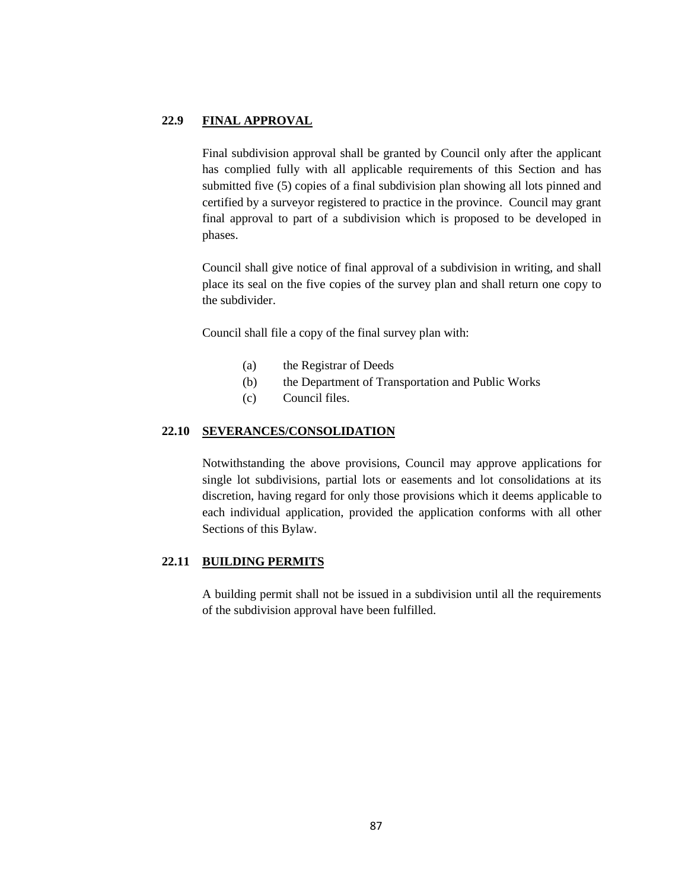## 22.9 FINAL APPROVAL

Final subdivision approval shall be granted by Council only after the applicant has complied fully with all applicable requirements of this Section and has submitted five (5) copies of a final subdivision plan showing all lots pinned and certified by a surveyor registered to practice in the province. Council may grant final approval to part of a subdivision which is proposed to be developed in phases.

Council shall give notice of final approval of a subdivision in writing, and shall place its seal on the five copies of the survey plan and shall return one copy to the subdivider.

Council shall file a copy of the final survey plan with:

(a) the Registrar of Deeds
(b) the Department of Transportation and Public Works
(c) Council files.

## 22.10 SEVERANCES/CONSOLIDATION

Notwithstanding the above provisions, Council may approve applications for single lot subdivisions, partial lots or easements and lot consolidations at its discretion, having regard for only those provisions which it deems applicable to each individual application, provided the application conforms with all other Sections of this Bylaw.

## 22.11 BUILDING PERMITS

A building permit shall not be issued in a subdivision until all the requirements of the subdivision approval have been fulfilled.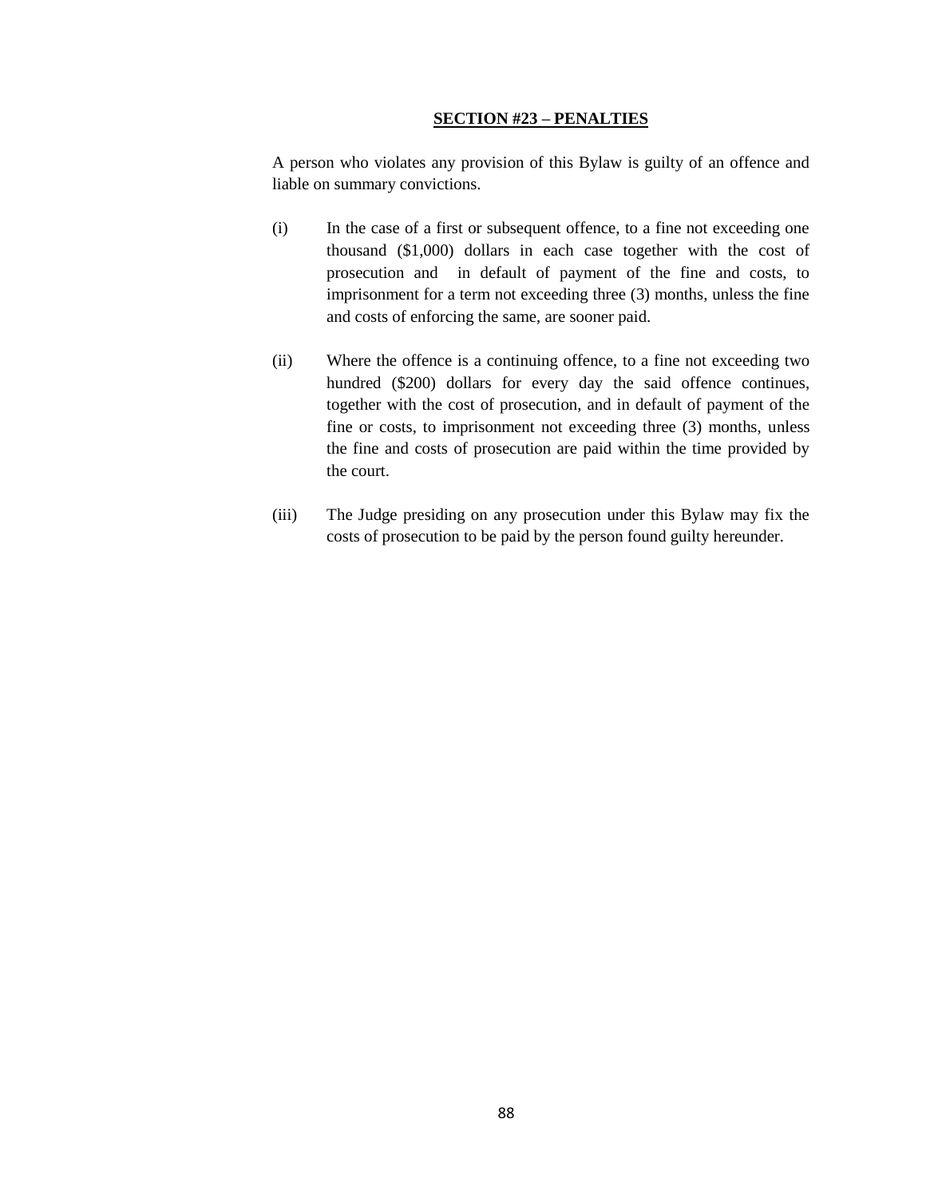## SECTION #23 – PENALTIES

A person who violates any provision of this Bylaw is guilty of an offence and liable on summary convictions.

(i) In the case of a first or subsequent offence, to a fine not exceeding one thousand ($1,000) dollars in each case together with the cost of prosecution and in default of payment of the fine and costs, to imprisonment for a term not exceeding three (3) months, unless the fine and costs of enforcing the same, are sooner paid.

(ii) Where the offence is a continuing offence, to a fine not exceeding two hundred ($200) dollars for every day the said offence continues, together with the cost of prosecution, and in default of payment of the fine or costs, to imprisonment not exceeding three (3) months, unless the fine and costs of prosecution are paid within the time provided by the court.

(iii) The Judge presiding on any prosecution under this Bylaw may fix the costs of prosecution to be paid by the person found guilty hereunder.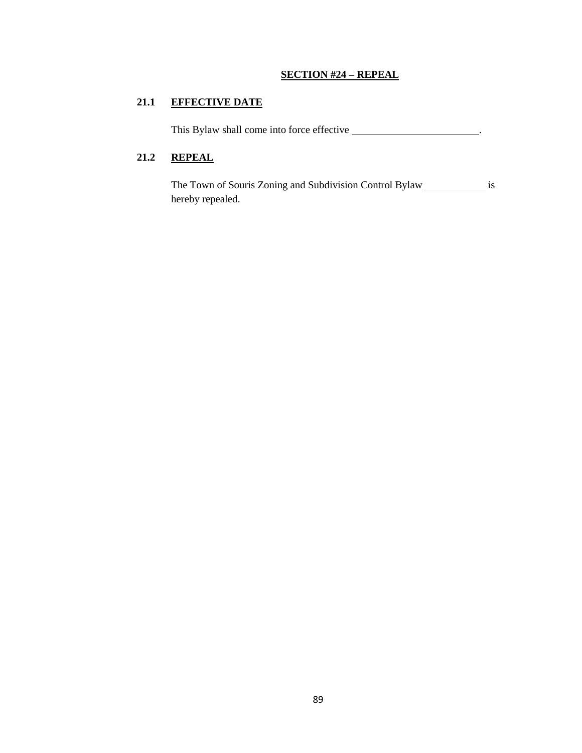## SECTION #24 – REPEAL

### 21.1 EFFECTIVE DATE

This Bylaw shall come into force effective ________________________.

### 21.2 REPEAL

The Town of Souris Zoning and Subdivision Control Bylaw ___________ is hereby repealed.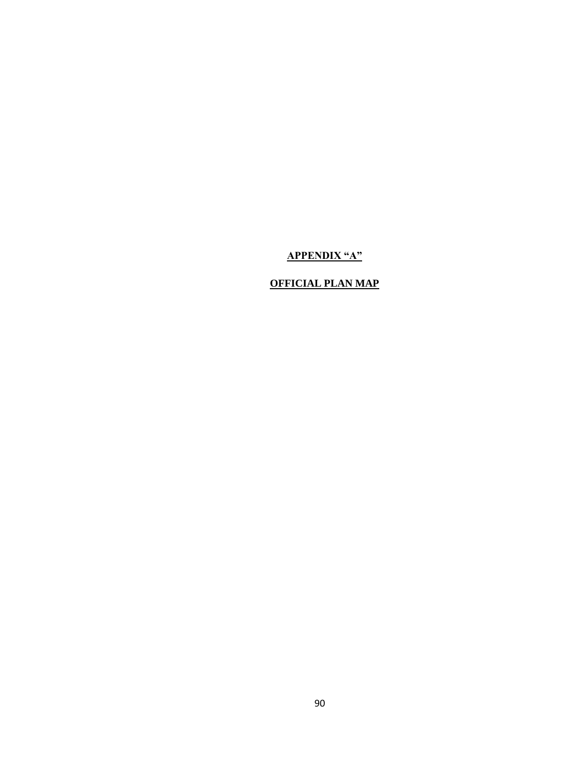**APPENDIX "A"**

**OFFICIAL PLAN MAP**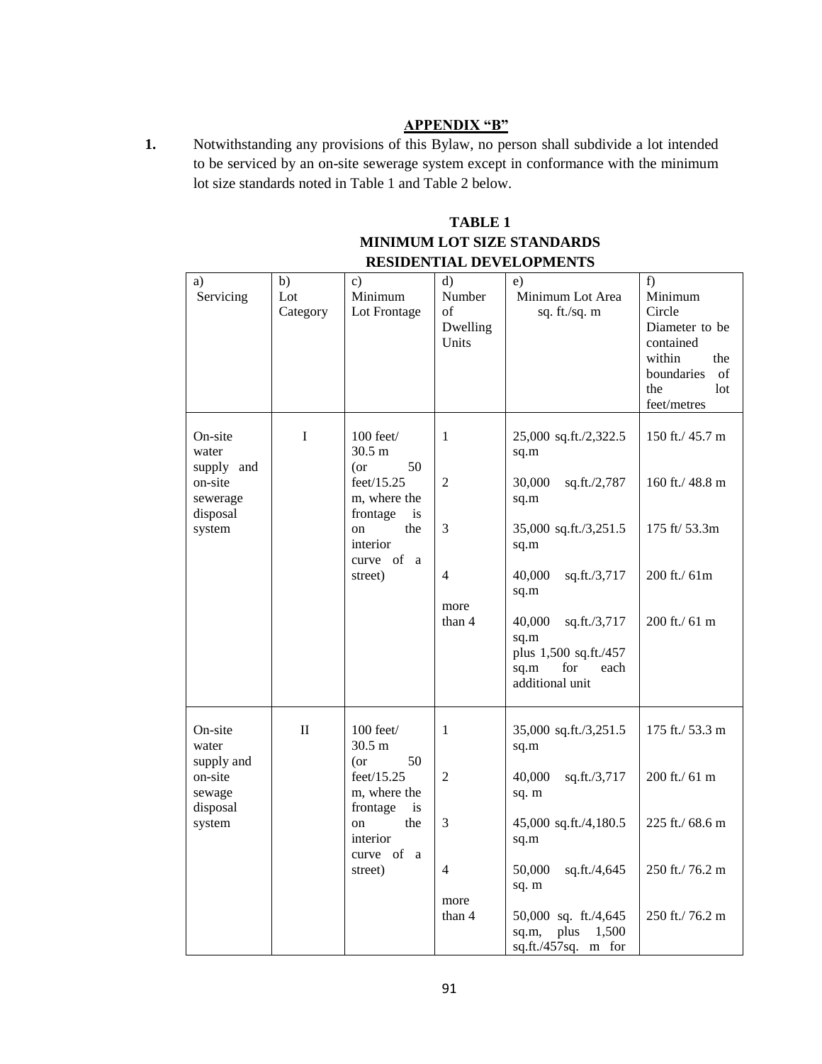## APPENDIX "B"

**1.** Notwithstanding any provisions of this Bylaw, no person shall subdivide a lot intended to be serviced by an on-site sewerage system except in conformance with the minimum lot size standards noted in Table 1 and Table 2 below.

**TABLE 1**
**MINIMUM LOT SIZE STANDARDS**
**RESIDENTIAL DEVELOPMENTS**

| a) Servicing | b) Lot Category | c) Minimum Lot Frontage | d) Number of Dwelling Units | e) Minimum Lot Area sq. ft./sq. m | f) Minimum Circle Diameter to be contained within the boundaries of the lot feet/metres |
|---|---|---|---|---|---|
| On-site water supply and on-site sewerage disposal system | I | 100 feet/ 30.5 m (or 50 feet/15.25 m, where the frontage is on the interior curve of a street) | 1 | 25,000 sq.ft./2,322.5 sq.m | 150 ft./ 45.7 m |
| | | | 2 | 30,000 sq.ft./2,787 sq.m | 160 ft./ 48.8 m |
| | | | 3 | 35,000 sq.ft./3,251.5 sq.m | 175 ft/ 53.3m |
| | | | 4 | 40,000 sq.ft./3,717 sq.m | 200 ft./ 61m |
| | | | more than 4 | 40,000 sq.ft./3,717 sq.m plus 1,500 sq.ft./457 sq.m for each additional unit | 200 ft./ 61 m |
| On-site water supply and on-site sewage disposal system | II | 100 feet/ 30.5 m (or 50 feet/15.25 m, where the frontage is on the interior curve of a street) | 1 | 35,000 sq.ft./3,251.5 sq.m | 175 ft./ 53.3 m |
| | | | 2 | 40,000 sq.ft./3,717 sq. m | 200 ft./ 61 m |
| | | | 3 | 45,000 sq.ft./4,180.5 sq.m | 225 ft./ 68.6 m |
| | | | 4 | 50,000 sq.ft./4,645 sq. m | 250 ft./ 76.2 m |
| | | | more than 4 | 50,000 sq. ft./4,645 sq.m, plus 1,500 sq.ft./457sq. m for | 250 ft./ 76.2 m |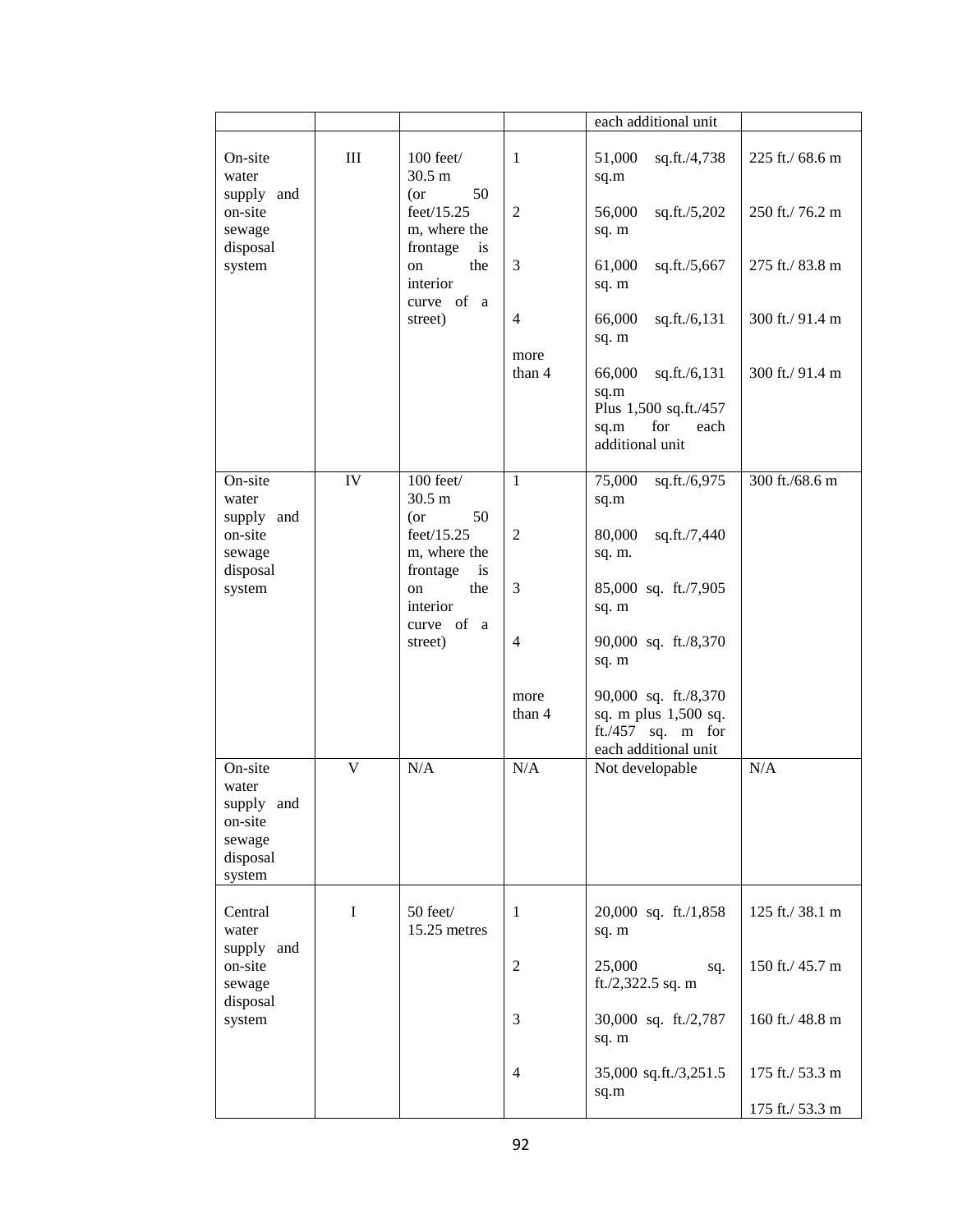| | | | | each additional unit | |
|---|---|---|---|---|---|
| On-site water supply and on-site sewage disposal system | III | 100 feet/ 30.5 m (or 50 feet/15.25 m, where the frontage is on the interior curve of a street) | 1<br><br>2<br><br>3<br><br>4<br><br>more than 4 | 51,000 sq.ft./4,738 sq.m<br><br>56,000 sq.ft./5,202 sq. m<br><br>61,000 sq.ft./5,667 sq. m<br><br>66,000 sq.ft./6,131 sq. m<br><br>66,000 sq.ft./6,131 sq.m Plus 1,500 sq.ft./457 sq.m for each additional unit | 225 ft./ 68.6 m<br><br>250 ft./ 76.2 m<br><br>275 ft./ 83.8 m<br><br>300 ft./ 91.4 m<br><br>300 ft./ 91.4 m |
| On-site water supply and on-site sewage disposal system | IV | 100 feet/ 30.5 m (or 50 feet/15.25 m, where the frontage is on the interior curve of a street) | 1<br><br>2<br><br>3<br><br>4<br><br>more than 4 | 75,000 sq.ft./6,975 sq.m<br><br>80,000 sq.ft./7,440 sq. m.<br><br>85,000 sq. ft./7,905 sq. m<br><br>90,000 sq. ft./8,370 sq. m<br><br>90,000 sq. ft./8,370 sq. m plus 1,500 sq. ft./457 sq. m for each additional unit | 300 ft./68.6 m |
| On-site water supply and on-site sewage disposal system | V | N/A | N/A | Not developable | N/A |
| Central water supply and on-site sewage disposal system | I | 50 feet/ 15.25 metres | 1<br><br>2<br><br>3<br><br>4 | 20,000 sq. ft./1,858 sq. m<br><br>25,000 sq. ft./2,322.5 sq. m<br><br>30,000 sq. ft./2,787 sq. m<br><br>35,000 sq.ft./3,251.5 sq.m | 125 ft./ 38.1 m<br><br>150 ft./ 45.7 m<br><br>160 ft./ 48.8 m<br><br>175 ft./ 53.3 m<br><br>175 ft./ 53.3 m |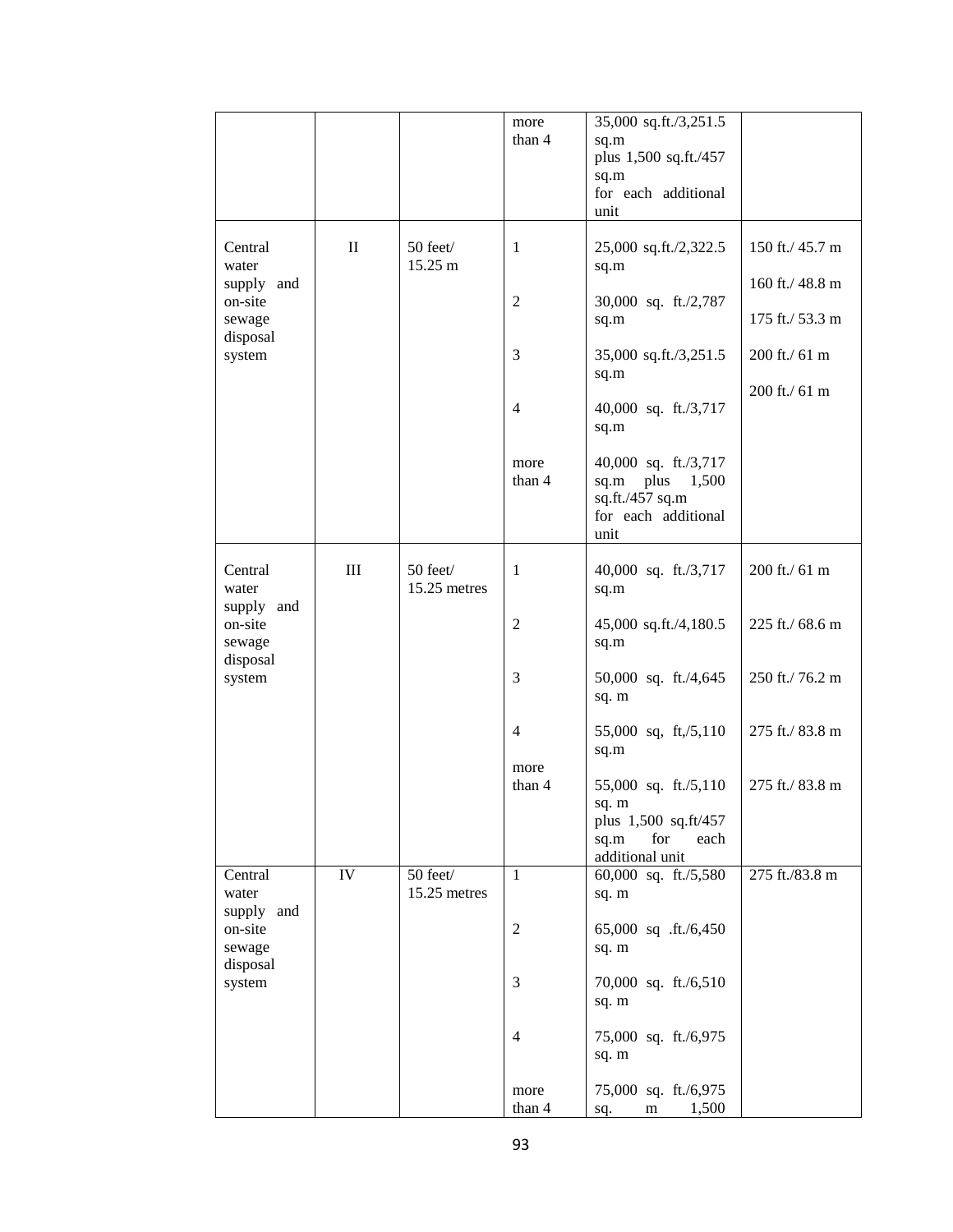| | | | more than 4 | 35,000 sq.ft./3,251.5 sq.m plus 1,500 sq.ft./457 sq.m for each additional unit | |
|---|---|---|---|---|---|
| Central water supply and on-site sewage disposal system | II | 50 feet/ 15.25 m | 1<br><br>2<br><br>3<br><br>4<br><br>more than 4 | 25,000 sq.ft./2,322.5 sq.m<br><br>30,000 sq. ft./2,787 sq.m<br><br>35,000 sq.ft./3,251.5 sq.m<br><br>40,000 sq. ft./3,717 sq.m<br><br>40,000 sq. ft./3,717 sq.m plus 1,500 sq.ft./457 sq.m for each additional unit | 150 ft./ 45.7 m<br><br>160 ft./ 48.8 m<br><br>175 ft./ 53.3 m<br><br>200 ft./ 61 m<br><br>200 ft./ 61 m |
| Central water supply and on-site sewage disposal system | III | 50 feet/ 15.25 metres | 1<br><br>2<br><br>3<br><br>4<br><br>more than 4 | 40,000 sq. ft./3,717 sq.m<br><br>45,000 sq.ft./4,180.5 sq.m<br><br>50,000 sq. ft./4,645 sq. m<br><br>55,000 sq, ft,/5,110 sq.m<br><br>55,000 sq. ft./5,110 sq. m plus 1,500 sq.ft/457 sq.m for each additional unit | 200 ft./ 61 m<br><br>225 ft./ 68.6 m<br><br>250 ft./ 76.2 m<br><br>275 ft./ 83.8 m<br><br>275 ft./ 83.8 m |
| Central water supply and on-site sewage disposal system | IV | 50 feet/ 15.25 metres | 1<br><br>2<br><br>3<br><br>4<br><br>more than 4 | 60,000 sq. ft./5,580 sq. m<br><br>65,000 sq .ft./6,450 sq. m<br><br>70,000 sq. ft./6,510 sq. m<br><br>75,000 sq. ft./6,975 sq. m<br><br>75,000 sq. ft./6,975 sq. m 1,500 | 275 ft./83.8 m |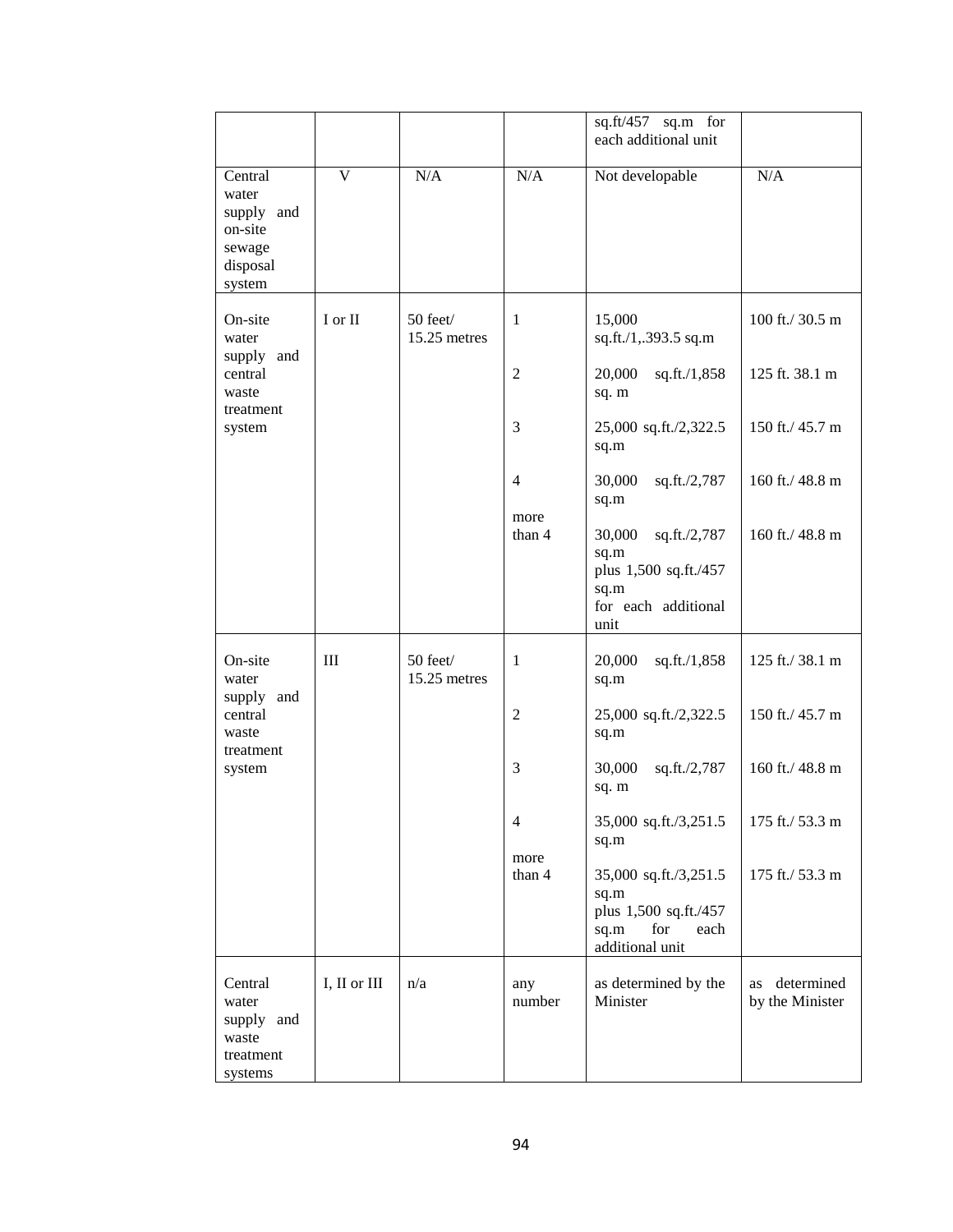| | | | | sq.ft/457 sq.m for each additional unit | |
|---|---|---|---|---|---|
| Central water supply and on-site sewage disposal system | V | N/A | N/A | Not developable | N/A |
| On-site water supply and central waste treatment system | I or II | 50 feet/ 15.25 metres | 1 | 15,000 sq.ft./1,.393.5 sq.m | 100 ft./ 30.5 m |
| | | | 2 | 20,000 sq.ft./1,858 sq. m | 125 ft. 38.1 m |
| | | | 3 | 25,000 sq.ft./2,322.5 sq.m | 150 ft./ 45.7 m |
| | | | 4 | 30,000 sq.ft./2,787 sq.m | 160 ft./ 48.8 m |
| | | | more than 4 | 30,000 sq.ft./2,787 sq.m plus 1,500 sq.ft./457 sq.m for each additional unit | 160 ft./ 48.8 m |
| On-site water supply and central waste treatment system | III | 50 feet/ 15.25 metres | 1 | 20,000 sq.ft./1,858 sq.m | 125 ft./ 38.1 m |
| | | | 2 | 25,000 sq.ft./2,322.5 sq.m | 150 ft./ 45.7 m |
| | | | 3 | 30,000 sq.ft./2,787 sq. m | 160 ft./ 48.8 m |
| | | | 4 | 35,000 sq.ft./3,251.5 sq.m | 175 ft./ 53.3 m |
| | | | more than 4 | 35,000 sq.ft./3,251.5 sq.m plus 1,500 sq.ft./457 sq.m for each additional unit | 175 ft./ 53.3 m |
| Central water supply and waste treatment systems | I, II or III | n/a | any number | as determined by the Minister | as determined by the Minister |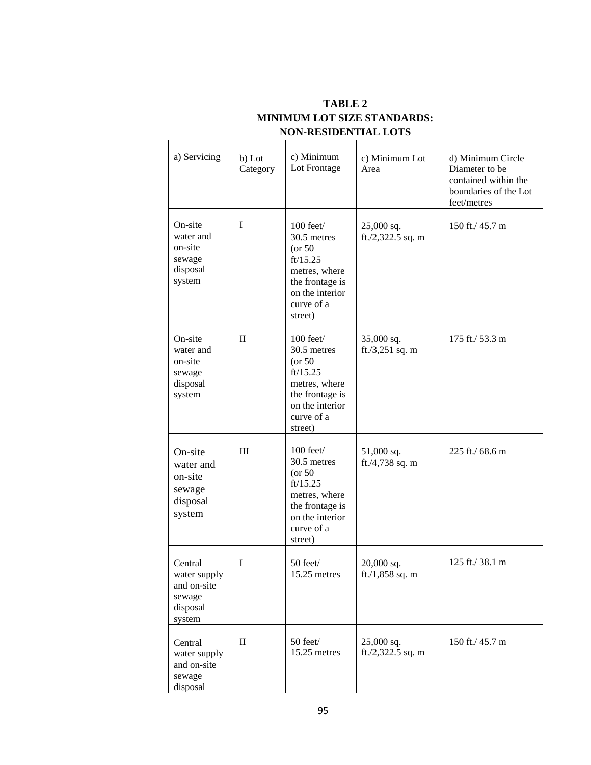**TABLE 2**
**MINIMUM LOT SIZE STANDARDS:**
**NON-RESIDENTIAL LOTS**

| a) Servicing | b) Lot Category | c) Minimum Lot Frontage | c) Minimum Lot Area | d) Minimum Circle Diameter to be contained within the boundaries of the Lot feet/metres |
|---|---|---|---|---|
| On-site water and on-site sewage disposal system | I | 100 feet/ 30.5 metres (or 50 ft/15.25 metres, where the frontage is on the interior curve of a street) | 25,000 sq. ft./2,322.5 sq. m | 150 ft./ 45.7 m |
| On-site water and on-site sewage disposal system | II | 100 feet/ 30.5 metres (or 50 ft/15.25 metres, where the frontage is on the interior curve of a street) | 35,000 sq. ft./3,251 sq. m | 175 ft./ 53.3 m |
| On-site water and on-site sewage disposal system | III | 100 feet/ 30.5 metres (or 50 ft/15.25 metres, where the frontage is on the interior curve of a street) | 51,000 sq. ft./4,738 sq. m | 225 ft./ 68.6 m |
| Central water supply and on-site sewage disposal system | I | 50 feet/ 15.25 metres | 20,000 sq. ft./1,858 sq. m | 125 ft./ 38.1 m |
| Central water supply and on-site sewage disposal | II | 50 feet/ 15.25 metres | 25,000 sq. ft./2,322.5 sq. m | 150 ft./ 45.7 m |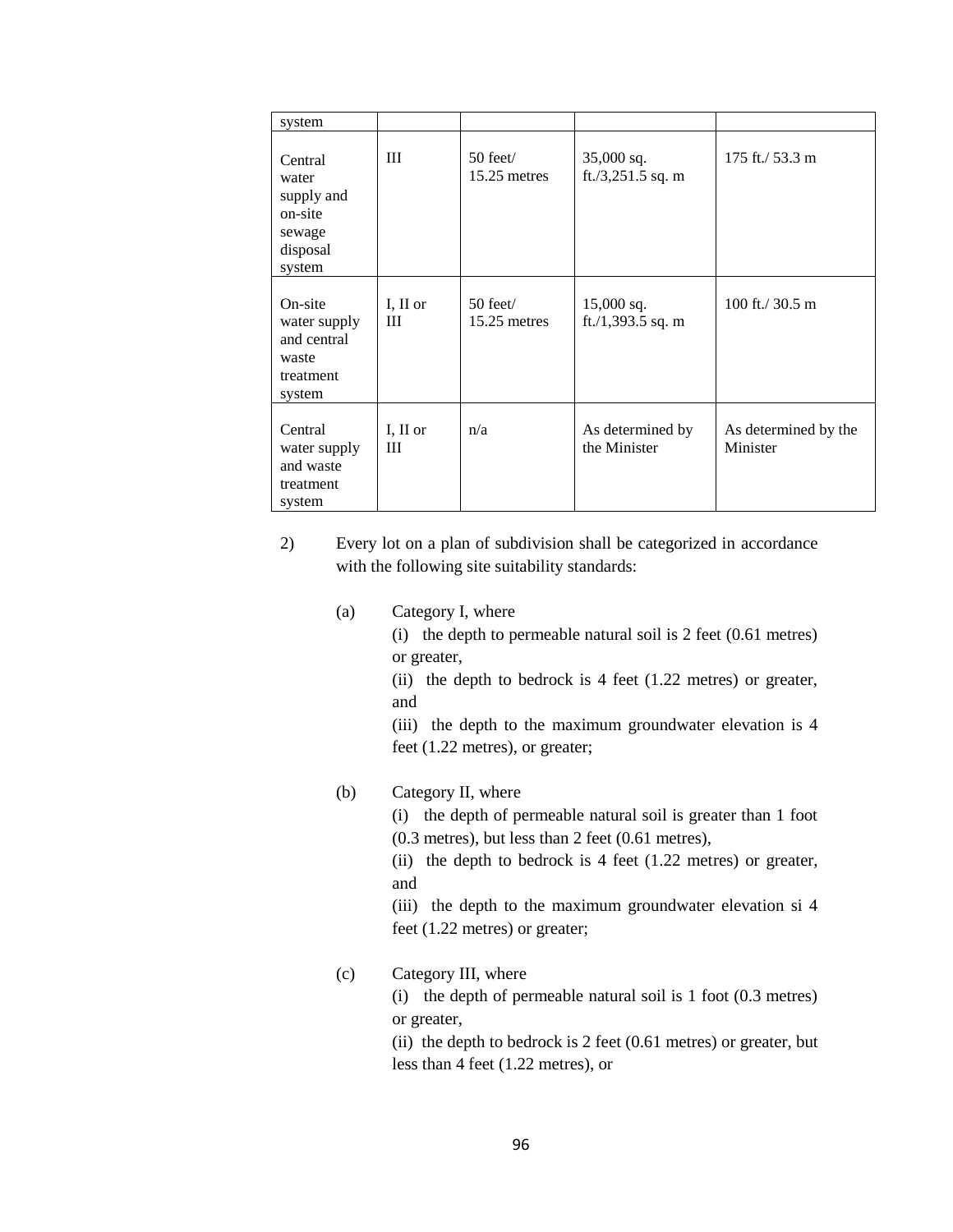| system | | | | |
|---|---|---|---|---|
| Central water supply and on-site sewage disposal system | III | 50 feet/ 15.25 metres | 35,000 sq. ft./3,251.5 sq. m | 175 ft./ 53.3 m |
| On-site water supply and central waste treatment system | I, II or III | 50 feet/ 15.25 metres | 15,000 sq. ft./1,393.5 sq. m | 100 ft./ 30.5 m |
| Central water supply and waste treatment system | I, II or III | n/a | As determined by the Minister | As determined by the Minister |

2) Every lot on a plan of subdivision shall be categorized in accordance with the following site suitability standards:

(a) Category I, where
(i) the depth to permeable natural soil is 2 feet (0.61 metres) or greater,
(ii) the depth to bedrock is 4 feet (1.22 metres) or greater, and
(iii) the depth to the maximum groundwater elevation is 4 feet (1.22 metres), or greater;

(b) Category II, where
(i) the depth of permeable natural soil is greater than 1 foot (0.3 metres), but less than 2 feet (0.61 metres),
(ii) the depth to bedrock is 4 feet (1.22 metres) or greater, and
(iii) the depth to the maximum groundwater elevation si 4 feet (1.22 metres) or greater;

(c) Category III, where
(i) the depth of permeable natural soil is 1 foot (0.3 metres) or greater,
(ii) the depth to bedrock is 2 feet (0.61 metres) or greater, but less than 4 feet (1.22 metres), or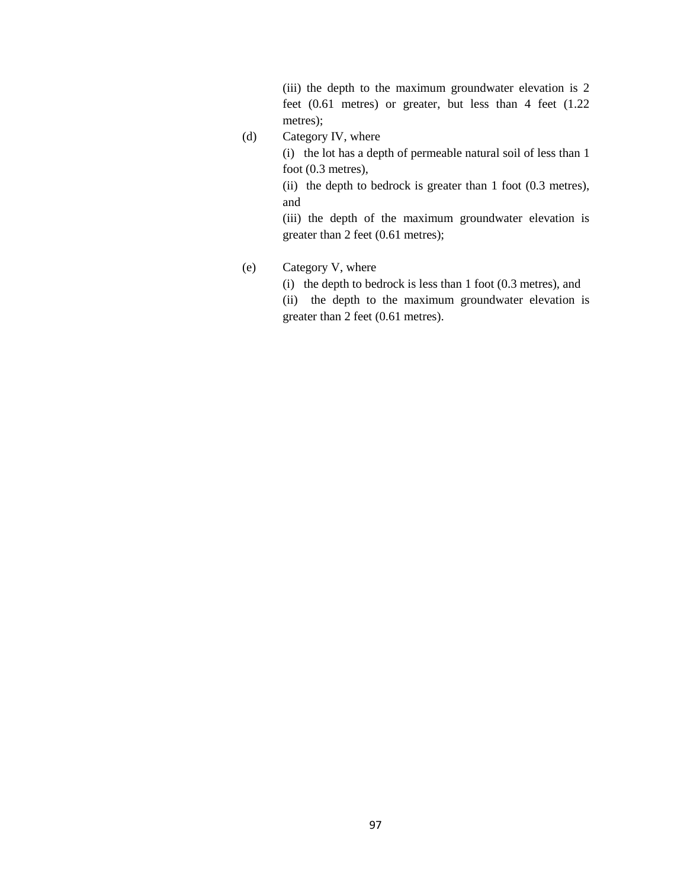(iii) the depth to the maximum groundwater elevation is 2 feet (0.61 metres) or greater, but less than 4 feet (1.22 metres);

(d) Category IV, where

(i) the lot has a depth of permeable natural soil of less than 1 foot (0.3 metres),

(ii) the depth to bedrock is greater than 1 foot (0.3 metres), and

(iii) the depth of the maximum groundwater elevation is greater than 2 feet (0.61 metres);

(e) Category V, where

(i) the depth to bedrock is less than 1 foot (0.3 metres), and

(ii) the depth to the maximum groundwater elevation is greater than 2 feet (0.61 metres).